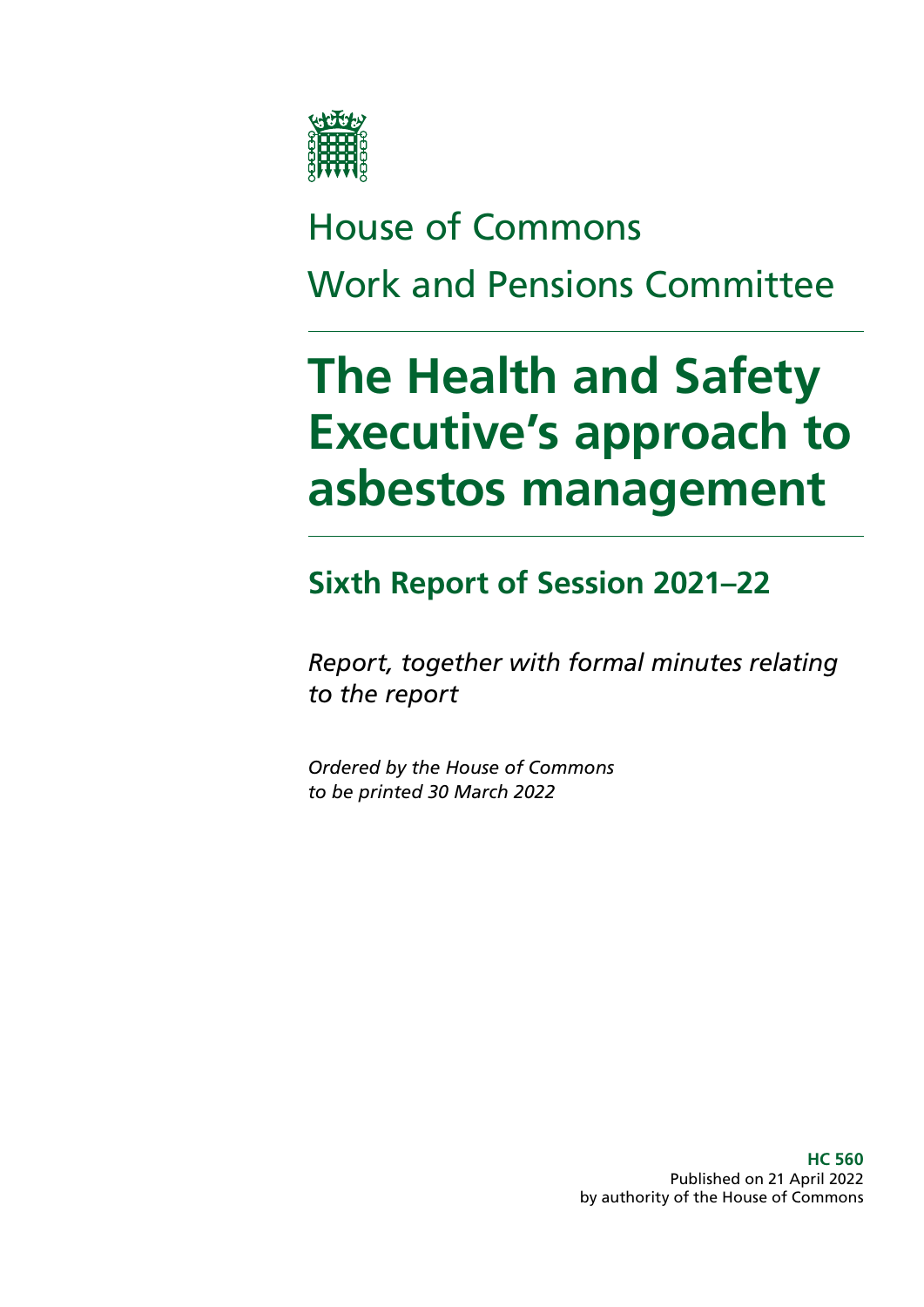House of Commons

Work and Pensions Committee

# The Health and Safety Executive's approach to asbestos management

## Sixth Report of Session 2021–22

*Report, together with formal minutes relating to the report*

*Ordered by the House of Commons to be printed 30 March 2022*

**HC 560**
Published on 21 April 2022
by authority of the House of Commons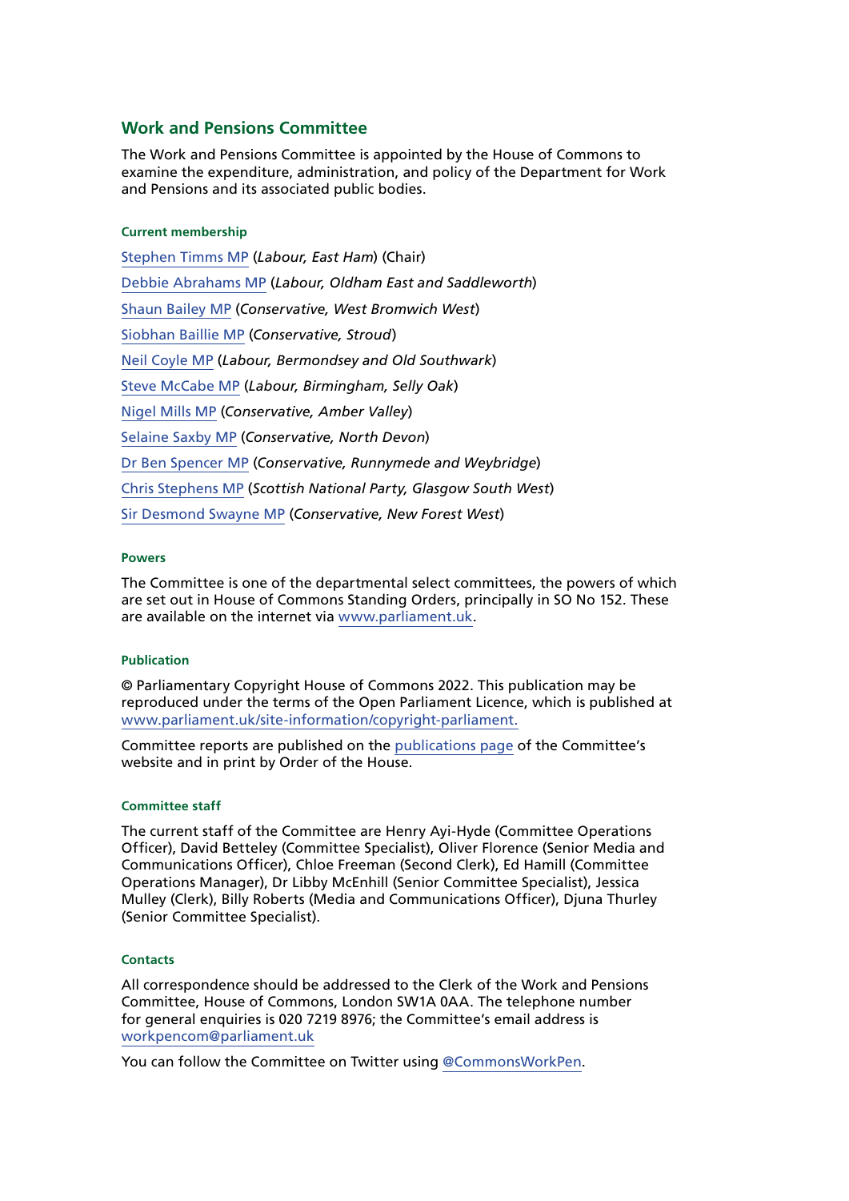## Work and Pensions Committee

The Work and Pensions Committee is appointed by the House of Commons to examine the expenditure, administration, and policy of the Department for Work and Pensions and its associated public bodies.

#### Current membership

Stephen Timms MP (*Labour, East Ham*) (Chair)

Debbie Abrahams MP (*Labour, Oldham East and Saddleworth*)

Shaun Bailey MP (*Conservative, West Bromwich West*)

Siobhan Baillie MP (*Conservative, Stroud*)

Neil Coyle MP (*Labour, Bermondsey and Old Southwark*)

Steve McCabe MP (*Labour, Birmingham, Selly Oak*)

Nigel Mills MP (*Conservative, Amber Valley*)

Selaine Saxby MP (*Conservative, North Devon*)

Dr Ben Spencer MP (*Conservative, Runnymede and Weybridge*)

Chris Stephens MP (*Scottish National Party, Glasgow South West*)

Sir Desmond Swayne MP (*Conservative, New Forest West*)

#### Powers

The Committee is one of the departmental select committees, the powers of which are set out in House of Commons Standing Orders, principally in SO No 152. These are available on the internet via www.parliament.uk.

#### Publication

© Parliamentary Copyright House of Commons 2022. This publication may be reproduced under the terms of the Open Parliament Licence, which is published at www.parliament.uk/site-information/copyright-parliament.

Committee reports are published on the publications page of the Committee's website and in print by Order of the House.

#### Committee staff

The current staff of the Committee are Henry Ayi-Hyde (Committee Operations Officer), David Betteley (Committee Specialist), Oliver Florence (Senior Media and Communications Officer), Chloe Freeman (Second Clerk), Ed Hamill (Committee Operations Manager), Dr Libby McEnhill (Senior Committee Specialist), Jessica Mulley (Clerk), Billy Roberts (Media and Communications Officer), Djuna Thurley (Senior Committee Specialist).

#### Contacts

All correspondence should be addressed to the Clerk of the Work and Pensions Committee, House of Commons, London SW1A 0AA. The telephone number for general enquiries is 020 7219 8976; the Committee's email address is workpencom@parliament.uk

You can follow the Committee on Twitter using @CommonsWorkPen.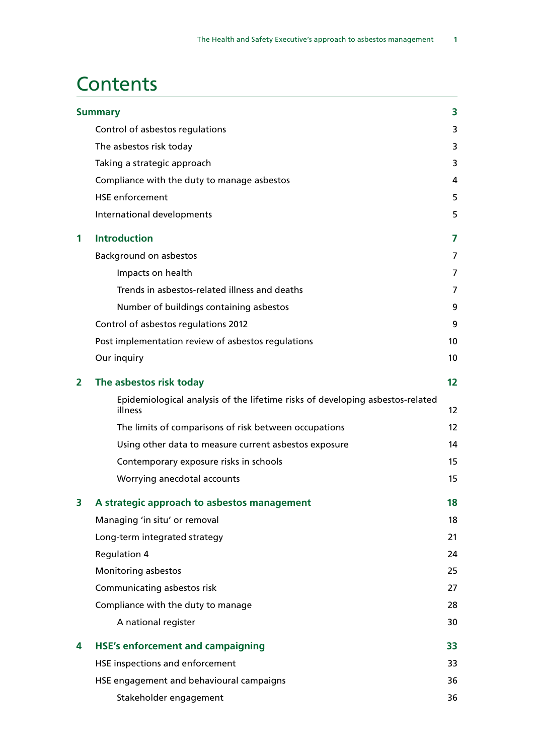# Contents

| | | |
|---|---|---|
| **Summary** | | **3** |
| | Control of asbestos regulations | 3 |
| | The asbestos risk today | 3 |
| | Taking a strategic approach | 3 |
| | Compliance with the duty to manage asbestos | 4 |
| | HSE enforcement | 5 |
| | International developments | 5 |
| **1** | **Introduction** | **7** |
| | Background on asbestos | 7 |
| | Impacts on health | 7 |
| | Trends in asbestos-related illness and deaths | 7 |
| | Number of buildings containing asbestos | 9 |
| | Control of asbestos regulations 2012 | 9 |
| | Post implementation review of asbestos regulations | 10 |
| | Our inquiry | 10 |
| **2** | **The asbestos risk today** | **12** |
| | Epidemiological analysis of the lifetime risks of developing asbestos-related illness | 12 |
| | The limits of comparisons of risk between occupations | 12 |
| | Using other data to measure current asbestos exposure | 14 |
| | Contemporary exposure risks in schools | 15 |
| | Worrying anecdotal accounts | 15 |
| **3** | **A strategic approach to asbestos management** | **18** |
| | Managing 'in situ' or removal | 18 |
| | Long-term integrated strategy | 21 |
| | Regulation 4 | 24 |
| | Monitoring asbestos | 25 |
| | Communicating asbestos risk | 27 |
| | Compliance with the duty to manage | 28 |
| | A national register | 30 |
| **4** | **HSE's enforcement and campaigning** | **33** |
| | HSE inspections and enforcement | 33 |
| | HSE engagement and behavioural campaigns | 36 |
| | Stakeholder engagement | 36 |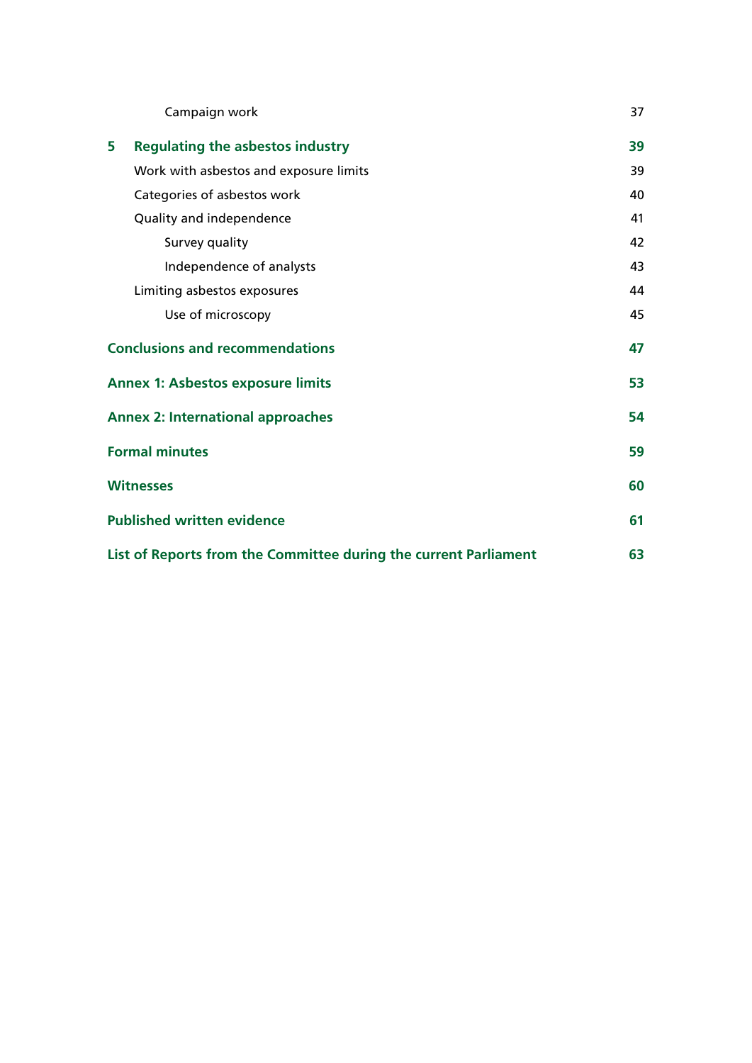| | |
|---|---|
| Campaign work | 37 |
| **5 Regulating the asbestos industry** | **39** |
| Work with asbestos and exposure limits | 39 |
| Categories of asbestos work | 40 |
| Quality and independence | 41 |
| Survey quality | 42 |
| Independence of analysts | 43 |
| Limiting asbestos exposures | 44 |
| Use of microscopy | 45 |
| **Conclusions and recommendations** | **47** |
| **Annex 1: Asbestos exposure limits** | **53** |
| **Annex 2: International approaches** | **54** |
| **Formal minutes** | **59** |
| **Witnesses** | **60** |
| **Published written evidence** | **61** |
| **List of Reports from the Committee during the current Parliament** | **63** |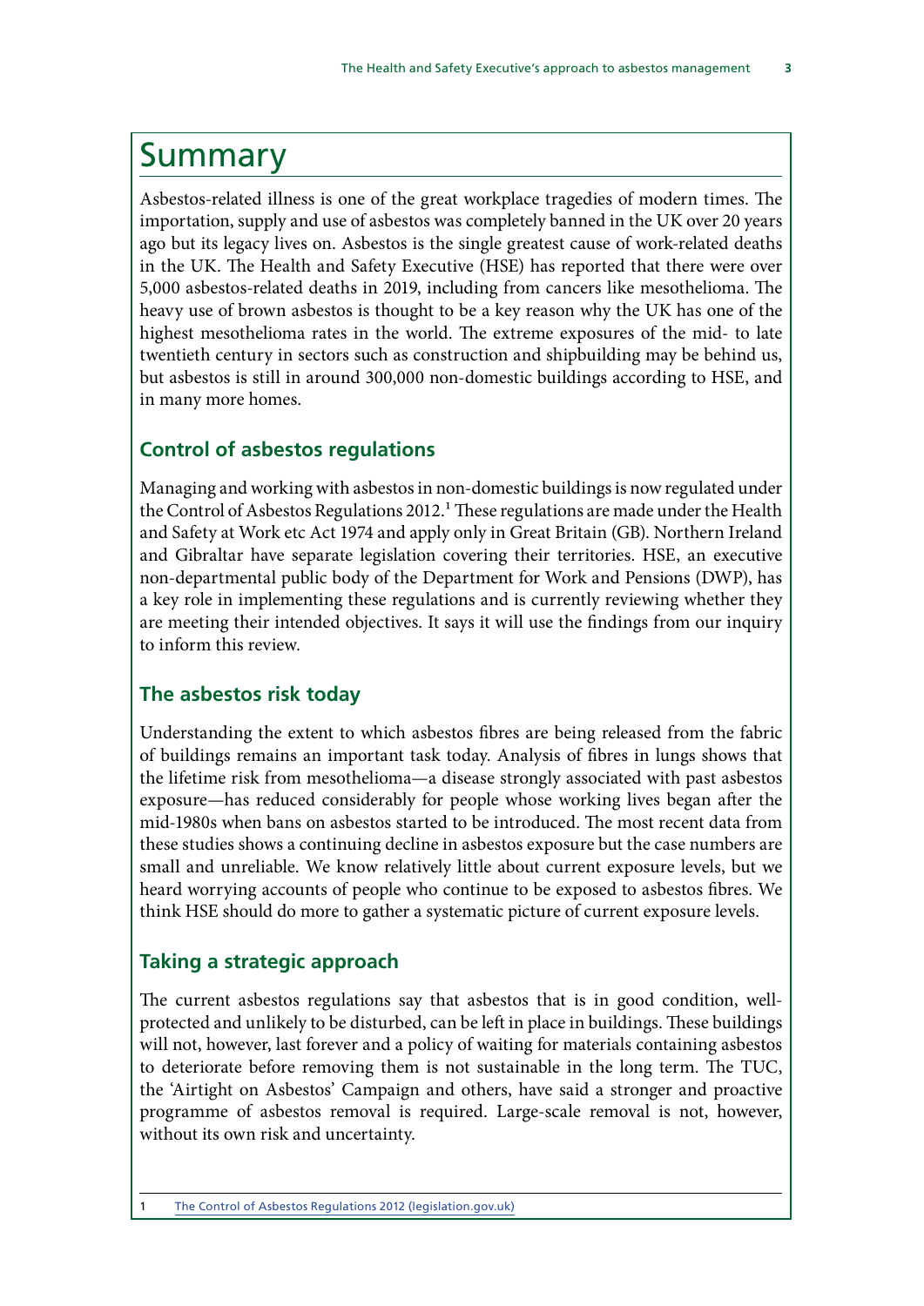# Summary

Asbestos-related illness is one of the great workplace tragedies of modern times. The importation, supply and use of asbestos was completely banned in the UK over 20 years ago but its legacy lives on. Asbestos is the single greatest cause of work-related deaths in the UK. The Health and Safety Executive (HSE) has reported that there were over 5,000 asbestos-related deaths in 2019, including from cancers like mesothelioma. The heavy use of brown asbestos is thought to be a key reason why the UK has one of the highest mesothelioma rates in the world. The extreme exposures of the mid- to late twentieth century in sectors such as construction and shipbuilding may be behind us, but asbestos is still in around 300,000 non-domestic buildings according to HSE, and in many more homes.

## Control of asbestos regulations

Managing and working with asbestos in non-domestic buildings is now regulated under the Control of Asbestos Regulations 2012.[1] These regulations are made under the Health and Safety at Work etc Act 1974 and apply only in Great Britain (GB). Northern Ireland and Gibraltar have separate legislation covering their territories. HSE, an executive non-departmental public body of the Department for Work and Pensions (DWP), has a key role in implementing these regulations and is currently reviewing whether they are meeting their intended objectives. It says it will use the findings from our inquiry to inform this review.

## The asbestos risk today

Understanding the extent to which asbestos fibres are being released from the fabric of buildings remains an important task today. Analysis of fibres in lungs shows that the lifetime risk from mesothelioma—a disease strongly associated with past asbestos exposure—has reduced considerably for people whose working lives began after the mid-1980s when bans on asbestos started to be introduced. The most recent data from these studies shows a continuing decline in asbestos exposure but the case numbers are small and unreliable. We know relatively little about current exposure levels, but we heard worrying accounts of people who continue to be exposed to asbestos fibres. We think HSE should do more to gather a systematic picture of current exposure levels.

## Taking a strategic approach

The current asbestos regulations say that asbestos that is in good condition, well-protected and unlikely to be disturbed, can be left in place in buildings. These buildings will not, however, last forever and a policy of waiting for materials containing asbestos to deteriorate before removing them is not sustainable in the long term. The TUC, the 'Airtight on Asbestos' Campaign and others, have said a stronger and proactive programme of asbestos removal is required. Large-scale removal is not, however, without its own risk and uncertainty.

1 The Control of Asbestos Regulations 2012 (legislation.gov.uk)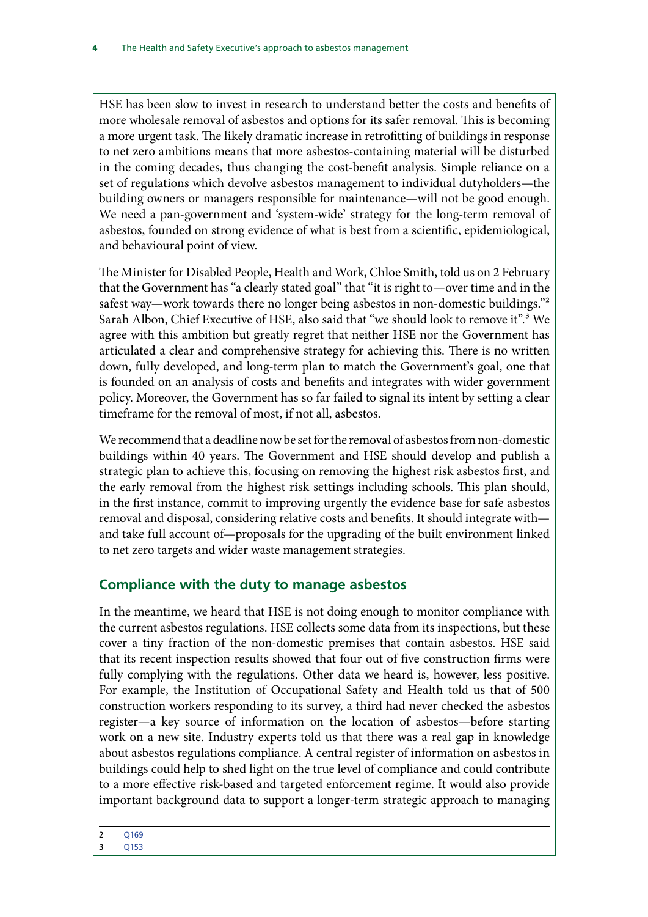HSE has been slow to invest in research to understand better the costs and benefits of more wholesale removal of asbestos and options for its safer removal. This is becoming a more urgent task. The likely dramatic increase in retrofitting of buildings in response to net zero ambitions means that more asbestos-containing material will be disturbed in the coming decades, thus changing the cost-benefit analysis. Simple reliance on a set of regulations which devolve asbestos management to individual dutyholders—the building owners or managers responsible for maintenance—will not be good enough. We need a pan-government and 'system-wide' strategy for the long-term removal of asbestos, founded on strong evidence of what is best from a scientific, epidemiological, and behavioural point of view.

The Minister for Disabled People, Health and Work, Chloe Smith, told us on 2 February that the Government has "a clearly stated goal" that "it is right to—over time and in the safest way—work towards there no longer being asbestos in non-domestic buildings."[2] Sarah Albon, Chief Executive of HSE, also said that "we should look to remove it".[3] We agree with this ambition but greatly regret that neither HSE nor the Government has articulated a clear and comprehensive strategy for achieving this. There is no written down, fully developed, and long-term plan to match the Government's goal, one that is founded on an analysis of costs and benefits and integrates with wider government policy. Moreover, the Government has so far failed to signal its intent by setting a clear timeframe for the removal of most, if not all, asbestos.

We recommend that a deadline now be set for the removal of asbestos from non-domestic buildings within 40 years. The Government and HSE should develop and publish a strategic plan to achieve this, focusing on removing the highest risk asbestos first, and the early removal from the highest risk settings including schools. This plan should, in the first instance, commit to improving urgently the evidence base for safe asbestos removal and disposal, considering relative costs and benefits. It should integrate with—and take full account of—proposals for the upgrading of the built environment linked to net zero targets and wider waste management strategies.

## Compliance with the duty to manage asbestos

In the meantime, we heard that HSE is not doing enough to monitor compliance with the current asbestos regulations. HSE collects some data from its inspections, but these cover a tiny fraction of the non-domestic premises that contain asbestos. HSE said that its recent inspection results showed that four out of five construction firms were fully complying with the regulations. Other data we heard is, however, less positive. For example, the Institution of Occupational Safety and Health told us that of 500 construction workers responding to its survey, a third had never checked the asbestos register—a key source of information on the location of asbestos—before starting work on a new site. Industry experts told us that there was a real gap in knowledge about asbestos regulations compliance. A central register of information on asbestos in buildings could help to shed light on the true level of compliance and could contribute to a more effective risk-based and targeted enforcement regime. It would also provide important background data to support a longer-term strategic approach to managing

---

2 Q169

3 Q153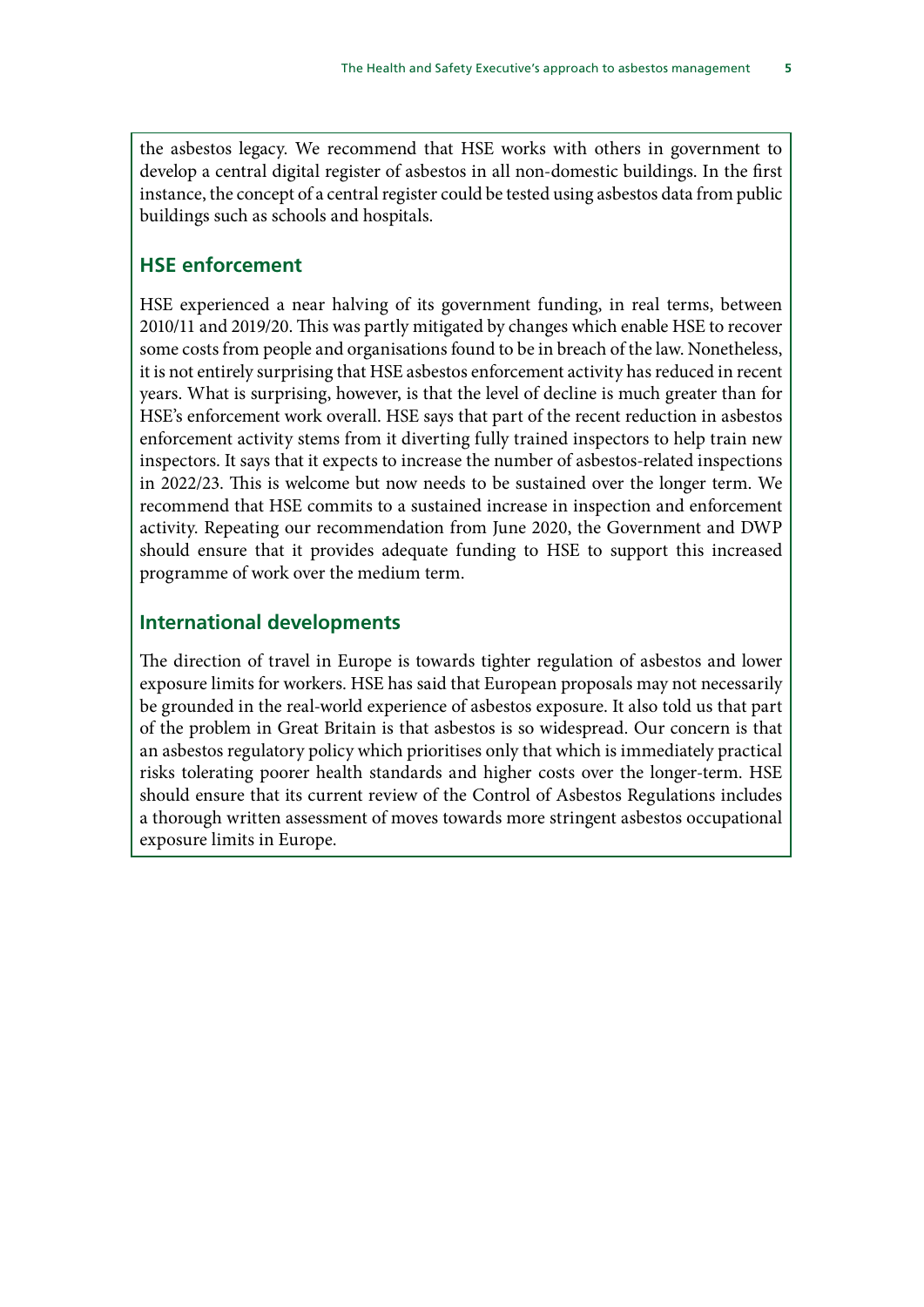the asbestos legacy. We recommend that HSE works with others in government to develop a central digital register of asbestos in all non-domestic buildings. In the first instance, the concept of a central register could be tested using asbestos data from public buildings such as schools and hospitals.

## HSE enforcement

HSE experienced a near halving of its government funding, in real terms, between 2010/11 and 2019/20. This was partly mitigated by changes which enable HSE to recover some costs from people and organisations found to be in breach of the law. Nonetheless, it is not entirely surprising that HSE asbestos enforcement activity has reduced in recent years. What is surprising, however, is that the level of decline is much greater than for HSE's enforcement work overall. HSE says that part of the recent reduction in asbestos enforcement activity stems from it diverting fully trained inspectors to help train new inspectors. It says that it expects to increase the number of asbestos-related inspections in 2022/23. This is welcome but now needs to be sustained over the longer term. We recommend that HSE commits to a sustained increase in inspection and enforcement activity. Repeating our recommendation from June 2020, the Government and DWP should ensure that it provides adequate funding to HSE to support this increased programme of work over the medium term.

## International developments

The direction of travel in Europe is towards tighter regulation of asbestos and lower exposure limits for workers. HSE has said that European proposals may not necessarily be grounded in the real-world experience of asbestos exposure. It also told us that part of the problem in Great Britain is that asbestos is so widespread. Our concern is that an asbestos regulatory policy which prioritises only that which is immediately practical risks tolerating poorer health standards and higher costs over the longer-term. HSE should ensure that its current review of the Control of Asbestos Regulations includes a thorough written assessment of moves towards more stringent asbestos occupational exposure limits in Europe.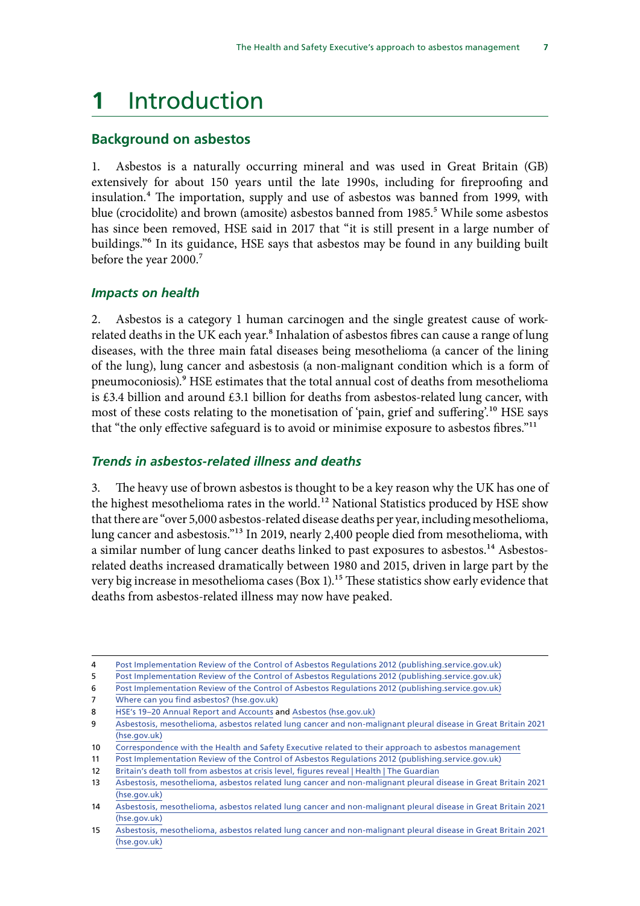# 1 Introduction

## Background on asbestos

1. Asbestos is a naturally occurring mineral and was used in Great Britain (GB) extensively for about 150 years until the late 1990s, including for fireproofing and insulation.[4] The importation, supply and use of asbestos was banned from 1999, with blue (crocidolite) and brown (amosite) asbestos banned from 1985.[5] While some asbestos has since been removed, HSE said in 2017 that "it is still present in a large number of buildings."[6] In its guidance, HSE says that asbestos may be found in any building built before the year 2000.[7]

### *Impacts on health*

2. Asbestos is a category 1 human carcinogen and the single greatest cause of work-related deaths in the UK each year.[8] Inhalation of asbestos fibres can cause a range of lung diseases, with the three main fatal diseases being mesothelioma (a cancer of the lining of the lung), lung cancer and asbestosis (a non-malignant condition which is a form of pneumoconiosis).[9] HSE estimates that the total annual cost of deaths from mesothelioma is £3.4 billion and around £3.1 billion for deaths from asbestos-related lung cancer, with most of these costs relating to the monetisation of 'pain, grief and suffering'.[10] HSE says that "the only effective safeguard is to avoid or minimise exposure to asbestos fibres."[11]

### *Trends in asbestos-related illness and deaths*

3. The heavy use of brown asbestos is thought to be a key reason why the UK has one of the highest mesothelioma rates in the world.[12] National Statistics produced by HSE show that there are "over 5,000 asbestos-related disease deaths per year, including mesothelioma, lung cancer and asbestosis."[13] In 2019, nearly 2,400 people died from mesothelioma, with a similar number of lung cancer deaths linked to past exposures to asbestos.[14] Asbestos-related deaths increased dramatically between 1980 and 2015, driven in large part by the very big increase in mesothelioma cases (Box 1).[15] These statistics show early evidence that deaths from asbestos-related illness may now have peaked.

---

4 Post Implementation Review of the Control of Asbestos Regulations 2012 (publishing.service.gov.uk)
5 Post Implementation Review of the Control of Asbestos Regulations 2012 (publishing.service.gov.uk)
6 Post Implementation Review of the Control of Asbestos Regulations 2012 (publishing.service.gov.uk)
7 Where can you find asbestos? (hse.gov.uk)
8 HSE's 19–20 Annual Report and Accounts and Asbestos (hse.gov.uk)
9 Asbestosis, mesothelioma, asbestos related lung cancer and non-malignant pleural disease in Great Britain 2021 (hse.gov.uk)
10 Correspondence with the Health and Safety Executive related to their approach to asbestos management
11 Post Implementation Review of the Control of Asbestos Regulations 2012 (publishing.service.gov.uk)
12 Britain's death toll from asbestos at crisis level, figures reveal | Health | The Guardian
13 Asbestosis, mesothelioma, asbestos related lung cancer and non-malignant pleural disease in Great Britain 2021 (hse.gov.uk)
14 Asbestosis, mesothelioma, asbestos related lung cancer and non-malignant pleural disease in Great Britain 2021 (hse.gov.uk)
15 Asbestosis, mesothelioma, asbestos related lung cancer and non-malignant pleural disease in Great Britain 2021 (hse.gov.uk)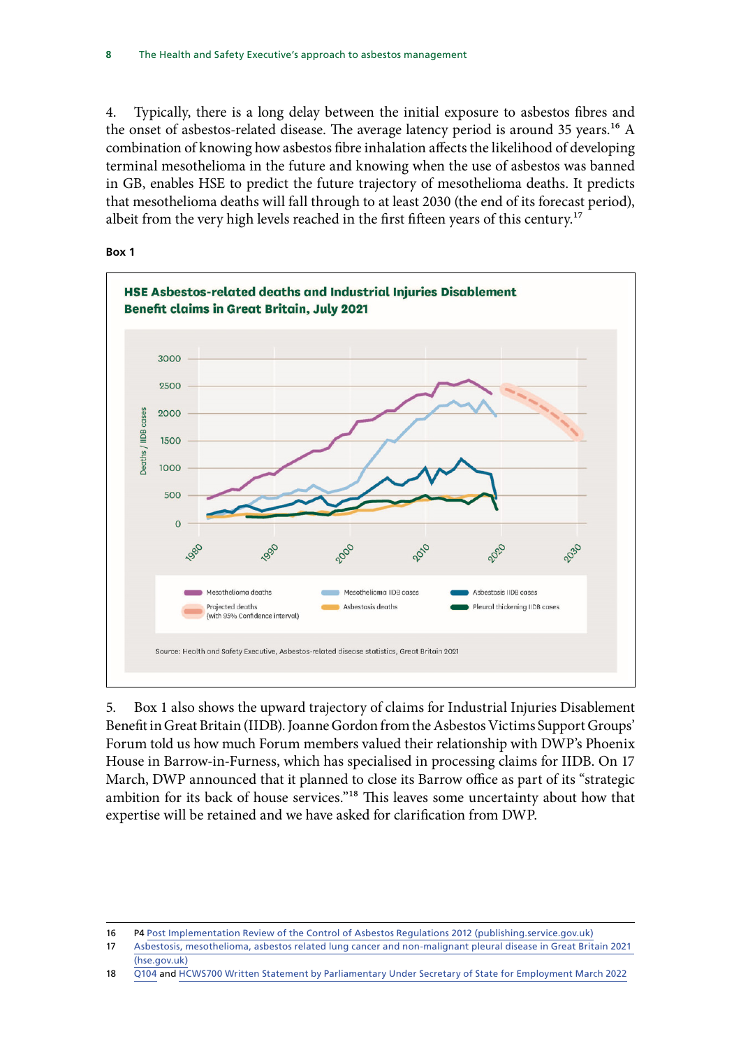4. Typically, there is a long delay between the initial exposure to asbestos fibres and the onset of asbestos-related disease. The average latency period is around 35 years.[16] A combination of knowing how asbestos fibre inhalation affects the likelihood of developing terminal mesothelioma in the future and knowing when the use of asbestos was banned in GB, enables HSE to predict the future trajectory of mesothelioma deaths. It predicts that mesothelioma deaths will fall through to at least 2030 (the end of its forecast period), albeit from the very high levels reached in the first fifteen years of this century.[17]

**Box 1**

**HSE Asbestos-related deaths and Industrial Injuries Disablement Benefit claims in Great Britain, July 2021**

Source: Health and Safety Executive, Asbestos-related disease statistics, Great Britain 2021

5. Box 1 also shows the upward trajectory of claims for Industrial Injuries Disablement Benefit in Great Britain (IIDB). Joanne Gordon from the Asbestos Victims Support Groups' Forum told us how much Forum members valued their relationship with DWP's Phoenix House in Barrow-in-Furness, which has specialised in processing claims for IIDB. On 17 March, DWP announced that it planned to close its Barrow office as part of its "strategic ambition for its back of house services."[18] This leaves some uncertainty about how that expertise will be retained and we have asked for clarification from DWP.

---

16 P4 Post Implementation Review of the Control of Asbestos Regulations 2012 (publishing.service.gov.uk)

17 Asbestosis, mesothelioma, asbestos related lung cancer and non-malignant pleural disease in Great Britain 2021 (hse.gov.uk)

18 Q104 and HCWS700 Written Statement by Parliamentary Under Secretary of State for Employment March 2022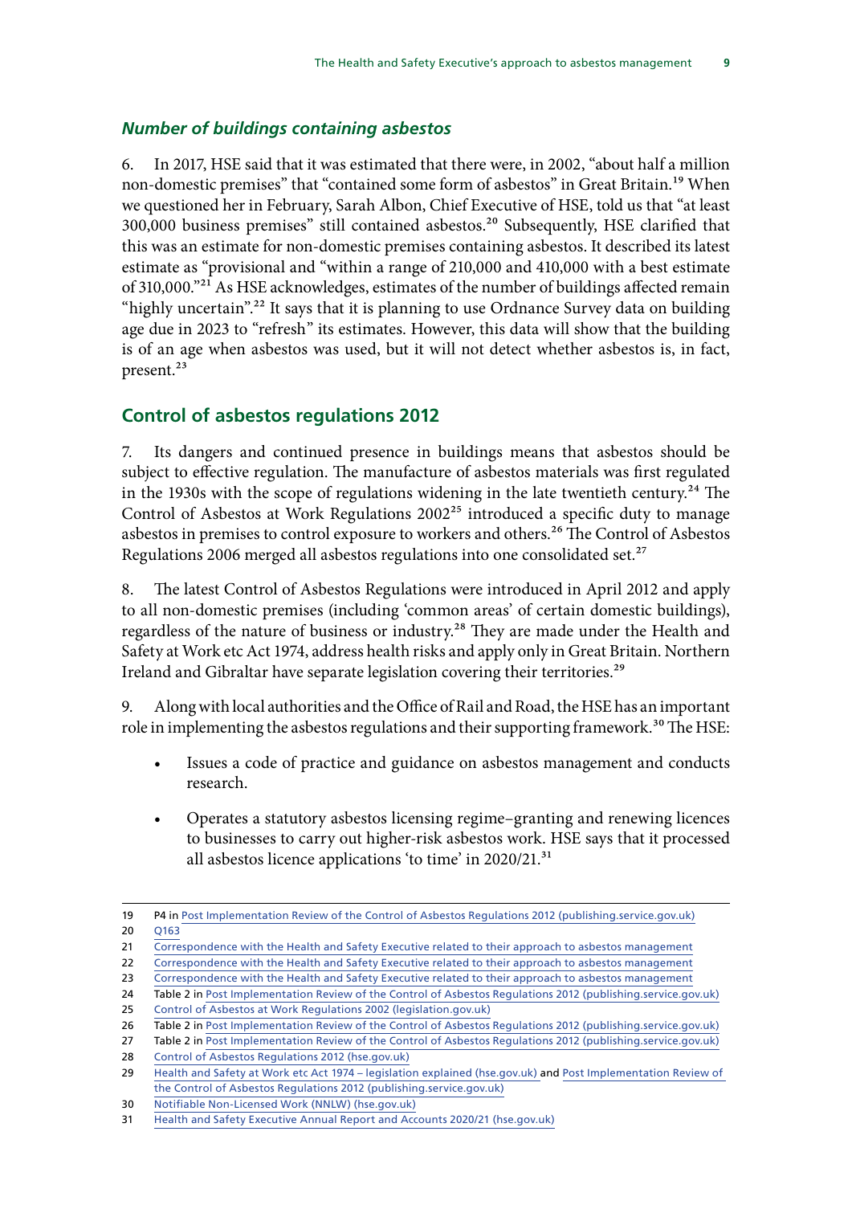### *Number of buildings containing asbestos*

6. In 2017, HSE said that it was estimated that there were, in 2002, "about half a million non-domestic premises" that "contained some form of asbestos" in Great Britain.[19] When we questioned her in February, Sarah Albon, Chief Executive of HSE, told us that "at least 300,000 business premises" still contained asbestos.[20] Subsequently, HSE clarified that this was an estimate for non-domestic premises containing asbestos. It described its latest estimate as "provisional and "within a range of 210,000 and 410,000 with a best estimate of 310,000."[21] As HSE acknowledges, estimates of the number of buildings affected remain "highly uncertain".[22] It says that it is planning to use Ordnance Survey data on building age due in 2023 to "refresh" its estimates. However, this data will show that the building is of an age when asbestos was used, but it will not detect whether asbestos is, in fact, present.[23]

## Control of asbestos regulations 2012

7. Its dangers and continued presence in buildings means that asbestos should be subject to effective regulation. The manufacture of asbestos materials was first regulated in the 1930s with the scope of regulations widening in the late twentieth century.[24] The Control of Asbestos at Work Regulations 2002[25] introduced a specific duty to manage asbestos in premises to control exposure to workers and others.[26] The Control of Asbestos Regulations 2006 merged all asbestos regulations into one consolidated set.[27]

8. The latest Control of Asbestos Regulations were introduced in April 2012 and apply to all non-domestic premises (including 'common areas' of certain domestic buildings), regardless of the nature of business or industry.[28] They are made under the Health and Safety at Work etc Act 1974, address health risks and apply only in Great Britain. Northern Ireland and Gibraltar have separate legislation covering their territories.[29]

9. Along with local authorities and the Office of Rail and Road, the HSE has an important role in implementing the asbestos regulations and their supporting framework.[30] The HSE:

- Issues a code of practice and guidance on asbestos management and conducts research.
- Operates a statutory asbestos licensing regime–granting and renewing licences to businesses to carry out higher-risk asbestos work. HSE says that it processed all asbestos licence applications 'to time' in 2020/21.[31]

---

19 P4 in Post Implementation Review of the Control of Asbestos Regulations 2012 (publishing.service.gov.uk)
20 Q163
21 Correspondence with the Health and Safety Executive related to their approach to asbestos management
22 Correspondence with the Health and Safety Executive related to their approach to asbestos management
23 Correspondence with the Health and Safety Executive related to their approach to asbestos management
24 Table 2 in Post Implementation Review of the Control of Asbestos Regulations 2012 (publishing.service.gov.uk)
25 Control of Asbestos at Work Regulations 2002 (legislation.gov.uk)
26 Table 2 in Post Implementation Review of the Control of Asbestos Regulations 2012 (publishing.service.gov.uk)
27 Table 2 in Post Implementation Review of the Control of Asbestos Regulations 2012 (publishing.service.gov.uk)
28 Control of Asbestos Regulations 2012 (hse.gov.uk)
29 Health and Safety at Work etc Act 1974 – legislation explained (hse.gov.uk) and Post Implementation Review of the Control of Asbestos Regulations 2012 (publishing.service.gov.uk)
30 Notifiable Non-Licensed Work (NNLW) (hse.gov.uk)
31 Health and Safety Executive Annual Report and Accounts 2020/21 (hse.gov.uk)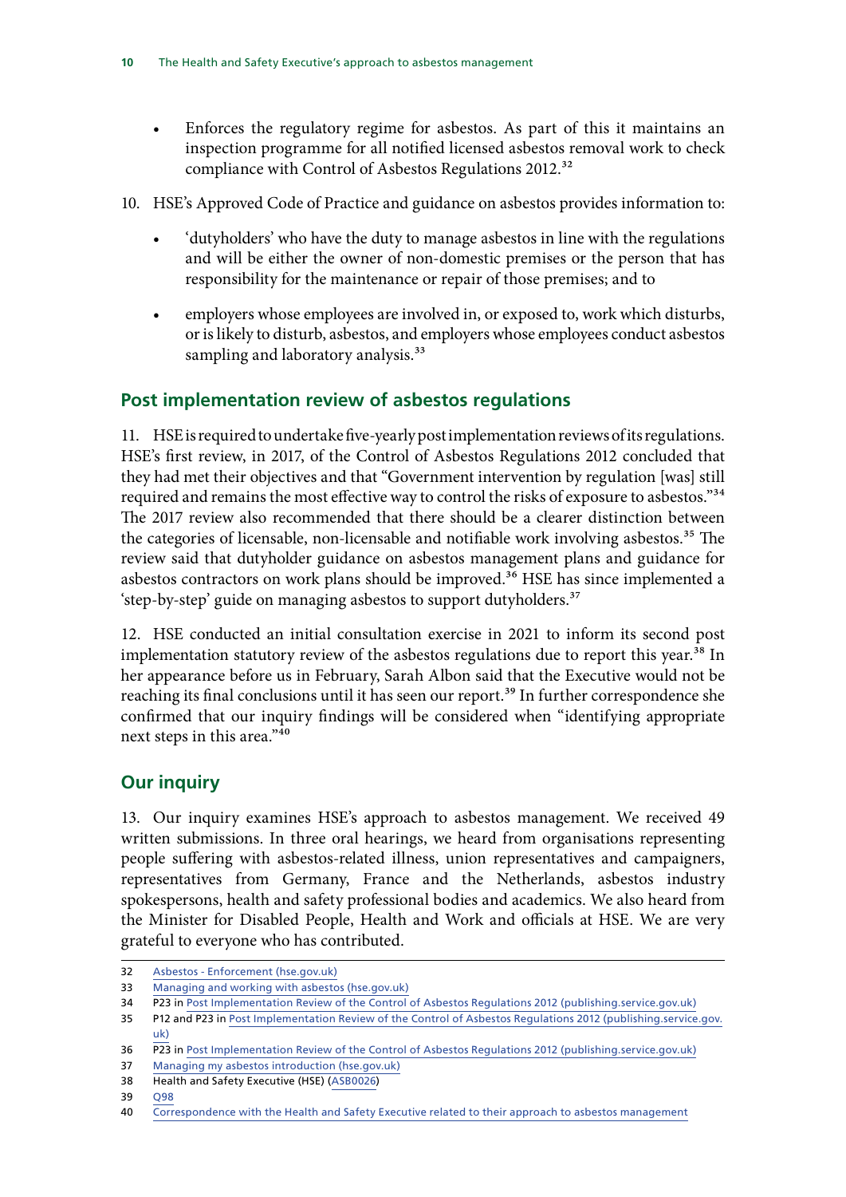- Enforces the regulatory regime for asbestos. As part of this it maintains an inspection programme for all notified licensed asbestos removal work to check compliance with Control of Asbestos Regulations 2012.[32]

10. HSE's Approved Code of Practice and guidance on asbestos provides information to:

- 'dutyholders' who have the duty to manage asbestos in line with the regulations and will be either the owner of non-domestic premises or the person that has responsibility for the maintenance or repair of those premises; and to
- employers whose employees are involved in, or exposed to, work which disturbs, or is likely to disturb, asbestos, and employers whose employees conduct asbestos sampling and laboratory analysis.[33]

## Post implementation review of asbestos regulations

11. HSE is required to undertake five-yearly post implementation reviews of its regulations. HSE's first review, in 2017, of the Control of Asbestos Regulations 2012 concluded that they had met their objectives and that "Government intervention by regulation [was] still required and remains the most effective way to control the risks of exposure to asbestos."[34] The 2017 review also recommended that there should be a clearer distinction between the categories of licensable, non-licensable and notifiable work involving asbestos.[35] The review said that dutyholder guidance on asbestos management plans and guidance for asbestos contractors on work plans should be improved.[36] HSE has since implemented a 'step-by-step' guide on managing asbestos to support dutyholders.[37]

12. HSE conducted an initial consultation exercise in 2021 to inform its second post implementation statutory review of the asbestos regulations due to report this year.[38] In her appearance before us in February, Sarah Albon said that the Executive would not be reaching its final conclusions until it has seen our report.[39] In further correspondence she confirmed that our inquiry findings will be considered when "identifying appropriate next steps in this area."[40]

## Our inquiry

13. Our inquiry examines HSE's approach to asbestos management. We received 49 written submissions. In three oral hearings, we heard from organisations representing people suffering with asbestos-related illness, union representatives and campaigners, representatives from Germany, France and the Netherlands, asbestos industry spokespersons, health and safety professional bodies and academics. We also heard from the Minister for Disabled People, Health and Work and officials at HSE. We are very grateful to everyone who has contributed.

---

32 Asbestos - Enforcement (hse.gov.uk)
33 Managing and working with asbestos (hse.gov.uk)
34 P23 in Post Implementation Review of the Control of Asbestos Regulations 2012 (publishing.service.gov.uk)
35 P12 and P23 in Post Implementation Review of the Control of Asbestos Regulations 2012 (publishing.service.gov.uk)
36 P23 in Post Implementation Review of the Control of Asbestos Regulations 2012 (publishing.service.gov.uk)
37 Managing my asbestos introduction (hse.gov.uk)
38 Health and Safety Executive (HSE) (ASB0026)
39 Q98
40 Correspondence with the Health and Safety Executive related to their approach to asbestos management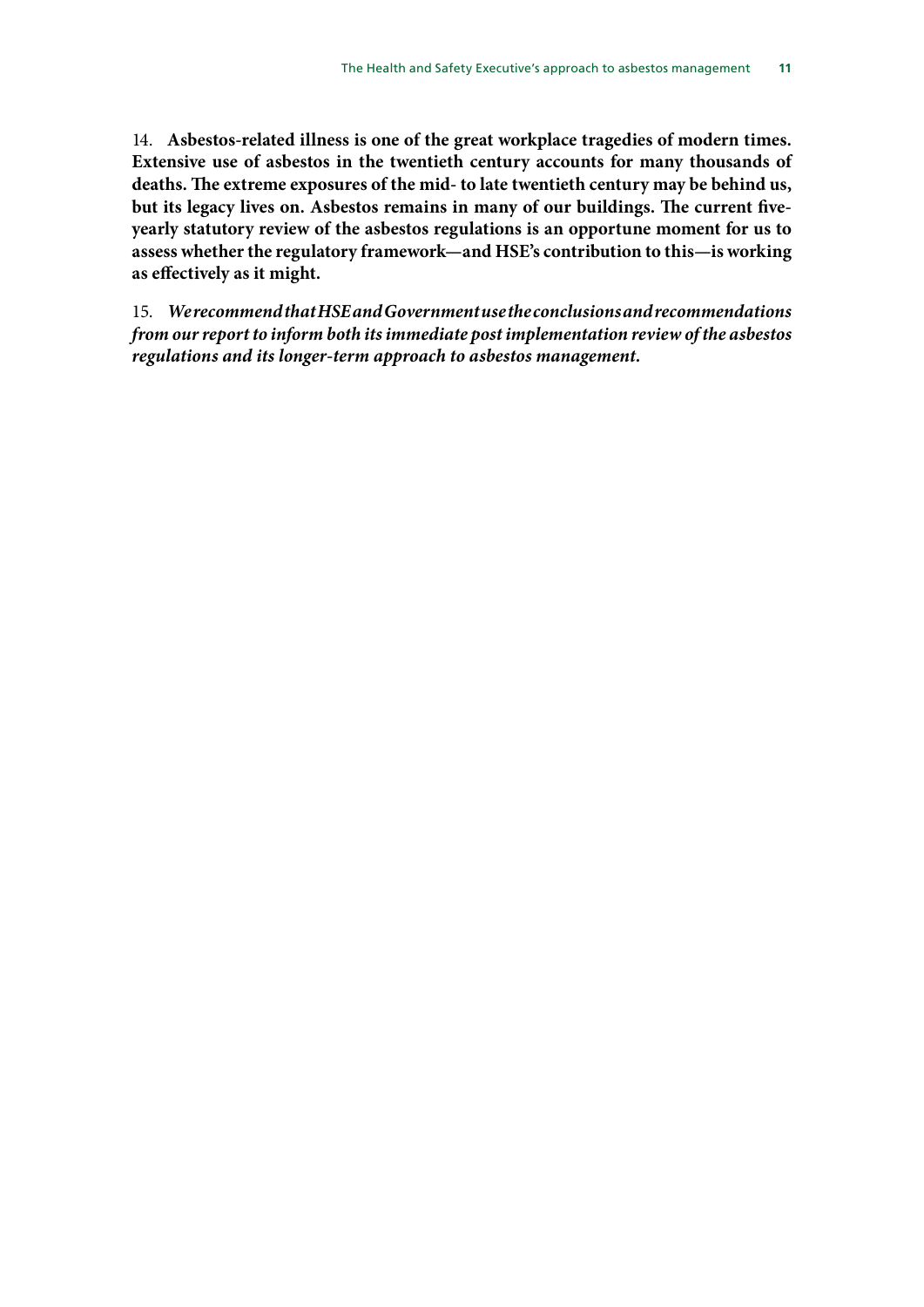14. **Asbestos-related illness is one of the great workplace tragedies of modern times. Extensive use of asbestos in the twentieth century accounts for many thousands of deaths. The extreme exposures of the mid- to late twentieth century may be behind us, but its legacy lives on. Asbestos remains in many of our buildings. The current five-yearly statutory review of the asbestos regulations is an opportune moment for us to assess whether the regulatory framework—and HSE's contribution to this—is working as effectively as it might.**

15. ***We recommend that HSE and Government use the conclusions and recommendations from our report to inform both its immediate post implementation review of the asbestos regulations and its longer-term approach to asbestos management.***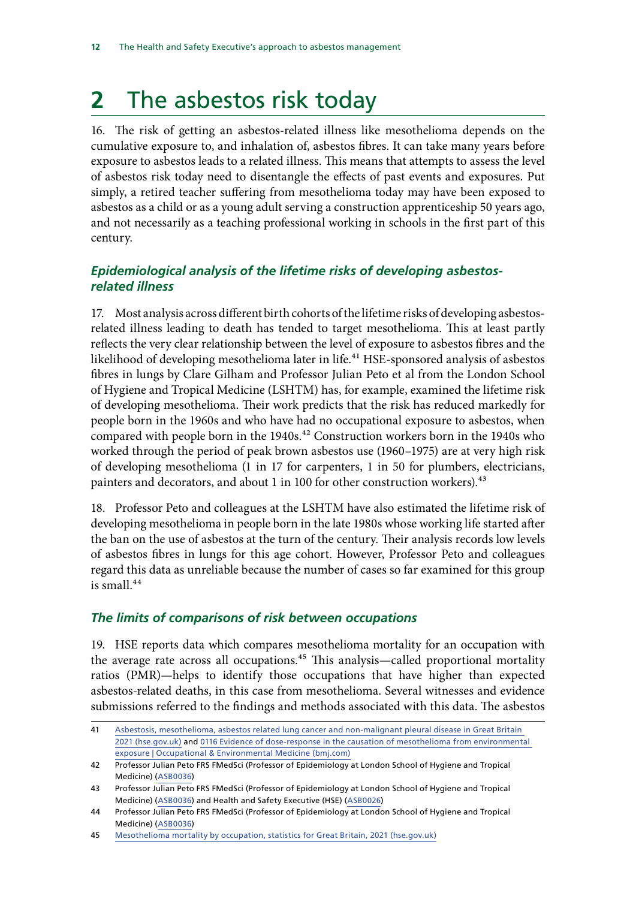# 2 The asbestos risk today

16. The risk of getting an asbestos-related illness like mesothelioma depends on the cumulative exposure to, and inhalation of, asbestos fibres. It can take many years before exposure to asbestos leads to a related illness. This means that attempts to assess the level of asbestos risk today need to disentangle the effects of past events and exposures. Put simply, a retired teacher suffering from mesothelioma today may have been exposed to asbestos as a child or as a young adult serving a construction apprenticeship 50 years ago, and not necessarily as a teaching professional working in schools in the first part of this century.

### *Epidemiological analysis of the lifetime risks of developing asbestos-related illness*

17. Most analysis across different birth cohorts of the lifetime risks of developing asbestos-related illness leading to death has tended to target mesothelioma. This at least partly reflects the very clear relationship between the level of exposure to asbestos fibres and the likelihood of developing mesothelioma later in life.[41] HSE-sponsored analysis of asbestos fibres in lungs by Clare Gilham and Professor Julian Peto et al from the London School of Hygiene and Tropical Medicine (LSHTM) has, for example, examined the lifetime risk of developing mesothelioma. Their work predicts that the risk has reduced markedly for people born in the 1960s and who have had no occupational exposure to asbestos, when compared with people born in the 1940s.[42] Construction workers born in the 1940s who worked through the period of peak brown asbestos use (1960–1975) are at very high risk of developing mesothelioma (1 in 17 for carpenters, 1 in 50 for plumbers, electricians, painters and decorators, and about 1 in 100 for other construction workers).[43]

18. Professor Peto and colleagues at the LSHTM have also estimated the lifetime risk of developing mesothelioma in people born in the late 1980s whose working life started after the ban on the use of asbestos at the turn of the century. Their analysis records low levels of asbestos fibres in lungs for this age cohort. However, Professor Peto and colleagues regard this data as unreliable because the number of cases so far examined for this group is small.[44]

### *The limits of comparisons of risk between occupations*

19. HSE reports data which compares mesothelioma mortality for an occupation with the average rate across all occupations.[45] This analysis—called proportional mortality ratios (PMR)—helps to identify those occupations that have higher than expected asbestos-related deaths, in this case from mesothelioma. Several witnesses and evidence submissions referred to the findings and methods associated with this data. The asbestos

---

41 Asbestosis, mesothelioma, asbestos related lung cancer and non-malignant pleural disease in Great Britain 2021 (hse.gov.uk) and 0116 Evidence of dose-response in the causation of mesothelioma from environmental exposure | Occupational & Environmental Medicine (bmj.com)

42 Professor Julian Peto FRS FMedSci (Professor of Epidemiology at London School of Hygiene and Tropical Medicine) (ASB0036)

43 Professor Julian Peto FRS FMedSci (Professor of Epidemiology at London School of Hygiene and Tropical Medicine) (ASB0036) and Health and Safety Executive (HSE) (ASB0026)

44 Professor Julian Peto FRS FMedSci (Professor of Epidemiology at London School of Hygiene and Tropical Medicine) (ASB0036)

45 Mesothelioma mortality by occupation, statistics for Great Britain, 2021 (hse.gov.uk)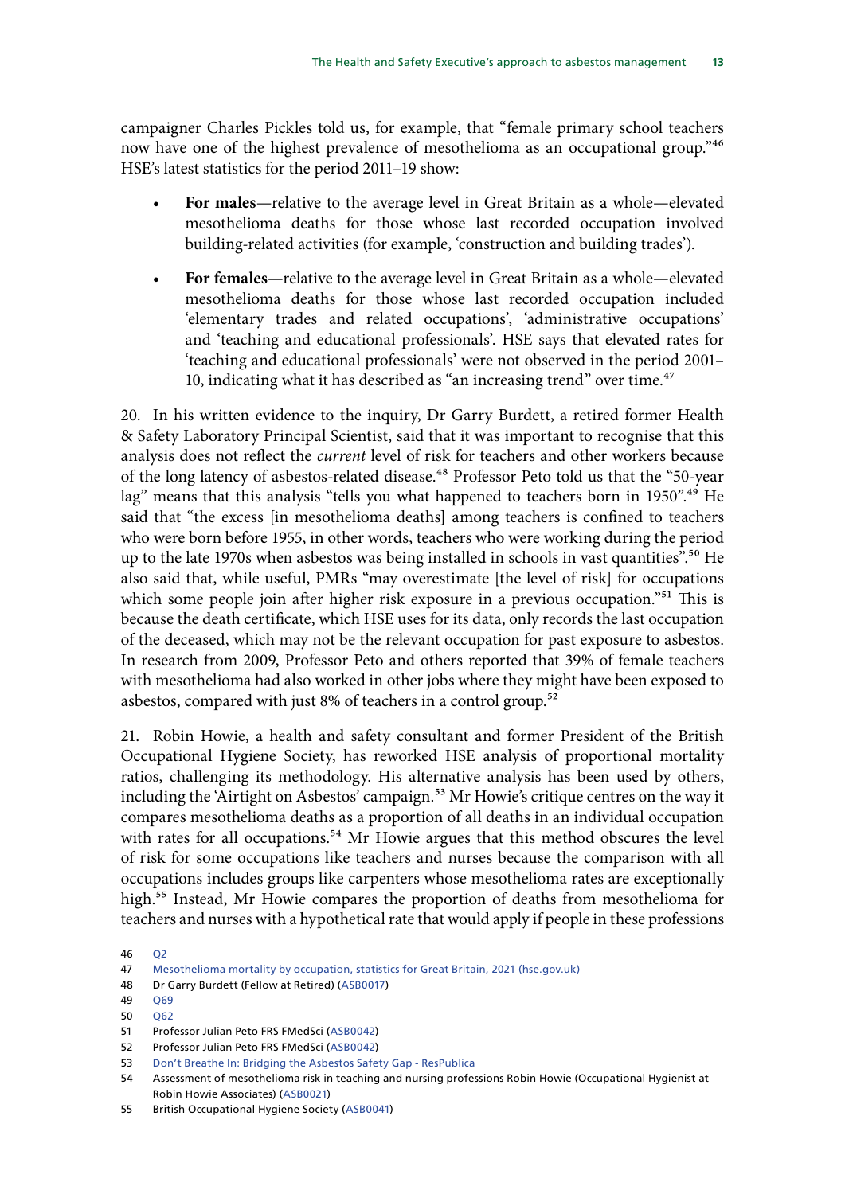campaigner Charles Pickles told us, for example, that "female primary school teachers now have one of the highest prevalence of mesothelioma as an occupational group."[46] HSE's latest statistics for the period 2011–19 show:

- **For males**—relative to the average level in Great Britain as a whole—elevated mesothelioma deaths for those whose last recorded occupation involved building-related activities (for example, 'construction and building trades').
- **For females**—relative to the average level in Great Britain as a whole—elevated mesothelioma deaths for those whose last recorded occupation included 'elementary trades and related occupations', 'administrative occupations' and 'teaching and educational professionals'. HSE says that elevated rates for 'teaching and educational professionals' were not observed in the period 2001–10, indicating what it has described as "an increasing trend" over time.[47]

20. In his written evidence to the inquiry, Dr Garry Burdett, a retired former Health & Safety Laboratory Principal Scientist, said that it was important to recognise that this analysis does not reflect the *current* level of risk for teachers and other workers because of the long latency of asbestos-related disease.[48] Professor Peto told us that the "50-year lag" means that this analysis "tells you what happened to teachers born in 1950".[49] He said that "the excess [in mesothelioma deaths] among teachers is confined to teachers who were born before 1955, in other words, teachers who were working during the period up to the late 1970s when asbestos was being installed in schools in vast quantities".[50] He also said that, while useful, PMRs "may overestimate [the level of risk] for occupations which some people join after higher risk exposure in a previous occupation."[51] This is because the death certificate, which HSE uses for its data, only records the last occupation of the deceased, which may not be the relevant occupation for past exposure to asbestos. In research from 2009, Professor Peto and others reported that 39% of female teachers with mesothelioma had also worked in other jobs where they might have been exposed to asbestos, compared with just 8% of teachers in a control group.[52]

21. Robin Howie, a health and safety consultant and former President of the British Occupational Hygiene Society, has reworked HSE analysis of proportional mortality ratios, challenging its methodology. His alternative analysis has been used by others, including the 'Airtight on Asbestos' campaign.[53] Mr Howie's critique centres on the way it compares mesothelioma deaths as a proportion of all deaths in an individual occupation with rates for all occupations.[54] Mr Howie argues that this method obscures the level of risk for some occupations like teachers and nurses because the comparison with all occupations includes groups like carpenters whose mesothelioma rates are exceptionally high.[55] Instead, Mr Howie compares the proportion of deaths from mesothelioma for teachers and nurses with a hypothetical rate that would apply if people in these professions

---

46 Q2
47 Mesothelioma mortality by occupation, statistics for Great Britain, 2021 (hse.gov.uk)
48 Dr Garry Burdett (Fellow at Retired) (ASB0017)
49 Q69
50 Q62
51 Professor Julian Peto FRS FMedSci (ASB0042)
52 Professor Julian Peto FRS FMedSci (ASB0042)
53 Don't Breathe In: Bridging the Asbestos Safety Gap - ResPublica
54 Assessment of mesothelioma risk in teaching and nursing professions Robin Howie (Occupational Hygienist at Robin Howie Associates) (ASB0021)
55 British Occupational Hygiene Society (ASB0041)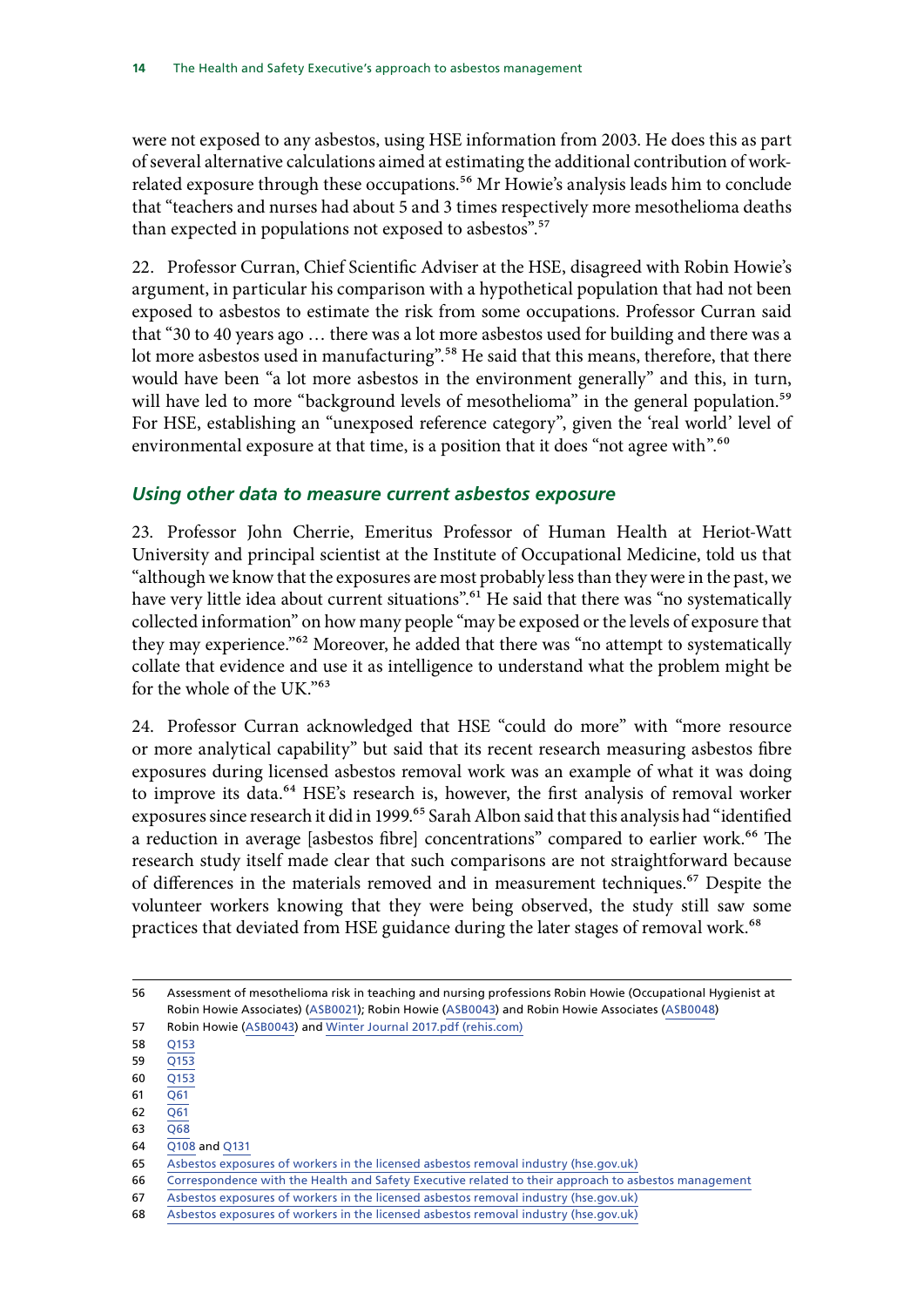were not exposed to any asbestos, using HSE information from 2003. He does this as part of several alternative calculations aimed at estimating the additional contribution of work-related exposure through these occupations.[56] Mr Howie's analysis leads him to conclude that "teachers and nurses had about 5 and 3 times respectively more mesothelioma deaths than expected in populations not exposed to asbestos".[57]

22. Professor Curran, Chief Scientific Adviser at the HSE, disagreed with Robin Howie's argument, in particular his comparison with a hypothetical population that had not been exposed to asbestos to estimate the risk from some occupations. Professor Curran said that "30 to 40 years ago … there was a lot more asbestos used for building and there was a lot more asbestos used in manufacturing".[58] He said that this means, therefore, that there would have been "a lot more asbestos in the environment generally" and this, in turn, will have led to more "background levels of mesothelioma" in the general population.[59] For HSE, establishing an "unexposed reference category", given the 'real world' level of environmental exposure at that time, is a position that it does "not agree with".[60]

### *Using other data to measure current asbestos exposure*

23. Professor John Cherrie, Emeritus Professor of Human Health at Heriot-Watt University and principal scientist at the Institute of Occupational Medicine, told us that "although we know that the exposures are most probably less than they were in the past, we have very little idea about current situations".[61] He said that there was "no systematically collected information" on how many people "may be exposed or the levels of exposure that they may experience."[62] Moreover, he added that there was "no attempt to systematically collate that evidence and use it as intelligence to understand what the problem might be for the whole of the UK."[63]

24. Professor Curran acknowledged that HSE "could do more" with "more resource or more analytical capability" but said that its recent research measuring asbestos fibre exposures during licensed asbestos removal work was an example of what it was doing to improve its data.[64] HSE's research is, however, the first analysis of removal worker exposures since research it did in 1999.[65] Sarah Albon said that this analysis had "identified a reduction in average [asbestos fibre] concentrations" compared to earlier work.[66] The research study itself made clear that such comparisons are not straightforward because of differences in the materials removed and in measurement techniques.[67] Despite the volunteer workers knowing that they were being observed, the study still saw some practices that deviated from HSE guidance during the later stages of removal work.[68]

---

56 Assessment of mesothelioma risk in teaching and nursing professions Robin Howie (Occupational Hygienist at Robin Howie Associates) (ASB0021); Robin Howie (ASB0043) and Robin Howie Associates (ASB0048)

57 Robin Howie (ASB0043) and Winter Journal 2017.pdf (rehis.com)

58 Q153

59 Q153

60 Q153

61 Q61

62 Q61

63 Q68

64 Q108 and Q131

65 Asbestos exposures of workers in the licensed asbestos removal industry (hse.gov.uk)

66 Correspondence with the Health and Safety Executive related to their approach to asbestos management

67 Asbestos exposures of workers in the licensed asbestos removal industry (hse.gov.uk)

68 Asbestos exposures of workers in the licensed asbestos removal industry (hse.gov.uk)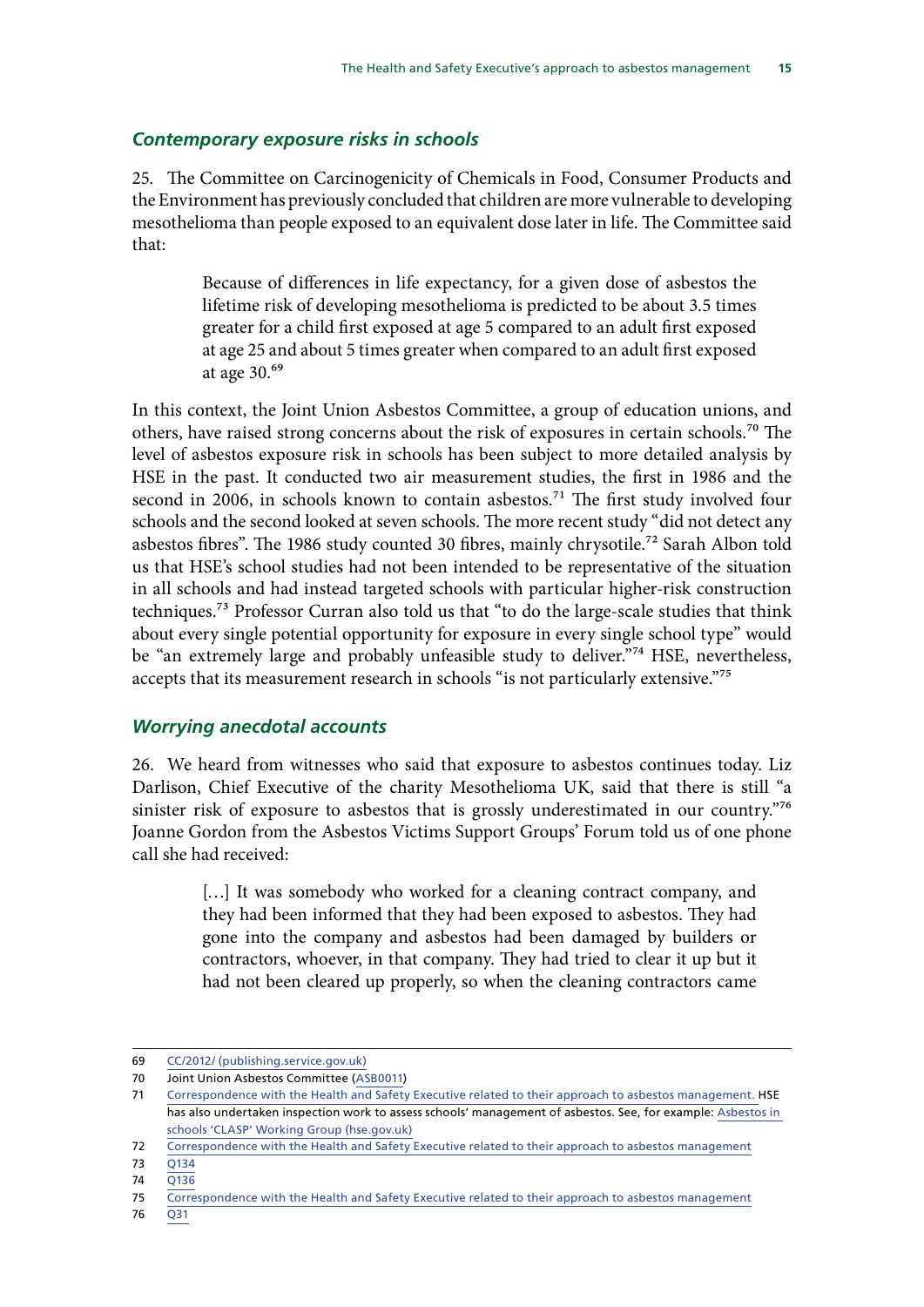### *Contemporary exposure risks in schools*

25. The Committee on Carcinogenicity of Chemicals in Food, Consumer Products and the Environment has previously concluded that children are more vulnerable to developing mesothelioma than people exposed to an equivalent dose later in life. The Committee said that:

> Because of differences in life expectancy, for a given dose of asbestos the lifetime risk of developing mesothelioma is predicted to be about 3.5 times greater for a child first exposed at age 5 compared to an adult first exposed at age 25 and about 5 times greater when compared to an adult first exposed at age 30.[69]

In this context, the Joint Union Asbestos Committee, a group of education unions, and others, have raised strong concerns about the risk of exposures in certain schools.[70] The level of asbestos exposure risk in schools has been subject to more detailed analysis by HSE in the past. It conducted two air measurement studies, the first in 1986 and the second in 2006, in schools known to contain asbestos.[71] The first study involved four schools and the second looked at seven schools. The more recent study "did not detect any asbestos fibres". The 1986 study counted 30 fibres, mainly chrysotile.[72] Sarah Albon told us that HSE's school studies had not been intended to be representative of the situation in all schools and had instead targeted schools with particular higher-risk construction techniques.[73] Professor Curran also told us that "to do the large-scale studies that think about every single potential opportunity for exposure in every single school type" would be "an extremely large and probably unfeasible study to deliver."[74] HSE, nevertheless, accepts that its measurement research in schools "is not particularly extensive."[75]

### *Worrying anecdotal accounts*

26. We heard from witnesses who said that exposure to asbestos continues today. Liz Darlison, Chief Executive of the charity Mesothelioma UK, said that there is still "a sinister risk of exposure to asbestos that is grossly underestimated in our country."[76] Joanne Gordon from the Asbestos Victims Support Groups' Forum told us of one phone call she had received:

> […] It was somebody who worked for a cleaning contract company, and they had been informed that they had been exposed to asbestos. They had gone into the company and asbestos had been damaged by builders or contractors, whoever, in that company. They had tried to clear it up but it had not been cleared up properly, so when the cleaning contractors came

---

69 CC/2012/ (publishing.service.gov.uk)

70 Joint Union Asbestos Committee (ASB0011)

71 Correspondence with the Health and Safety Executive related to their approach to asbestos management. HSE has also undertaken inspection work to assess schools' management of asbestos. See, for example: Asbestos in schools 'CLASP' Working Group (hse.gov.uk)

72 Correspondence with the Health and Safety Executive related to their approach to asbestos management

73 Q134

74 Q136

75 Correspondence with the Health and Safety Executive related to their approach to asbestos management

76 Q31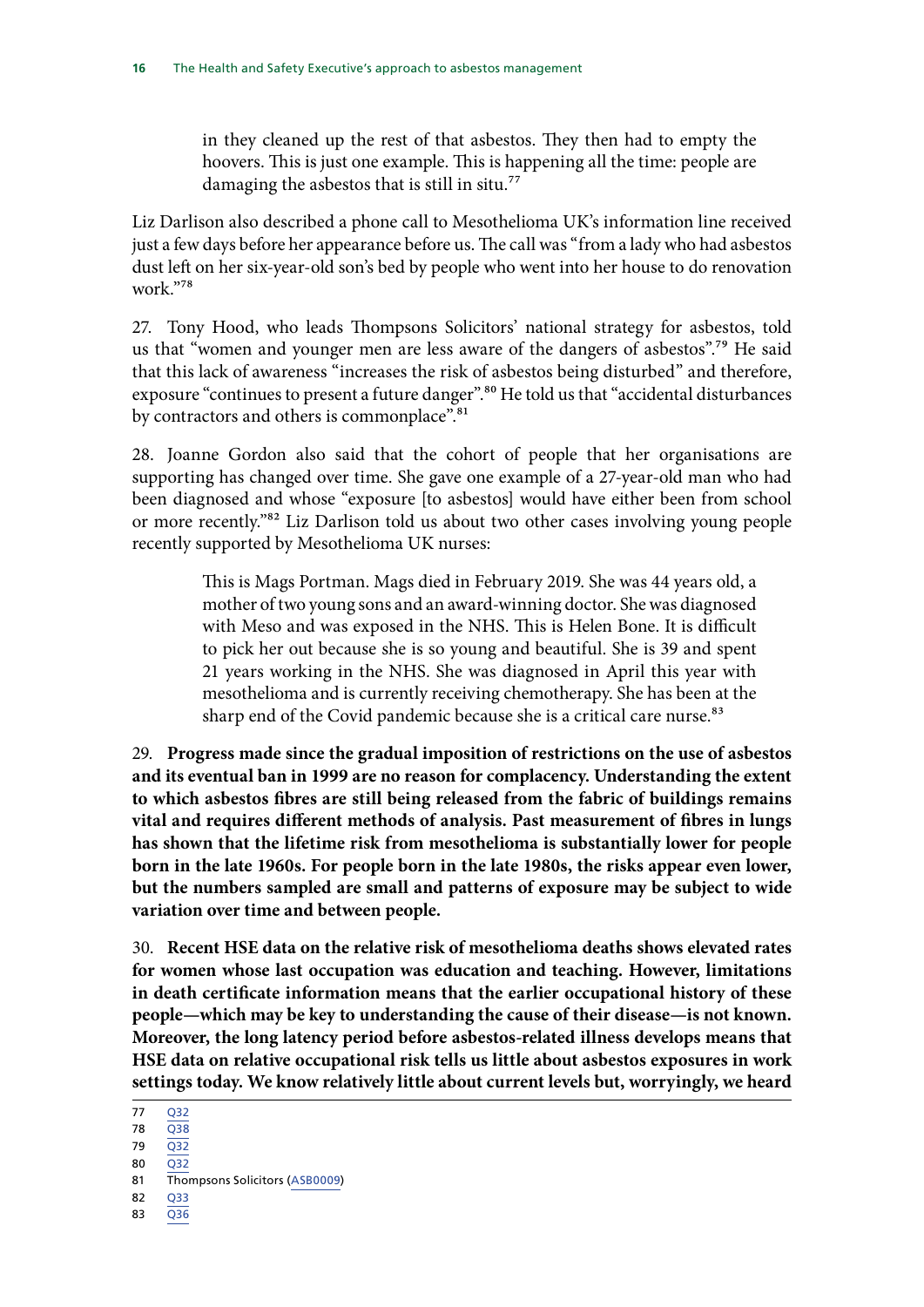> in they cleaned up the rest of that asbestos. They then had to empty the hoovers. This is just one example. This is happening all the time: people are damaging the asbestos that is still in situ.[77]

Liz Darlison also described a phone call to Mesothelioma UK's information line received just a few days before her appearance before us. The call was "from a lady who had asbestos dust left on her six-year-old son's bed by people who went into her house to do renovation work."[78]

27. Tony Hood, who leads Thompsons Solicitors' national strategy for asbestos, told us that "women and younger men are less aware of the dangers of asbestos".[79] He said that this lack of awareness "increases the risk of asbestos being disturbed" and therefore, exposure "continues to present a future danger".[80] He told us that "accidental disturbances by contractors and others is commonplace".[81]

28. Joanne Gordon also said that the cohort of people that her organisations are supporting has changed over time. She gave one example of a 27-year-old man who had been diagnosed and whose "exposure [to asbestos] would have either been from school or more recently."[82] Liz Darlison told us about two other cases involving young people recently supported by Mesothelioma UK nurses:

> This is Mags Portman. Mags died in February 2019. She was 44 years old, a mother of two young sons and an award-winning doctor. She was diagnosed with Meso and was exposed in the NHS. This is Helen Bone. It is difficult to pick her out because she is so young and beautiful. She is 39 and spent 21 years working in the NHS. She was diagnosed in April this year with mesothelioma and is currently receiving chemotherapy. She has been at the sharp end of the Covid pandemic because she is a critical care nurse.[83]

29. **Progress made since the gradual imposition of restrictions on the use of asbestos and its eventual ban in 1999 are no reason for complacency. Understanding the extent to which asbestos fibres are still being released from the fabric of buildings remains vital and requires different methods of analysis. Past measurement of fibres in lungs has shown that the lifetime risk from mesothelioma is substantially lower for people born in the late 1960s. For people born in the late 1980s, the risks appear even lower, but the numbers sampled are small and patterns of exposure may be subject to wide variation over time and between people.**

30. **Recent HSE data on the relative risk of mesothelioma deaths shows elevated rates for women whose last occupation was education and teaching. However, limitations in death certificate information means that the earlier occupational history of these people—which may be key to understanding the cause of their disease—is not known. Moreover, the long latency period before asbestos-related illness develops means that HSE data on relative occupational risk tells us little about asbestos exposures in work settings today. We know relatively little about current levels but, worryingly, we heard**

77 Q32
78 Q38
79 Q32
80 Q32
81 Thompsons Solicitors (ASB0009)
82 Q33
83 Q36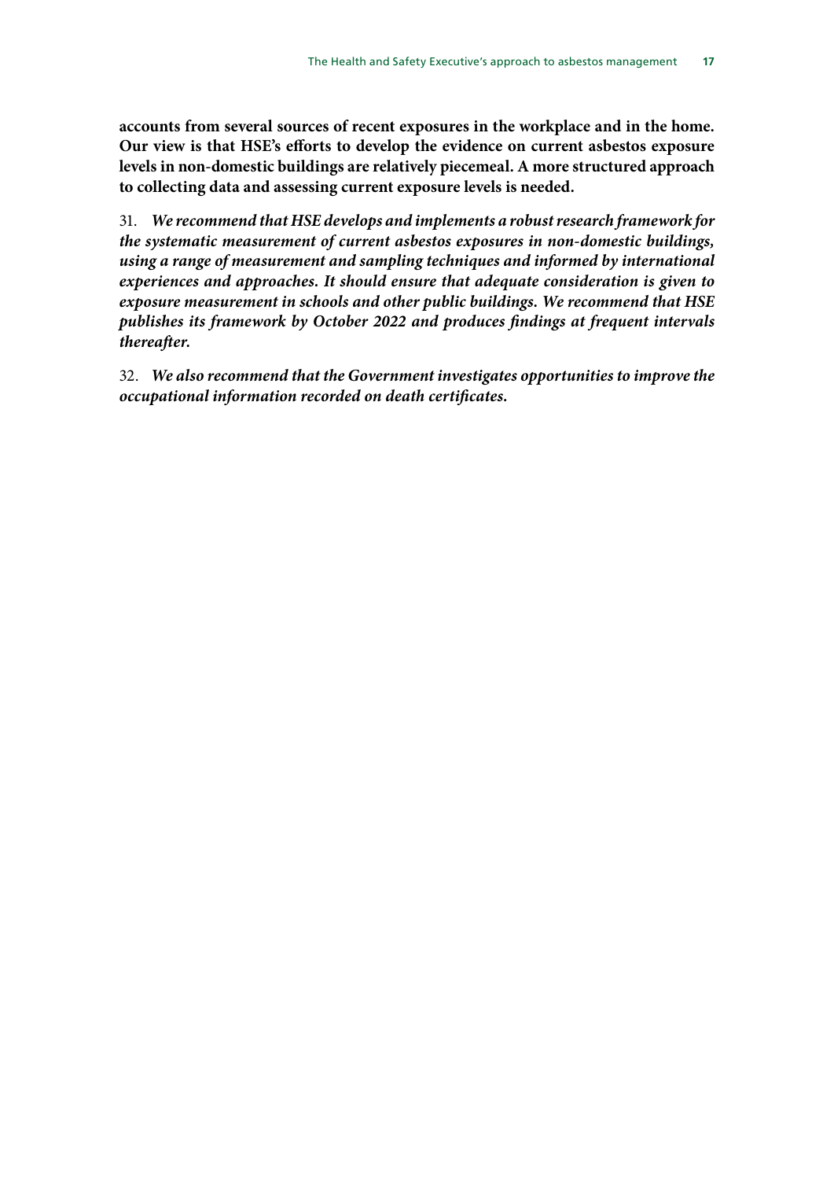**accounts from several sources of recent exposures in the workplace and in the home. Our view is that HSE's efforts to develop the evidence on current asbestos exposure levels in non-domestic buildings are relatively piecemeal. A more structured approach to collecting data and assessing current exposure levels is needed.**

31. ***We recommend that HSE develops and implements a robust research framework for the systematic measurement of current asbestos exposures in non-domestic buildings, using a range of measurement and sampling techniques and informed by international experiences and approaches. It should ensure that adequate consideration is given to exposure measurement in schools and other public buildings. We recommend that HSE publishes its framework by October 2022 and produces findings at frequent intervals thereafter.***

32. ***We also recommend that the Government investigates opportunities to improve the occupational information recorded on death certificates.***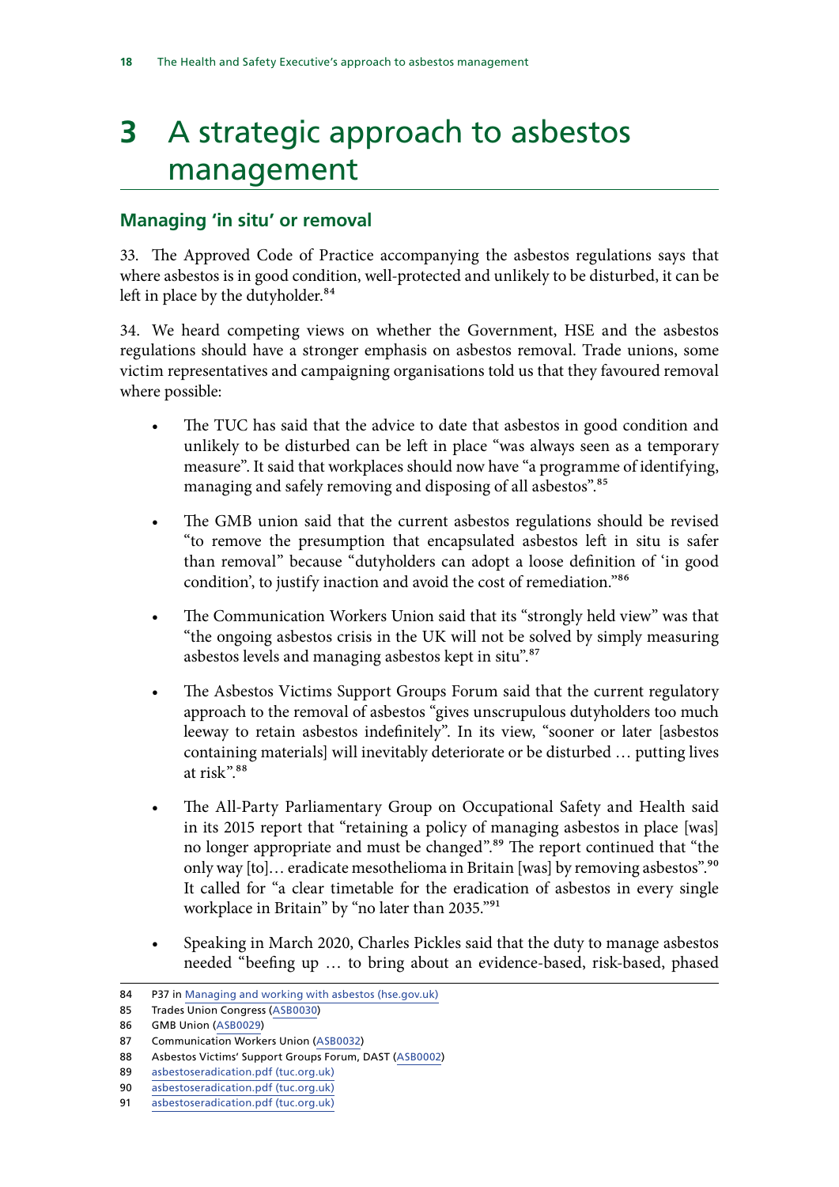# 3 A strategic approach to asbestos management

## Managing 'in situ' or removal

33. The Approved Code of Practice accompanying the asbestos regulations says that where asbestos is in good condition, well-protected and unlikely to be disturbed, it can be left in place by the dutyholder.[84]

34. We heard competing views on whether the Government, HSE and the asbestos regulations should have a stronger emphasis on asbestos removal. Trade unions, some victim representatives and campaigning organisations told us that they favoured removal where possible:

- The TUC has said that the advice to date that asbestos in good condition and unlikely to be disturbed can be left in place "was always seen as a temporary measure". It said that workplaces should now have "a programme of identifying, managing and safely removing and disposing of all asbestos".[85]

- The GMB union said that the current asbestos regulations should be revised "to remove the presumption that encapsulated asbestos left in situ is safer than removal" because "dutyholders can adopt a loose definition of 'in good condition', to justify inaction and avoid the cost of remediation."[86]

- The Communication Workers Union said that its "strongly held view" was that "the ongoing asbestos crisis in the UK will not be solved by simply measuring asbestos levels and managing asbestos kept in situ".[87]

- The Asbestos Victims Support Groups Forum said that the current regulatory approach to the removal of asbestos "gives unscrupulous dutyholders too much leeway to retain asbestos indefinitely". In its view, "sooner or later [asbestos containing materials] will inevitably deteriorate or be disturbed … putting lives at risk".[88]

- The All-Party Parliamentary Group on Occupational Safety and Health said in its 2015 report that "retaining a policy of managing asbestos in place [was] no longer appropriate and must be changed".[89] The report continued that "the only way [to]… eradicate mesothelioma in Britain [was] by removing asbestos".[90] It called for "a clear timetable for the eradication of asbestos in every single workplace in Britain" by "no later than 2035."[91]

- Speaking in March 2020, Charles Pickles said that the duty to manage asbestos needed "beefing up … to bring about an evidence-based, risk-based, phased

84 P37 in Managing and working with asbestos (hse.gov.uk)
85 Trades Union Congress (ASB0030)
86 GMB Union (ASB0029)
87 Communication Workers Union (ASB0032)
88 Asbestos Victims' Support Groups Forum, DAST (ASB0002)
89 asbestoseradication.pdf (tuc.org.uk)
90 asbestoseradication.pdf (tuc.org.uk)
91 asbestoseradication.pdf (tuc.org.uk)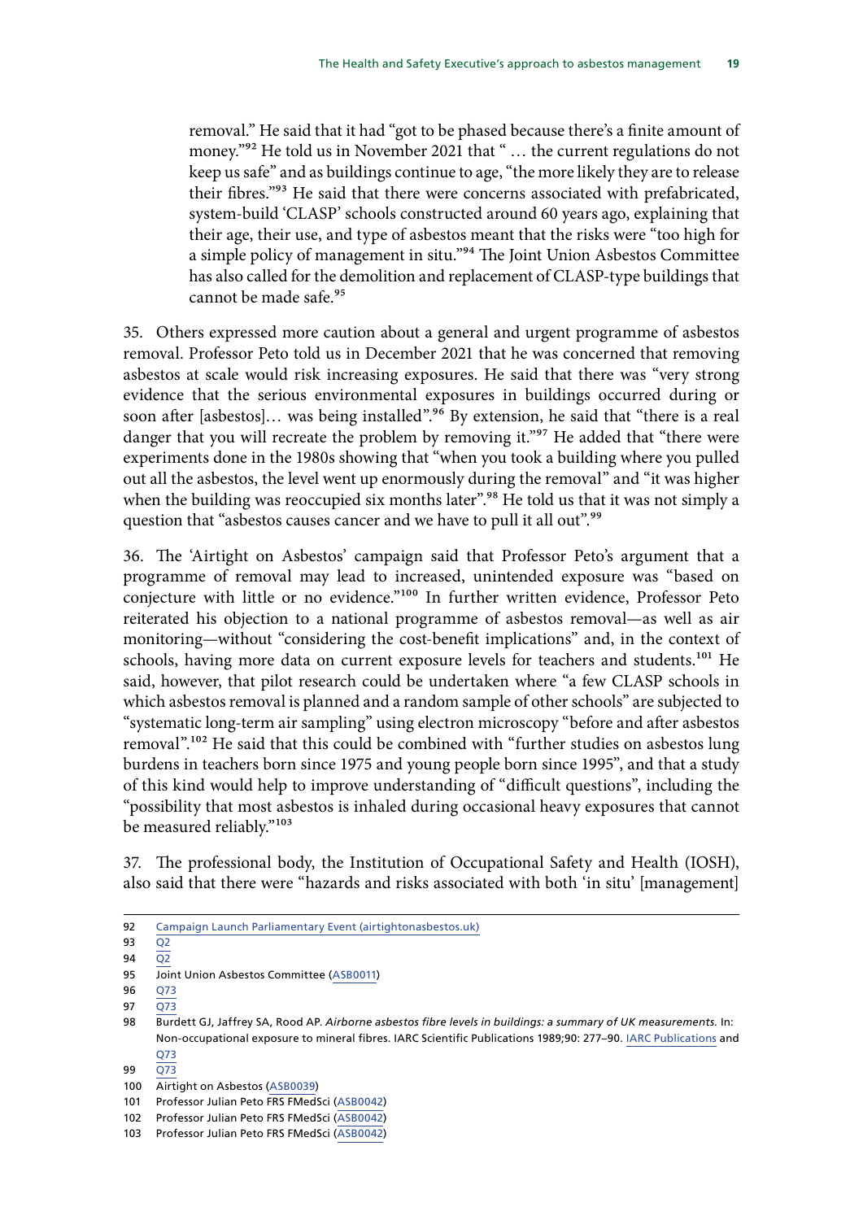removal." He said that it had "got to be phased because there's a finite amount of money."[92] He told us in November 2021 that " … the current regulations do not keep us safe" and as buildings continue to age, "the more likely they are to release their fibres."[93] He said that there were concerns associated with prefabricated, system-build 'CLASP' schools constructed around 60 years ago, explaining that their age, their use, and type of asbestos meant that the risks were "too high for a simple policy of management in situ."[94] The Joint Union Asbestos Committee has also called for the demolition and replacement of CLASP-type buildings that cannot be made safe.[95]

35. Others expressed more caution about a general and urgent programme of asbestos removal. Professor Peto told us in December 2021 that he was concerned that removing asbestos at scale would risk increasing exposures. He said that there was "very strong evidence that the serious environmental exposures in buildings occurred during or soon after [asbestos]… was being installed".[96] By extension, he said that "there is a real danger that you will recreate the problem by removing it."[97] He added that "there were experiments done in the 1980s showing that "when you took a building where you pulled out all the asbestos, the level went up enormously during the removal" and "it was higher when the building was reoccupied six months later".[98] He told us that it was not simply a question that "asbestos causes cancer and we have to pull it all out".[99]

36. The 'Airtight on Asbestos' campaign said that Professor Peto's argument that a programme of removal may lead to increased, unintended exposure was "based on conjecture with little or no evidence."[100] In further written evidence, Professor Peto reiterated his objection to a national programme of asbestos removal—as well as air monitoring—without "considering the cost-benefit implications" and, in the context of schools, having more data on current exposure levels for teachers and students.[101] He said, however, that pilot research could be undertaken where "a few CLASP schools in which asbestos removal is planned and a random sample of other schools" are subjected to "systematic long-term air sampling" using electron microscopy "before and after asbestos removal".[102] He said that this could be combined with "further studies on asbestos lung burdens in teachers born since 1975 and young people born since 1995", and that a study of this kind would help to improve understanding of "difficult questions", including the "possibility that most asbestos is inhaled during occasional heavy exposures that cannot be measured reliably."[103]

37. The professional body, the Institution of Occupational Safety and Health (IOSH), also said that there were "hazards and risks associated with both 'in situ' [management]

---

92 Campaign Launch Parliamentary Event (airtightonasbestos.uk)

93 Q2

94 Q2

95 Joint Union Asbestos Committee (ASB0011)

96 Q73

97 Q73

98 Burdett GJ, Jaffrey SA, Rood AP. *Airborne asbestos fibre levels in buildings: a summary of UK measurements.* In: Non-occupational exposure to mineral fibres. IARC Scientific Publications 1989;90: 277–90. IARC Publications and Q73

99 Q73

100 Airtight on Asbestos (ASB0039)

101 Professor Julian Peto FRS FMedSci (ASB0042)

102 Professor Julian Peto FRS FMedSci (ASB0042)

103 Professor Julian Peto FRS FMedSci (ASB0042)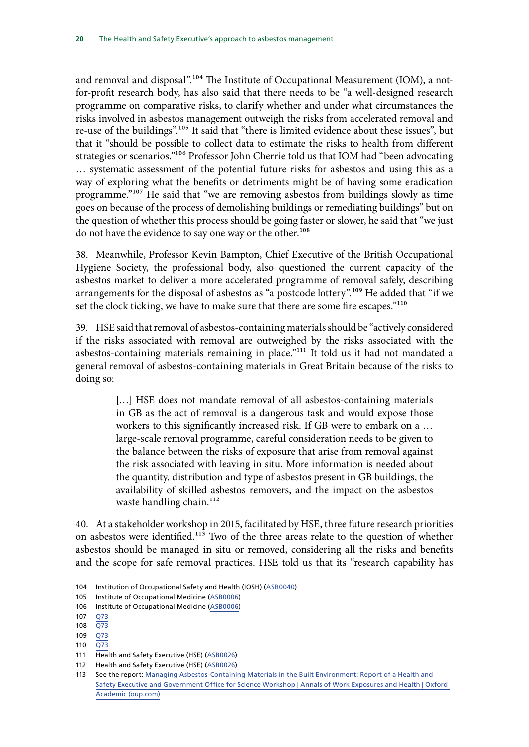and removal and disposal".[104] The Institute of Occupational Measurement (IOM), a not-for-profit research body, has also said that there needs to be "a well-designed research programme on comparative risks, to clarify whether and under what circumstances the risks involved in asbestos management outweigh the risks from accelerated removal and re-use of the buildings".[105] It said that "there is limited evidence about these issues", but that it "should be possible to collect data to estimate the risks to health from different strategies or scenarios."[106] Professor John Cherrie told us that IOM had "been advocating … systematic assessment of the potential future risks for asbestos and using this as a way of exploring what the benefits or detriments might be of having some eradication programme."[107] He said that "we are removing asbestos from buildings slowly as time goes on because of the process of demolishing buildings or remediating buildings" but on the question of whether this process should be going faster or slower, he said that "we just do not have the evidence to say one way or the other.[108]

38. Meanwhile, Professor Kevin Bampton, Chief Executive of the British Occupational Hygiene Society, the professional body, also questioned the current capacity of the asbestos market to deliver a more accelerated programme of removal safely, describing arrangements for the disposal of asbestos as "a postcode lottery".[109] He added that "if we set the clock ticking, we have to make sure that there are some fire escapes."[110]

39. HSE said that removal of asbestos-containing materials should be "actively considered if the risks associated with removal are outweighed by the risks associated with the asbestos-containing materials remaining in place."[111] It told us it had not mandated a general removal of asbestos-containing materials in Great Britain because of the risks to doing so:

> […] HSE does not mandate removal of all asbestos-containing materials in GB as the act of removal is a dangerous task and would expose those workers to this significantly increased risk. If GB were to embark on a … large-scale removal programme, careful consideration needs to be given to the balance between the risks of exposure that arise from removal against the risk associated with leaving in situ. More information is needed about the quantity, distribution and type of asbestos present in GB buildings, the availability of skilled asbestos removers, and the impact on the asbestos waste handling chain.[112]

40. At a stakeholder workshop in 2015, facilitated by HSE, three future research priorities on asbestos were identified.[113] Two of the three areas relate to the question of whether asbestos should be managed in situ or removed, considering all the risks and benefits and the scope for safe removal practices. HSE told us that its "research capability has

---

104 Institution of Occupational Safety and Health (IOSH) (ASB0040)

105 Institute of Occupational Medicine (ASB0006)

106 Institute of Occupational Medicine (ASB0006)

107 Q73

108 Q73

109 Q73

110 Q73

111 Health and Safety Executive (HSE) (ASB0026)

112 Health and Safety Executive (HSE) (ASB0026)

113 See the report: Managing Asbestos-Containing Materials in the Built Environment: Report of a Health and Safety Executive and Government Office for Science Workshop | Annals of Work Exposures and Health | Oxford Academic (oup.com)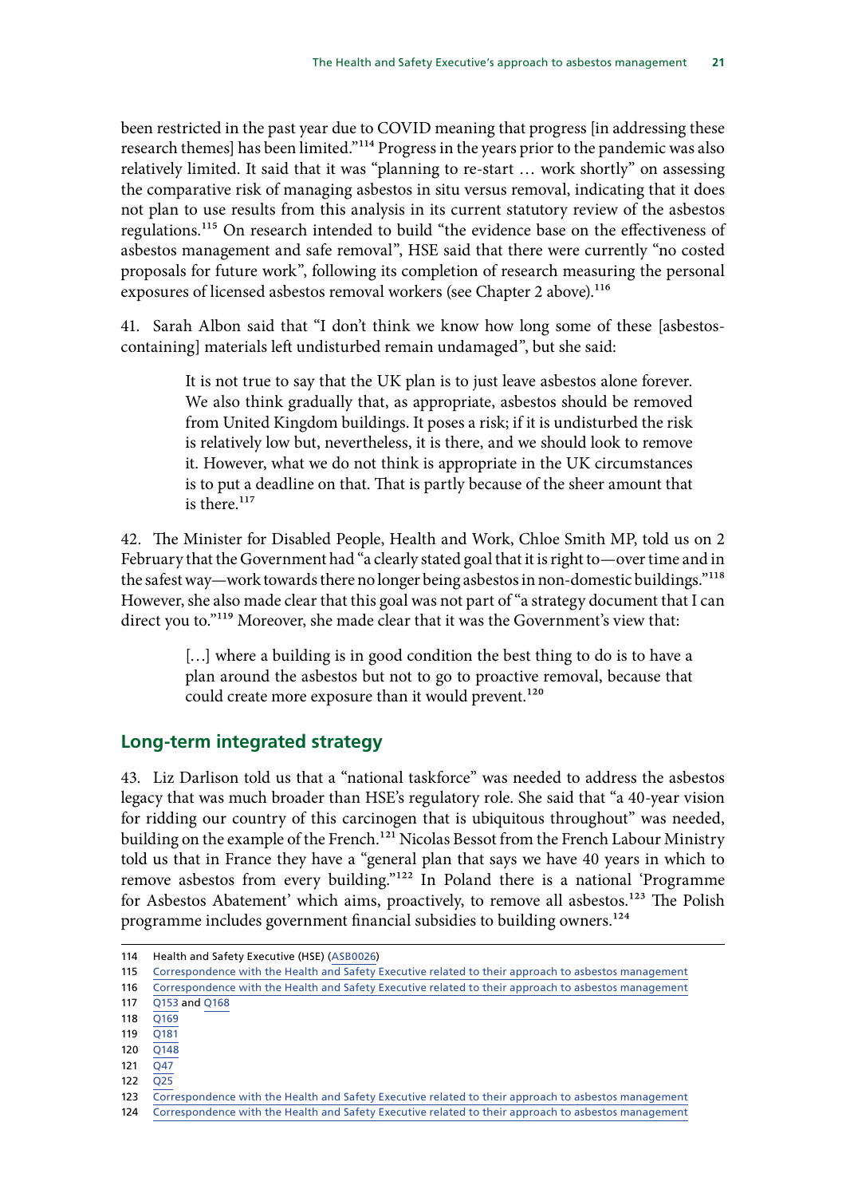been restricted in the past year due to COVID meaning that progress [in addressing these research themes] has been limited."[114] Progress in the years prior to the pandemic was also relatively limited. It said that it was "planning to re-start … work shortly" on assessing the comparative risk of managing asbestos in situ versus removal, indicating that it does not plan to use results from this analysis in its current statutory review of the asbestos regulations.[115] On research intended to build "the evidence base on the effectiveness of asbestos management and safe removal", HSE said that there were currently "no costed proposals for future work", following its completion of research measuring the personal exposures of licensed asbestos removal workers (see Chapter 2 above).[116]

41. Sarah Albon said that "I don't think we know how long some of these [asbestos-containing] materials left undisturbed remain undamaged", but she said:

> It is not true to say that the UK plan is to just leave asbestos alone forever. We also think gradually that, as appropriate, asbestos should be removed from United Kingdom buildings. It poses a risk; if it is undisturbed the risk is relatively low but, nevertheless, it is there, and we should look to remove it. However, what we do not think is appropriate in the UK circumstances is to put a deadline on that. That is partly because of the sheer amount that is there.[117]

42. The Minister for Disabled People, Health and Work, Chloe Smith MP, told us on 2 February that the Government had "a clearly stated goal that it is right to—over time and in the safest way—work towards there no longer being asbestos in non-domestic buildings."[118] However, she also made clear that this goal was not part of "a strategy document that I can direct you to."[119] Moreover, she made clear that it was the Government's view that:

> […] where a building is in good condition the best thing to do is to have a plan around the asbestos but not to go to proactive removal, because that could create more exposure than it would prevent.[120]

## Long-term integrated strategy

43. Liz Darlison told us that a "national taskforce" was needed to address the asbestos legacy that was much broader than HSE's regulatory role. She said that "a 40-year vision for ridding our country of this carcinogen that is ubiquitous throughout" was needed, building on the example of the French.[121] Nicolas Bessot from the French Labour Ministry told us that in France they have a "general plan that says we have 40 years in which to remove asbestos from every building."[122] In Poland there is a national 'Programme for Asbestos Abatement' which aims, proactively, to remove all asbestos.[123] The Polish programme includes government financial subsidies to building owners.[124]

---

114 Health and Safety Executive (HSE) (ASB0026)
115 Correspondence with the Health and Safety Executive related to their approach to asbestos management
116 Correspondence with the Health and Safety Executive related to their approach to asbestos management
117 Q153 and Q168
118 Q169
119 Q181
120 Q148
121 Q47
122 Q25
123 Correspondence with the Health and Safety Executive related to their approach to asbestos management
124 Correspondence with the Health and Safety Executive related to their approach to asbestos management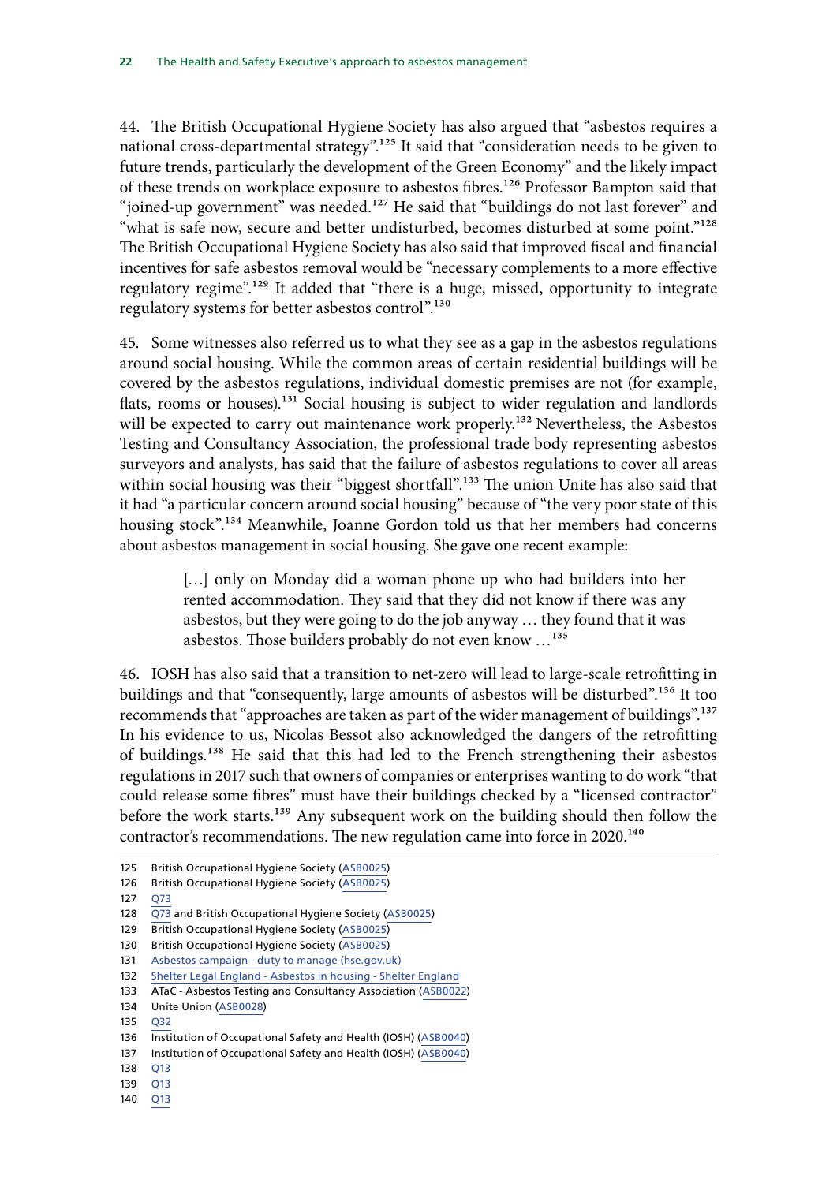44. The British Occupational Hygiene Society has also argued that "asbestos requires a national cross-departmental strategy".[125] It said that "consideration needs to be given to future trends, particularly the development of the Green Economy" and the likely impact of these trends on workplace exposure to asbestos fibres.[126] Professor Bampton said that "joined-up government" was needed.[127] He said that "buildings do not last forever" and "what is safe now, secure and better undisturbed, becomes disturbed at some point."[128] The British Occupational Hygiene Society has also said that improved fiscal and financial incentives for safe asbestos removal would be "necessary complements to a more effective regulatory regime".[129] It added that "there is a huge, missed, opportunity to integrate regulatory systems for better asbestos control".[130]

45. Some witnesses also referred us to what they see as a gap in the asbestos regulations around social housing. While the common areas of certain residential buildings will be covered by the asbestos regulations, individual domestic premises are not (for example, flats, rooms or houses).[131] Social housing is subject to wider regulation and landlords will be expected to carry out maintenance work properly.[132] Nevertheless, the Asbestos Testing and Consultancy Association, the professional trade body representing asbestos surveyors and analysts, has said that the failure of asbestos regulations to cover all areas within social housing was their "biggest shortfall".[133] The union Unite has also said that it had "a particular concern around social housing" because of "the very poor state of this housing stock".[134] Meanwhile, Joanne Gordon told us that her members had concerns about asbestos management in social housing. She gave one recent example:

> […] only on Monday did a woman phone up who had builders into her rented accommodation. They said that they did not know if there was any asbestos, but they were going to do the job anyway … they found that it was asbestos. Those builders probably do not even know …[135]

46. IOSH has also said that a transition to net-zero will lead to large-scale retrofitting in buildings and that "consequently, large amounts of asbestos will be disturbed".[136] It too recommends that "approaches are taken as part of the wider management of buildings".[137] In his evidence to us, Nicolas Bessot also acknowledged the dangers of the retrofitting of buildings.[138] He said that this had led to the French strengthening their asbestos regulations in 2017 such that owners of companies or enterprises wanting to do work "that could release some fibres" must have their buildings checked by a "licensed contractor" before the work starts.[139] Any subsequent work on the building should then follow the contractor's recommendations. The new regulation came into force in 2020.[140]

125 British Occupational Hygiene Society (ASB0025)
126 British Occupational Hygiene Society (ASB0025)
127 Q73
128 Q73 and British Occupational Hygiene Society (ASB0025)
129 British Occupational Hygiene Society (ASB0025)
130 British Occupational Hygiene Society (ASB0025)
131 Asbestos campaign - duty to manage (hse.gov.uk)
132 Shelter Legal England - Asbestos in housing - Shelter England
133 ATaC - Asbestos Testing and Consultancy Association (ASB0022)
134 Unite Union (ASB0028)
135 Q32
136 Institution of Occupational Safety and Health (IOSH) (ASB0040)
137 Institution of Occupational Safety and Health (IOSH) (ASB0040)
138 Q13
139 Q13
140 Q13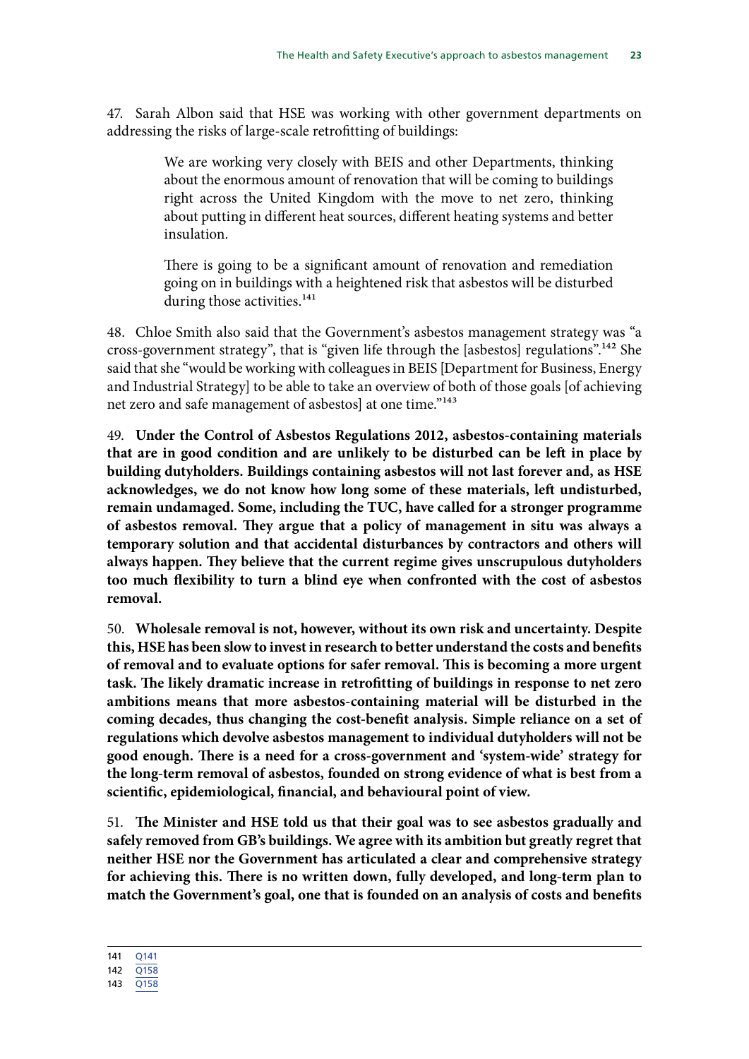47. Sarah Albon said that HSE was working with other government departments on addressing the risks of large-scale retrofitting of buildings:

> We are working very closely with BEIS and other Departments, thinking about the enormous amount of renovation that will be coming to buildings right across the United Kingdom with the move to net zero, thinking about putting in different heat sources, different heating systems and better insulation.
>
> There is going to be a significant amount of renovation and remediation going on in buildings with a heightened risk that asbestos will be disturbed during those activities.[141]

48. Chloe Smith also said that the Government's asbestos management strategy was "a cross-government strategy", that is "given life through the [asbestos] regulations".[142] She said that she "would be working with colleagues in BEIS [Department for Business, Energy and Industrial Strategy] to be able to take an overview of both of those goals [of achieving net zero and safe management of asbestos] at one time."[143]

49. **Under the Control of Asbestos Regulations 2012, asbestos-containing materials that are in good condition and are unlikely to be disturbed can be left in place by building dutyholders. Buildings containing asbestos will not last forever and, as HSE acknowledges, we do not know how long some of these materials, left undisturbed, remain undamaged. Some, including the TUC, have called for a stronger programme of asbestos removal. They argue that a policy of management in situ was always a temporary solution and that accidental disturbances by contractors and others will always happen. They believe that the current regime gives unscrupulous dutyholders too much flexibility to turn a blind eye when confronted with the cost of asbestos removal.**

50. **Wholesale removal is not, however, without its own risk and uncertainty. Despite this, HSE has been slow to invest in research to better understand the costs and benefits of removal and to evaluate options for safer removal. This is becoming a more urgent task. The likely dramatic increase in retrofitting of buildings in response to net zero ambitions means that more asbestos-containing material will be disturbed in the coming decades, thus changing the cost-benefit analysis. Simple reliance on a set of regulations which devolve asbestos management to individual dutyholders will not be good enough. There is a need for a cross-government and 'system-wide' strategy for the long-term removal of asbestos, founded on strong evidence of what is best from a scientific, epidemiological, financial, and behavioural point of view.**

51. **The Minister and HSE told us that their goal was to see asbestos gradually and safely removed from GB's buildings. We agree with its ambition but greatly regret that neither HSE nor the Government has articulated a clear and comprehensive strategy for achieving this. There is no written down, fully developed, and long-term plan to match the Government's goal, one that is founded on an analysis of costs and benefits**

---

141 Q141
142 Q158
143 Q158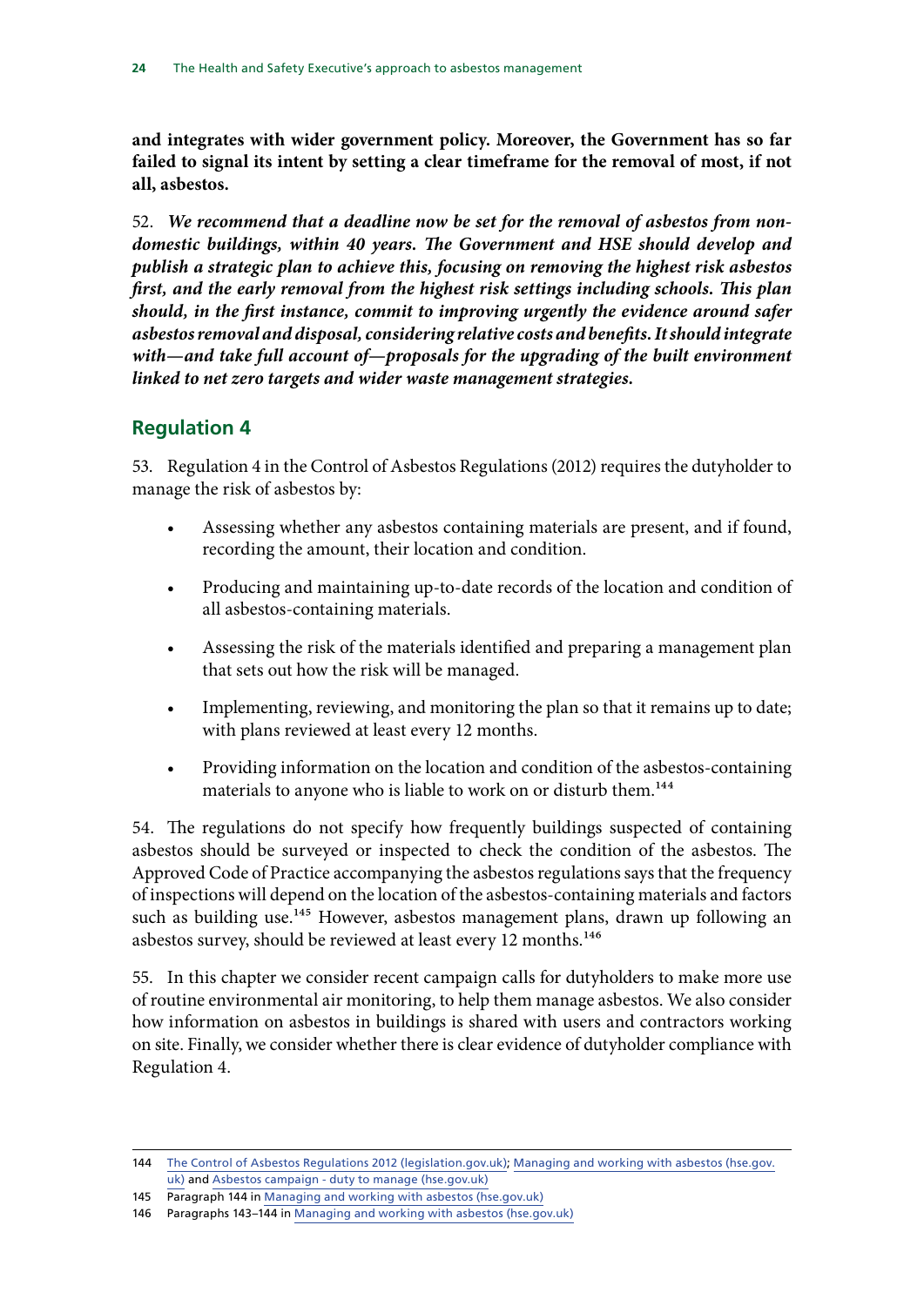**and integrates with wider government policy. Moreover, the Government has so far failed to signal its intent by setting a clear timeframe for the removal of most, if not all, asbestos.**

52. ***We recommend that a deadline now be set for the removal of asbestos from non-domestic buildings, within 40 years. The Government and HSE should develop and publish a strategic plan to achieve this, focusing on removing the highest risk asbestos first, and the early removal from the highest risk settings including schools. This plan should, in the first instance, commit to improving urgently the evidence around safer asbestos removal and disposal, considering relative costs and benefits. It should integrate with—and take full account of—proposals for the upgrading of the built environment linked to net zero targets and wider waste management strategies.***

## Regulation 4

53. Regulation 4 in the Control of Asbestos Regulations (2012) requires the dutyholder to manage the risk of asbestos by:

- Assessing whether any asbestos containing materials are present, and if found, recording the amount, their location and condition.
- Producing and maintaining up-to-date records of the location and condition of all asbestos-containing materials.
- Assessing the risk of the materials identified and preparing a management plan that sets out how the risk will be managed.
- Implementing, reviewing, and monitoring the plan so that it remains up to date; with plans reviewed at least every 12 months.
- Providing information on the location and condition of the asbestos-containing materials to anyone who is liable to work on or disturb them.[144]

54. The regulations do not specify how frequently buildings suspected of containing asbestos should be surveyed or inspected to check the condition of the asbestos. The Approved Code of Practice accompanying the asbestos regulations says that the frequency of inspections will depend on the location of the asbestos-containing materials and factors such as building use.[145] However, asbestos management plans, drawn up following an asbestos survey, should be reviewed at least every 12 months.[146]

55. In this chapter we consider recent campaign calls for dutyholders to make more use of routine environmental air monitoring, to help them manage asbestos. We also consider how information on asbestos in buildings is shared with users and contractors working on site. Finally, we consider whether there is clear evidence of dutyholder compliance with Regulation 4.

---

144 The Control of Asbestos Regulations 2012 (legislation.gov.uk); Managing and working with asbestos (hse.gov.uk) and Asbestos campaign - duty to manage (hse.gov.uk)

145 Paragraph 144 in Managing and working with asbestos (hse.gov.uk)

146 Paragraphs 143–144 in Managing and working with asbestos (hse.gov.uk)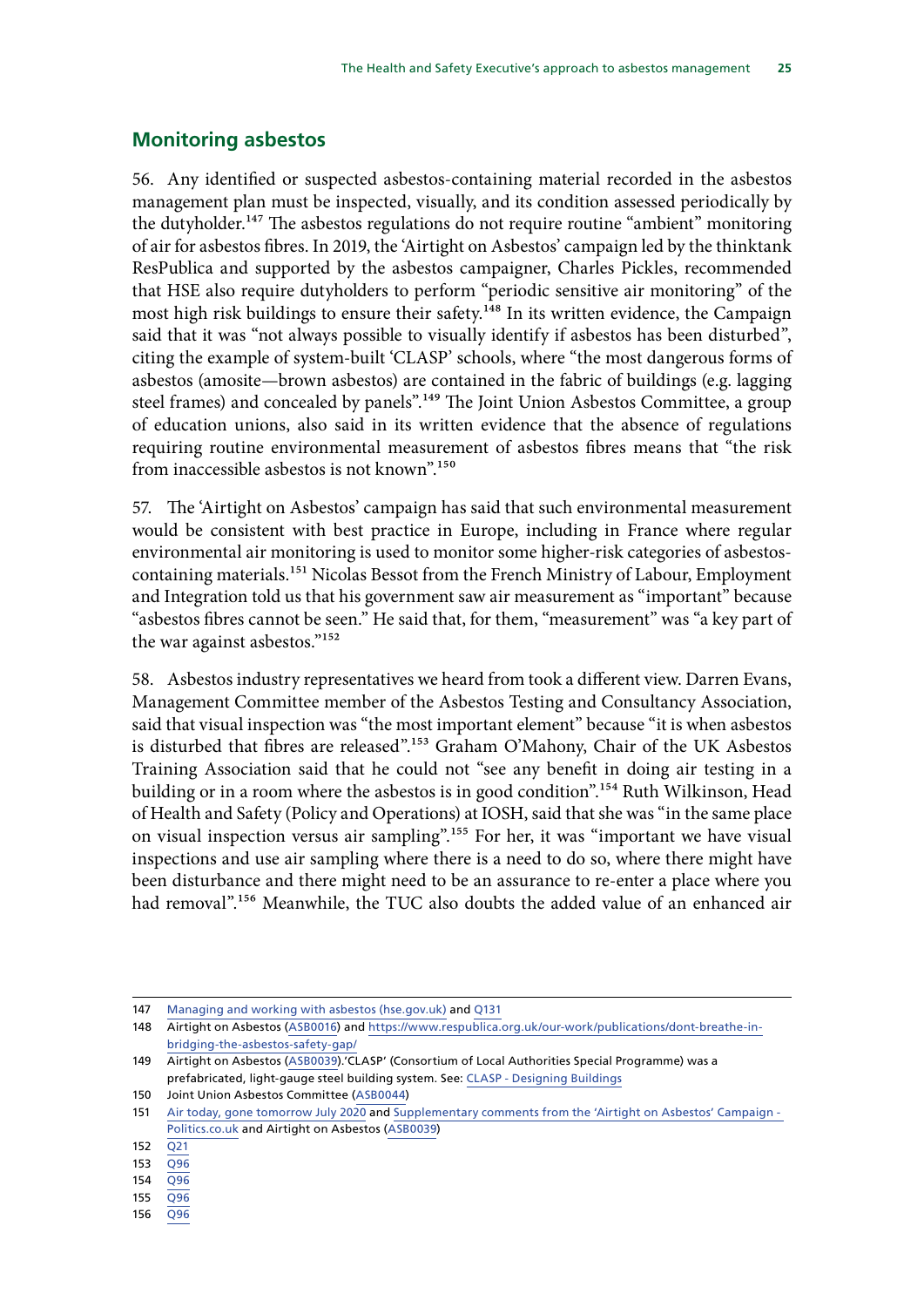## Monitoring asbestos

56. Any identified or suspected asbestos-containing material recorded in the asbestos management plan must be inspected, visually, and its condition assessed periodically by the dutyholder.[147] The asbestos regulations do not require routine "ambient" monitoring of air for asbestos fibres. In 2019, the 'Airtight on Asbestos' campaign led by the thinktank ResPublica and supported by the asbestos campaigner, Charles Pickles, recommended that HSE also require dutyholders to perform "periodic sensitive air monitoring" of the most high risk buildings to ensure their safety.[148] In its written evidence, the Campaign said that it was "not always possible to visually identify if asbestos has been disturbed", citing the example of system-built 'CLASP' schools, where "the most dangerous forms of asbestos (amosite—brown asbestos) are contained in the fabric of buildings (e.g. lagging steel frames) and concealed by panels".[149] The Joint Union Asbestos Committee, a group of education unions, also said in its written evidence that the absence of regulations requiring routine environmental measurement of asbestos fibres means that "the risk from inaccessible asbestos is not known".[150]

57. The 'Airtight on Asbestos' campaign has said that such environmental measurement would be consistent with best practice in Europe, including in France where regular environmental air monitoring is used to monitor some higher-risk categories of asbestos-containing materials.[151] Nicolas Bessot from the French Ministry of Labour, Employment and Integration told us that his government saw air measurement as "important" because "asbestos fibres cannot be seen." He said that, for them, "measurement" was "a key part of the war against asbestos."[152]

58. Asbestos industry representatives we heard from took a different view. Darren Evans, Management Committee member of the Asbestos Testing and Consultancy Association, said that visual inspection was "the most important element" because "it is when asbestos is disturbed that fibres are released".[153] Graham O'Mahony, Chair of the UK Asbestos Training Association said that he could not "see any benefit in doing air testing in a building or in a room where the asbestos is in good condition".[154] Ruth Wilkinson, Head of Health and Safety (Policy and Operations) at IOSH, said that she was "in the same place on visual inspection versus air sampling".[155] For her, it was "important we have visual inspections and use air sampling where there is a need to do so, where there might have been disturbance and there might need to be an assurance to re-enter a place where you had removal".[156] Meanwhile, the TUC also doubts the added value of an enhanced air

---

147 Managing and working with asbestos (hse.gov.uk) and Q131

148 Airtight on Asbestos (ASB0016) and https://www.respublica.org.uk/our-work/publications/dont-breathe-in-bridging-the-asbestos-safety-gap/

149 Airtight on Asbestos (ASB0039).'CLASP' (Consortium of Local Authorities Special Programme) was a prefabricated, light-gauge steel building system. See: CLASP - Designing Buildings

150 Joint Union Asbestos Committee (ASB0044)

151 Air today, gone tomorrow July 2020 and Supplementary comments from the 'Airtight on Asbestos' Campaign - Politics.co.uk and Airtight on Asbestos (ASB0039)

152 Q21

153 Q96

154 Q96

155 Q96

156 Q96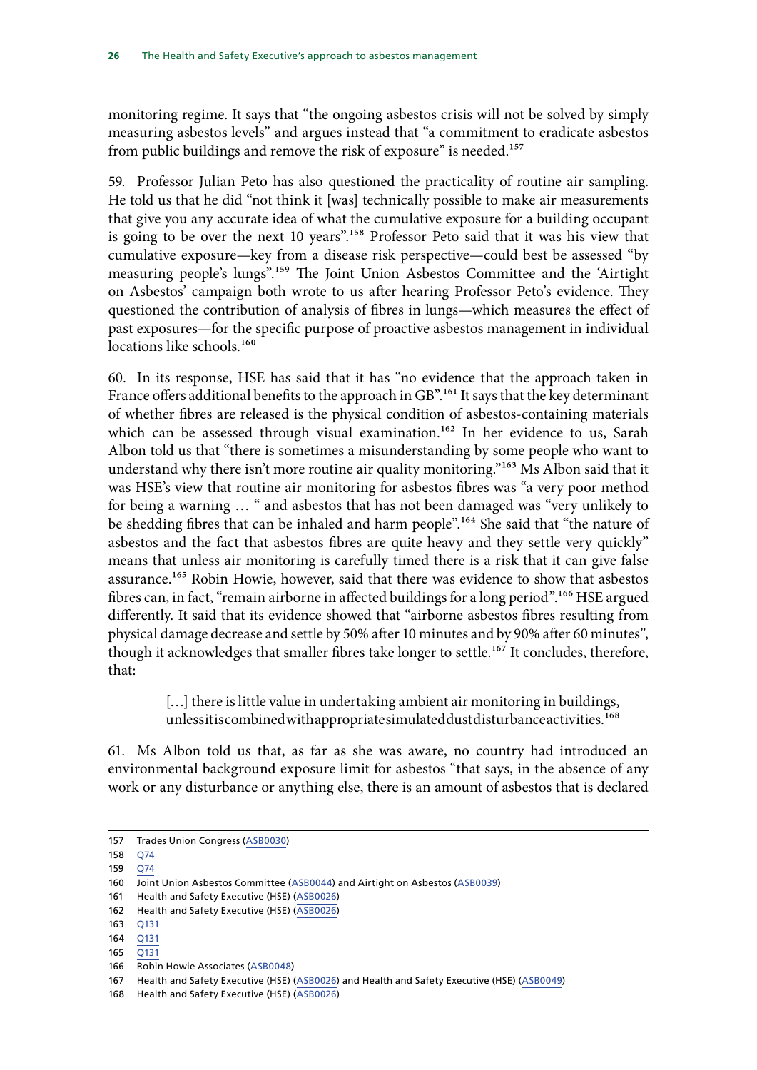monitoring regime. It says that "the ongoing asbestos crisis will not be solved by simply measuring asbestos levels" and argues instead that "a commitment to eradicate asbestos from public buildings and remove the risk of exposure" is needed.[157]

59. Professor Julian Peto has also questioned the practicality of routine air sampling. He told us that he did "not think it [was] technically possible to make air measurements that give you any accurate idea of what the cumulative exposure for a building occupant is going to be over the next 10 years".[158] Professor Peto said that it was his view that cumulative exposure—key from a disease risk perspective—could best be assessed "by measuring people's lungs".[159] The Joint Union Asbestos Committee and the 'Airtight on Asbestos' campaign both wrote to us after hearing Professor Peto's evidence. They questioned the contribution of analysis of fibres in lungs—which measures the effect of past exposures—for the specific purpose of proactive asbestos management in individual locations like schools.[160]

60. In its response, HSE has said that it has "no evidence that the approach taken in France offers additional benefits to the approach in GB".[161] It says that the key determinant of whether fibres are released is the physical condition of asbestos-containing materials which can be assessed through visual examination.[162] In her evidence to us, Sarah Albon told us that "there is sometimes a misunderstanding by some people who want to understand why there isn't more routine air quality monitoring."[163] Ms Albon said that it was HSE's view that routine air monitoring for asbestos fibres was "a very poor method for being a warning … " and asbestos that has not been damaged was "very unlikely to be shedding fibres that can be inhaled and harm people".[164] She said that "the nature of asbestos and the fact that asbestos fibres are quite heavy and they settle very quickly" means that unless air monitoring is carefully timed there is a risk that it can give false assurance.[165] Robin Howie, however, said that there was evidence to show that asbestos fibres can, in fact, "remain airborne in affected buildings for a long period".[166] HSE argued differently. It said that its evidence showed that "airborne asbestos fibres resulting from physical damage decrease and settle by 50% after 10 minutes and by 90% after 60 minutes", though it acknowledges that smaller fibres take longer to settle.[167] It concludes, therefore, that:

> […] there is little value in undertaking ambient air monitoring in buildings, unless it is combined with appropriate simulated dust disturbance activities.[168]

61. Ms Albon told us that, as far as she was aware, no country had introduced an environmental background exposure limit for asbestos "that says, in the absence of any work or any disturbance or anything else, there is an amount of asbestos that is declared

---

157 Trades Union Congress (ASB0030)

158 Q74

159 Q74

160 Joint Union Asbestos Committee (ASB0044) and Airtight on Asbestos (ASB0039)

161 Health and Safety Executive (HSE) (ASB0026)

162 Health and Safety Executive (HSE) (ASB0026)

163 Q131

164 Q131

165 Q131

166 Robin Howie Associates (ASB0048)

167 Health and Safety Executive (HSE) (ASB0026) and Health and Safety Executive (HSE) (ASB0049)

168 Health and Safety Executive (HSE) (ASB0026)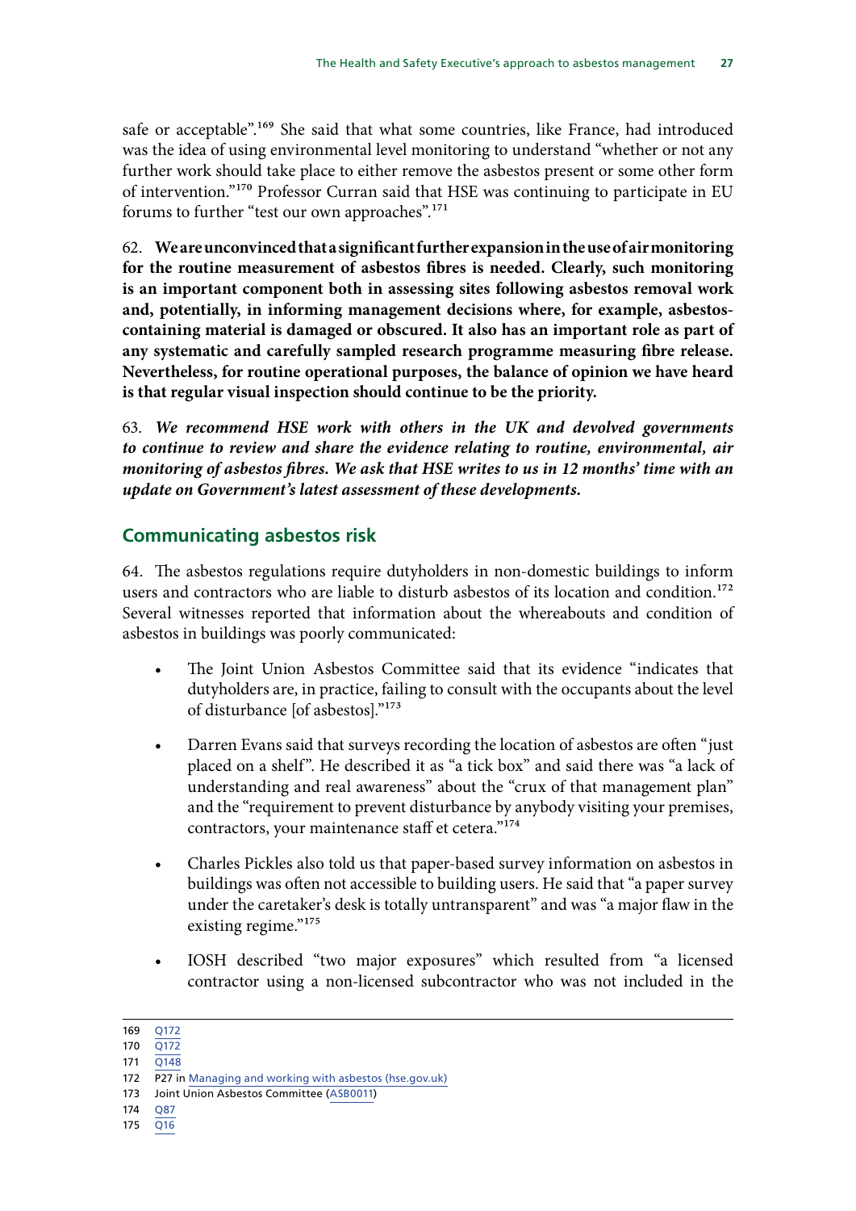safe or acceptable".[169] She said that what some countries, like France, had introduced was the idea of using environmental level monitoring to understand "whether or not any further work should take place to either remove the asbestos present or some other form of intervention."[170] Professor Curran said that HSE was continuing to participate in EU forums to further "test our own approaches".[171]

62. **We are unconvinced that a significant further expansion in the use of air monitoring for the routine measurement of asbestos fibres is needed. Clearly, such monitoring is an important component both in assessing sites following asbestos removal work and, potentially, in informing management decisions where, for example, asbestos-containing material is damaged or obscured. It also has an important role as part of any systematic and carefully sampled research programme measuring fibre release. Nevertheless, for routine operational purposes, the balance of opinion we have heard is that regular visual inspection should continue to be the priority.**

63. ***We recommend HSE work with others in the UK and devolved governments to continue to review and share the evidence relating to routine, environmental, air monitoring of asbestos fibres. We ask that HSE writes to us in 12 months' time with an update on Government's latest assessment of these developments.***

## Communicating asbestos risk

64. The asbestos regulations require dutyholders in non-domestic buildings to inform users and contractors who are liable to disturb asbestos of its location and condition.[172] Several witnesses reported that information about the whereabouts and condition of asbestos in buildings was poorly communicated:

- The Joint Union Asbestos Committee said that its evidence "indicates that dutyholders are, in practice, failing to consult with the occupants about the level of disturbance [of asbestos]."[173]
- Darren Evans said that surveys recording the location of asbestos are often "just placed on a shelf". He described it as "a tick box" and said there was "a lack of understanding and real awareness" about the "crux of that management plan" and the "requirement to prevent disturbance by anybody visiting your premises, contractors, your maintenance staff et cetera."[174]
- Charles Pickles also told us that paper-based survey information on asbestos in buildings was often not accessible to building users. He said that "a paper survey under the caretaker's desk is totally untransparent" and was "a major flaw in the existing regime."[175]
- IOSH described "two major exposures" which resulted from "a licensed contractor using a non-licensed subcontractor who was not included in the

---

169 Q172
170 Q172
171 Q148
172 P27 in Managing and working with asbestos (hse.gov.uk)
173 Joint Union Asbestos Committee (ASB0011)
174 Q87
175 Q16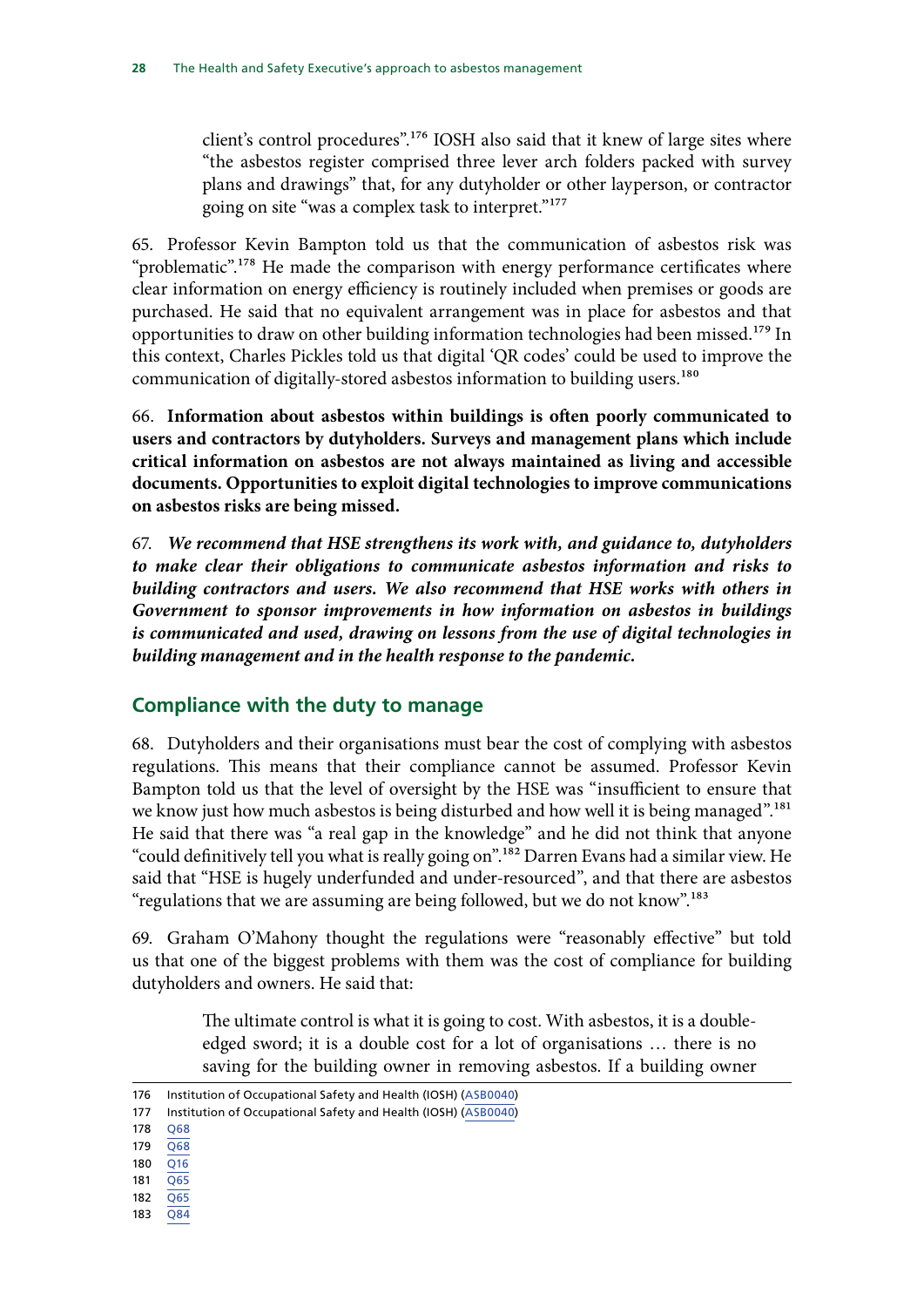> client's control procedures".[176] IOSH also said that it knew of large sites where "the asbestos register comprised three lever arch folders packed with survey plans and drawings" that, for any dutyholder or other layperson, or contractor going on site "was a complex task to interpret."[177]

65. Professor Kevin Bampton told us that the communication of asbestos risk was "problematic".[178] He made the comparison with energy performance certificates where clear information on energy efficiency is routinely included when premises or goods are purchased. He said that no equivalent arrangement was in place for asbestos and that opportunities to draw on other building information technologies had been missed.[179] In this context, Charles Pickles told us that digital 'QR codes' could be used to improve the communication of digitally-stored asbestos information to building users.[180]

66. **Information about asbestos within buildings is often poorly communicated to users and contractors by dutyholders. Surveys and management plans which include critical information on asbestos are not always maintained as living and accessible documents. Opportunities to exploit digital technologies to improve communications on asbestos risks are being missed.**

67. ***We recommend that HSE strengthens its work with, and guidance to, dutyholders to make clear their obligations to communicate asbestos information and risks to building contractors and users. We also recommend that HSE works with others in Government to sponsor improvements in how information on asbestos in buildings is communicated and used, drawing on lessons from the use of digital technologies in building management and in the health response to the pandemic.***

## Compliance with the duty to manage

68. Dutyholders and their organisations must bear the cost of complying with asbestos regulations. This means that their compliance cannot be assumed. Professor Kevin Bampton told us that the level of oversight by the HSE was "insufficient to ensure that we know just how much asbestos is being disturbed and how well it is being managed".[181] He said that there was "a real gap in the knowledge" and he did not think that anyone "could definitively tell you what is really going on".[182] Darren Evans had a similar view. He said that "HSE is hugely underfunded and under-resourced", and that there are asbestos "regulations that we are assuming are being followed, but we do not know".[183]

69. Graham O'Mahony thought the regulations were "reasonably effective" but told us that one of the biggest problems with them was the cost of compliance for building dutyholders and owners. He said that:

> The ultimate control is what it is going to cost. With asbestos, it is a double-edged sword; it is a double cost for a lot of organisations … there is no saving for the building owner in removing asbestos. If a building owner

176 Institution of Occupational Safety and Health (IOSH) (ASB0040)
177 Institution of Occupational Safety and Health (IOSH) (ASB0040)
178 Q68
179 Q68
180 Q16
181 Q65
182 Q65
183 Q84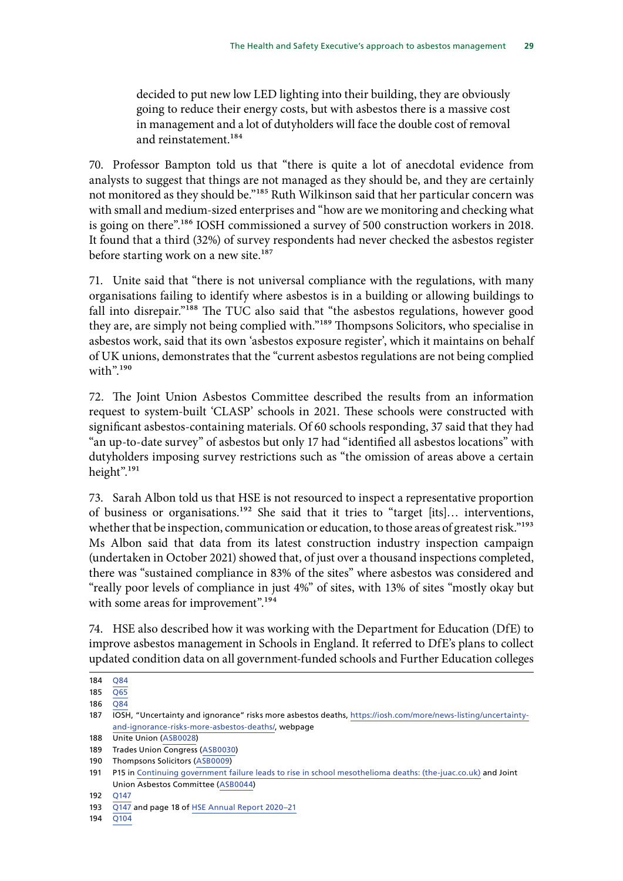> decided to put new low LED lighting into their building, they are obviously going to reduce their energy costs, but with asbestos there is a massive cost in management and a lot of dutyholders will face the double cost of removal and reinstatement.[184]

70. Professor Bampton told us that "there is quite a lot of anecdotal evidence from analysts to suggest that things are not managed as they should be, and they are certainly not monitored as they should be."[185] Ruth Wilkinson said that her particular concern was with small and medium-sized enterprises and "how are we monitoring and checking what is going on there".[186] IOSH commissioned a survey of 500 construction workers in 2018. It found that a third (32%) of survey respondents had never checked the asbestos register before starting work on a new site.[187]

71. Unite said that "there is not universal compliance with the regulations, with many organisations failing to identify where asbestos is in a building or allowing buildings to fall into disrepair."[188] The TUC also said that "the asbestos regulations, however good they are, are simply not being complied with."[189] Thompsons Solicitors, who specialise in asbestos work, said that its own 'asbestos exposure register', which it maintains on behalf of UK unions, demonstrates that the "current asbestos regulations are not being complied with".[190]

72. The Joint Union Asbestos Committee described the results from an information request to system-built 'CLASP' schools in 2021. These schools were constructed with significant asbestos-containing materials. Of 60 schools responding, 37 said that they had "an up-to-date survey" of asbestos but only 17 had "identified all asbestos locations" with dutyholders imposing survey restrictions such as "the omission of areas above a certain height".[191]

73. Sarah Albon told us that HSE is not resourced to inspect a representative proportion of business or organisations.[192] She said that it tries to "target [its]… interventions, whether that be inspection, communication or education, to those areas of greatest risk."[193] Ms Albon said that data from its latest construction industry inspection campaign (undertaken in October 2021) showed that, of just over a thousand inspections completed, there was "sustained compliance in 83% of the sites" where asbestos was considered and "really poor levels of compliance in just 4%" of sites, with 13% of sites "mostly okay but with some areas for improvement".[194]

74. HSE also described how it was working with the Department for Education (DfE) to improve asbestos management in Schools in England. It referred to DfE's plans to collect updated condition data on all government-funded schools and Further Education colleges

---

184 Q84

185 Q65

186 Q84

187 IOSH, "Uncertainty and ignorance" risks more asbestos deaths, https://iosh.com/more/news-listing/uncertainty-and-ignorance-risks-more-asbestos-deaths/, webpage

188 Unite Union (ASB0028)

189 Trades Union Congress (ASB0030)

190 Thompsons Solicitors (ASB0009)

191 P15 in Continuing government failure leads to rise in school mesothelioma deaths: (the-juac.co.uk) and Joint Union Asbestos Committee (ASB0044)

192 Q147

193 Q147 and page 18 of HSE Annual Report 2020–21

194 Q104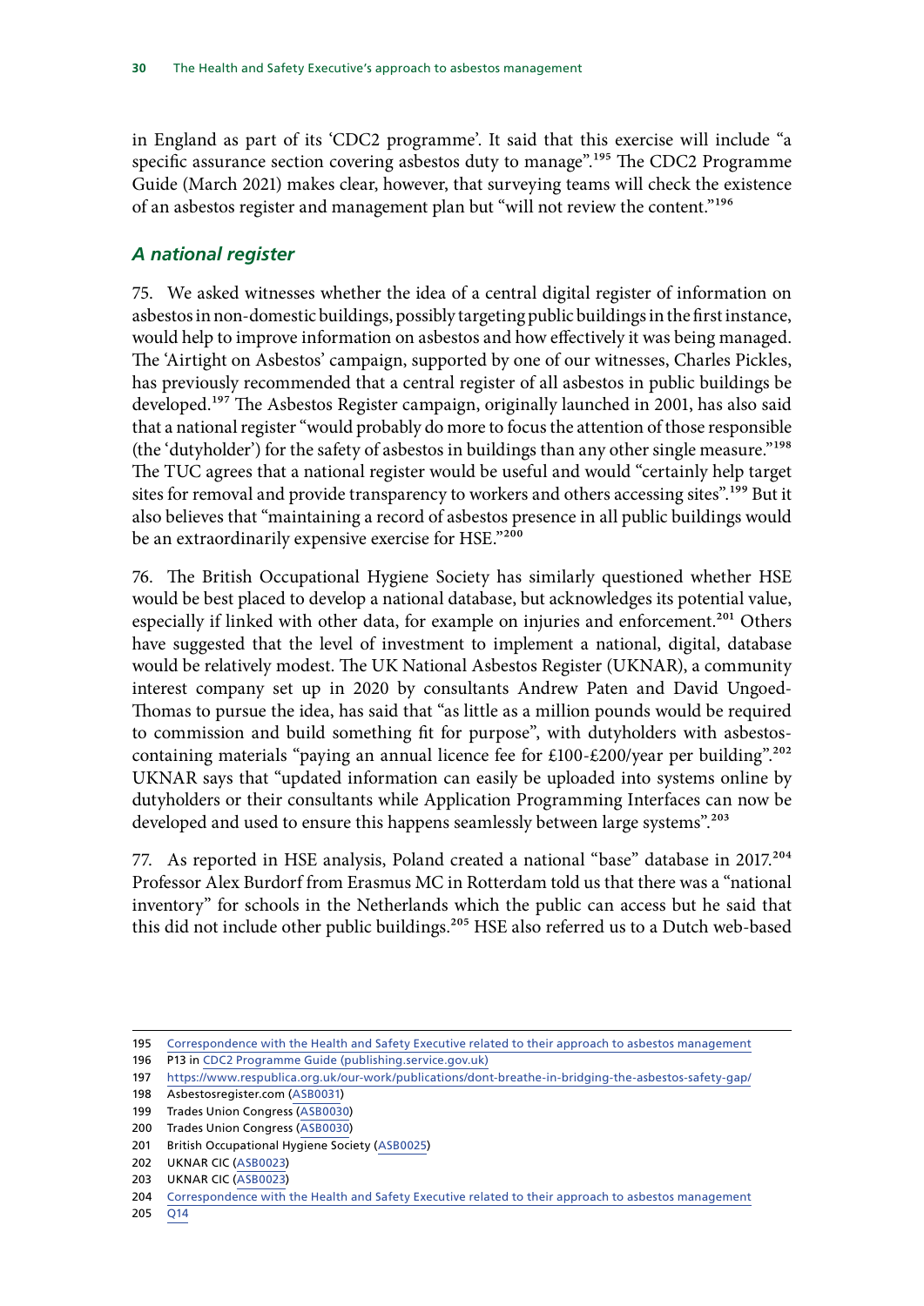in England as part of its 'CDC2 programme'. It said that this exercise will include "a specific assurance section covering asbestos duty to manage".[195] The CDC2 Programme Guide (March 2021) makes clear, however, that surveying teams will check the existence of an asbestos register and management plan but "will not review the content."[196]

### *A national register*

75. We asked witnesses whether the idea of a central digital register of information on asbestos in non-domestic buildings, possibly targeting public buildings in the first instance, would help to improve information on asbestos and how effectively it was being managed. The 'Airtight on Asbestos' campaign, supported by one of our witnesses, Charles Pickles, has previously recommended that a central register of all asbestos in public buildings be developed.[197] The Asbestos Register campaign, originally launched in 2001, has also said that a national register "would probably do more to focus the attention of those responsible (the 'dutyholder') for the safety of asbestos in buildings than any other single measure."[198] The TUC agrees that a national register would be useful and would "certainly help target sites for removal and provide transparency to workers and others accessing sites".[199] But it also believes that "maintaining a record of asbestos presence in all public buildings would be an extraordinarily expensive exercise for HSE."[200]

76. The British Occupational Hygiene Society has similarly questioned whether HSE would be best placed to develop a national database, but acknowledges its potential value, especially if linked with other data, for example on injuries and enforcement.[201] Others have suggested that the level of investment to implement a national, digital, database would be relatively modest. The UK National Asbestos Register (UKNAR), a community interest company set up in 2020 by consultants Andrew Paten and David Ungoed-Thomas to pursue the idea, has said that "as little as a million pounds would be required to commission and build something fit for purpose", with dutyholders with asbestos-containing materials "paying an annual licence fee for £100-£200/year per building".[202] UKNAR says that "updated information can easily be uploaded into systems online by dutyholders or their consultants while Application Programming Interfaces can now be developed and used to ensure this happens seamlessly between large systems".[203]

77. As reported in HSE analysis, Poland created a national "base" database in 2017.[204] Professor Alex Burdorf from Erasmus MC in Rotterdam told us that there was a "national inventory" for schools in the Netherlands which the public can access but he said that this did not include other public buildings.[205] HSE also referred us to a Dutch web-based

---

195 Correspondence with the Health and Safety Executive related to their approach to asbestos management
196 P13 in CDC2 Programme Guide (publishing.service.gov.uk)
197 https://www.respublica.org.uk/our-work/publications/dont-breathe-in-bridging-the-asbestos-safety-gap/
198 Asbestosregister.com (ASB0031)
199 Trades Union Congress (ASB0030)
200 Trades Union Congress (ASB0030)
201 British Occupational Hygiene Society (ASB0025)
202 UKNAR CIC (ASB0023)
203 UKNAR CIC (ASB0023)
204 Correspondence with the Health and Safety Executive related to their approach to asbestos management
205 Q14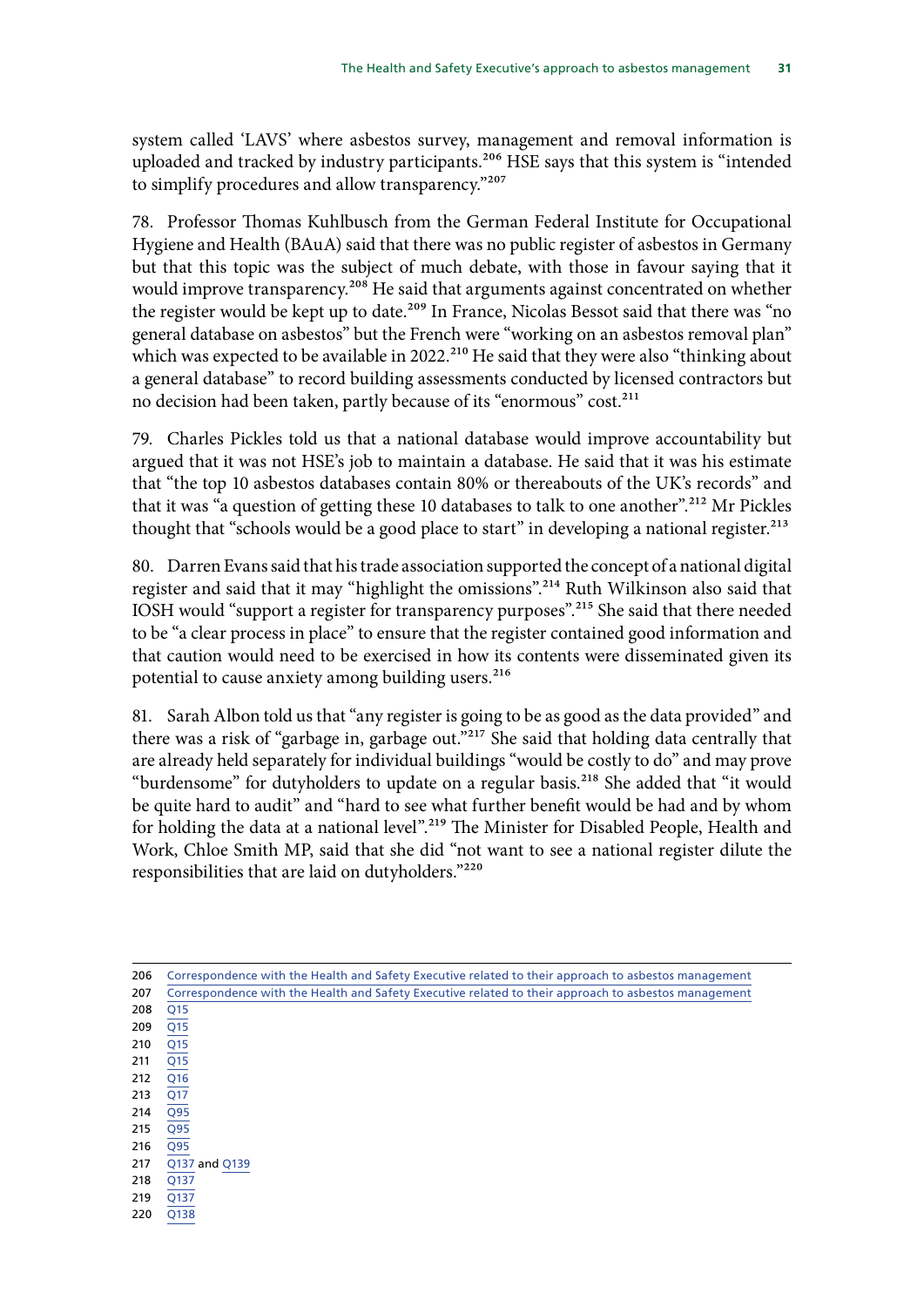system called 'LAVS' where asbestos survey, management and removal information is uploaded and tracked by industry participants.[206] HSE says that this system is "intended to simplify procedures and allow transparency."[207]

78. Professor Thomas Kuhlbusch from the German Federal Institute for Occupational Hygiene and Health (BAuA) said that there was no public register of asbestos in Germany but that this topic was the subject of much debate, with those in favour saying that it would improve transparency.[208] He said that arguments against concentrated on whether the register would be kept up to date.[209] In France, Nicolas Bessot said that there was "no general database on asbestos" but the French were "working on an asbestos removal plan" which was expected to be available in 2022.[210] He said that they were also "thinking about a general database" to record building assessments conducted by licensed contractors but no decision had been taken, partly because of its "enormous" cost.[211]

79. Charles Pickles told us that a national database would improve accountability but argued that it was not HSE's job to maintain a database. He said that it was his estimate that "the top 10 asbestos databases contain 80% or thereabouts of the UK's records" and that it was "a question of getting these 10 databases to talk to one another".[212] Mr Pickles thought that "schools would be a good place to start" in developing a national register.[213]

80. Darren Evans said that his trade association supported the concept of a national digital register and said that it may "highlight the omissions".[214] Ruth Wilkinson also said that IOSH would "support a register for transparency purposes".[215] She said that there needed to be "a clear process in place" to ensure that the register contained good information and that caution would need to be exercised in how its contents were disseminated given its potential to cause anxiety among building users.[216]

81. Sarah Albon told us that "any register is going to be as good as the data provided" and there was a risk of "garbage in, garbage out."[217] She said that holding data centrally that are already held separately for individual buildings "would be costly to do" and may prove "burdensome" for dutyholders to update on a regular basis.[218] She added that "it would be quite hard to audit" and "hard to see what further benefit would be had and by whom for holding the data at a national level".[219] The Minister for Disabled People, Health and Work, Chloe Smith MP, said that she did "not want to see a national register dilute the responsibilities that are laid on dutyholders."[220]

---

206 Correspondence with the Health and Safety Executive related to their approach to asbestos management
207 Correspondence with the Health and Safety Executive related to their approach to asbestos management
208 Q15
209 Q15
210 Q15
211 Q15
212 Q16
213 Q17
214 Q95
215 Q95
216 Q95
217 Q137 and Q139
218 Q137
219 Q137
220 Q138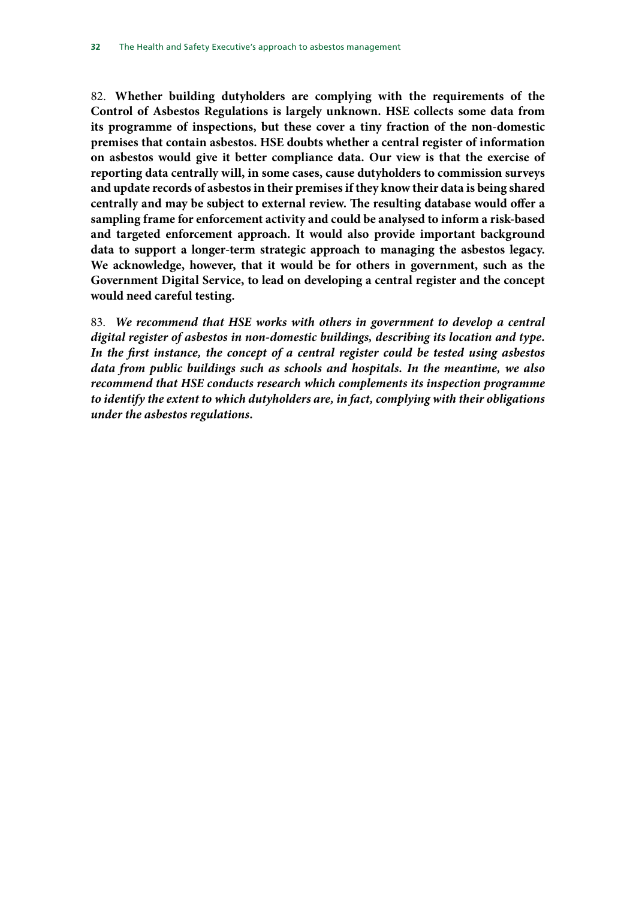82. **Whether building dutyholders are complying with the requirements of the Control of Asbestos Regulations is largely unknown. HSE collects some data from its programme of inspections, but these cover a tiny fraction of the non-domestic premises that contain asbestos. HSE doubts whether a central register of information on asbestos would give it better compliance data. Our view is that the exercise of reporting data centrally will, in some cases, cause dutyholders to commission surveys and update records of asbestos in their premises if they know their data is being shared centrally and may be subject to external review. The resulting database would offer a sampling frame for enforcement activity and could be analysed to inform a risk-based and targeted enforcement approach. It would also provide important background data to support a longer-term strategic approach to managing the asbestos legacy. We acknowledge, however, that it would be for others in government, such as the Government Digital Service, to lead on developing a central register and the concept would need careful testing.**

83. ***We recommend that HSE works with others in government to develop a central digital register of asbestos in non-domestic buildings, describing its location and type. In the first instance, the concept of a central register could be tested using asbestos data from public buildings such as schools and hospitals. In the meantime, we also recommend that HSE conducts research which complements its inspection programme to identify the extent to which dutyholders are, in fact, complying with their obligations under the asbestos regulations.***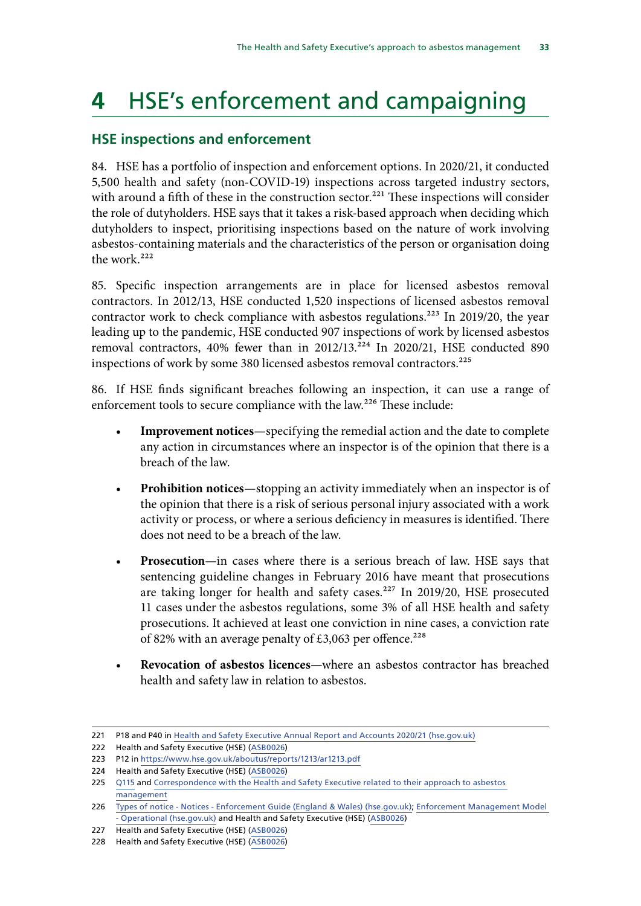# 4 HSE's enforcement and campaigning

## HSE inspections and enforcement

84. HSE has a portfolio of inspection and enforcement options. In 2020/21, it conducted 5,500 health and safety (non-COVID-19) inspections across targeted industry sectors, with around a fifth of these in the construction sector.[221] These inspections will consider the role of dutyholders. HSE says that it takes a risk-based approach when deciding which dutyholders to inspect, prioritising inspections based on the nature of work involving asbestos-containing materials and the characteristics of the person or organisation doing the work.[222]

85. Specific inspection arrangements are in place for licensed asbestos removal contractors. In 2012/13, HSE conducted 1,520 inspections of licensed asbestos removal contractor work to check compliance with asbestos regulations.[223] In 2019/20, the year leading up to the pandemic, HSE conducted 907 inspections of work by licensed asbestos removal contractors, 40% fewer than in 2012/13.[224] In 2020/21, HSE conducted 890 inspections of work by some 380 licensed asbestos removal contractors.[225]

86. If HSE finds significant breaches following an inspection, it can use a range of enforcement tools to secure compliance with the law.[226] These include:

- **Improvement notices**—specifying the remedial action and the date to complete any action in circumstances where an inspector is of the opinion that there is a breach of the law.
- **Prohibition notices**—stopping an activity immediately when an inspector is of the opinion that there is a risk of serious personal injury associated with a work activity or process, or where a serious deficiency in measures is identified. There does not need to be a breach of the law.
- **Prosecution—**in cases where there is a serious breach of law. HSE says that sentencing guideline changes in February 2016 have meant that prosecutions are taking longer for health and safety cases.[227] In 2019/20, HSE prosecuted 11 cases under the asbestos regulations, some 3% of all HSE health and safety prosecutions. It achieved at least one conviction in nine cases, a conviction rate of 82% with an average penalty of £3,063 per offence.[228]
- **Revocation of asbestos licences—**where an asbestos contractor has breached health and safety law in relation to asbestos.

---

221 P18 and P40 in Health and Safety Executive Annual Report and Accounts 2020/21 (hse.gov.uk)

222 Health and Safety Executive (HSE) (ASB0026)

223 P12 in https://www.hse.gov.uk/aboutus/reports/1213/ar1213.pdf

224 Health and Safety Executive (HSE) (ASB0026)

225 Q115 and Correspondence with the Health and Safety Executive related to their approach to asbestos management

226 Types of notice - Notices - Enforcement Guide (England & Wales) (hse.gov.uk); Enforcement Management Model - Operational (hse.gov.uk) and Health and Safety Executive (HSE) (ASB0026)

227 Health and Safety Executive (HSE) (ASB0026)

228 Health and Safety Executive (HSE) (ASB0026)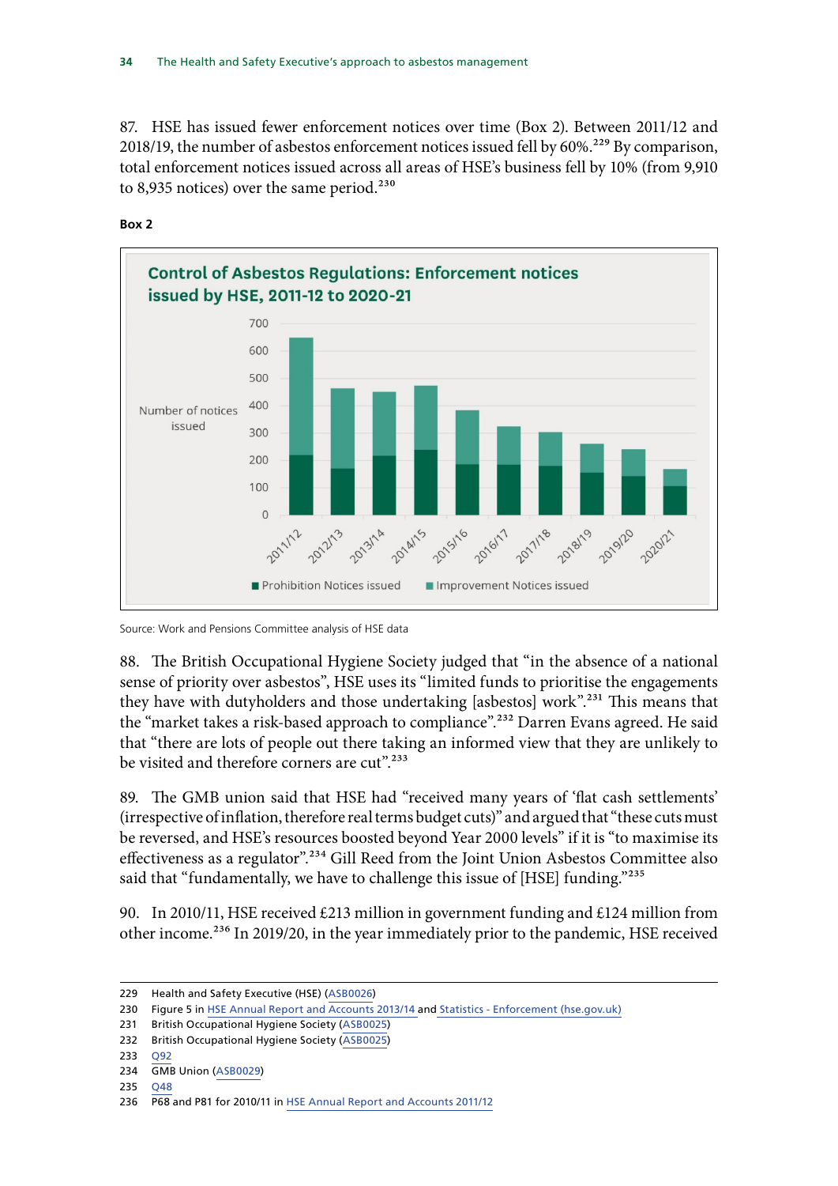87. HSE has issued fewer enforcement notices over time (Box 2). Between 2011/12 and 2018/19, the number of asbestos enforcement notices issued fell by 60%.[229] By comparison, total enforcement notices issued across all areas of HSE's business fell by 10% (from 9,910 to 8,935 notices) over the same period.[230]

**Box 2**

**Control of Asbestos Regulations: Enforcement notices issued by HSE, 2011-12 to 2020-21**

Source: Work and Pensions Committee analysis of HSE data

88. The British Occupational Hygiene Society judged that "in the absence of a national sense of priority over asbestos", HSE uses its "limited funds to prioritise the engagements they have with dutyholders and those undertaking [asbestos] work".[231] This means that the "market takes a risk-based approach to compliance".[232] Darren Evans agreed. He said that "there are lots of people out there taking an informed view that they are unlikely to be visited and therefore corners are cut".[233]

89. The GMB union said that HSE had "received many years of 'flat cash settlements' (irrespective of inflation, therefore real terms budget cuts)" and argued that "these cuts must be reversed, and HSE's resources boosted beyond Year 2000 levels" if it is "to maximise its effectiveness as a regulator".[234] Gill Reed from the Joint Union Asbestos Committee also said that "fundamentally, we have to challenge this issue of [HSE] funding."[235]

90. In 2010/11, HSE received £213 million in government funding and £124 million from other income.[236] In 2019/20, in the year immediately prior to the pandemic, HSE received

---

229 Health and Safety Executive (HSE) (ASB0026)
230 Figure 5 in HSE Annual Report and Accounts 2013/14 and Statistics - Enforcement (hse.gov.uk)
231 British Occupational Hygiene Society (ASB0025)
232 British Occupational Hygiene Society (ASB0025)
233 Q92
234 GMB Union (ASB0029)
235 Q48
236 P68 and P81 for 2010/11 in HSE Annual Report and Accounts 2011/12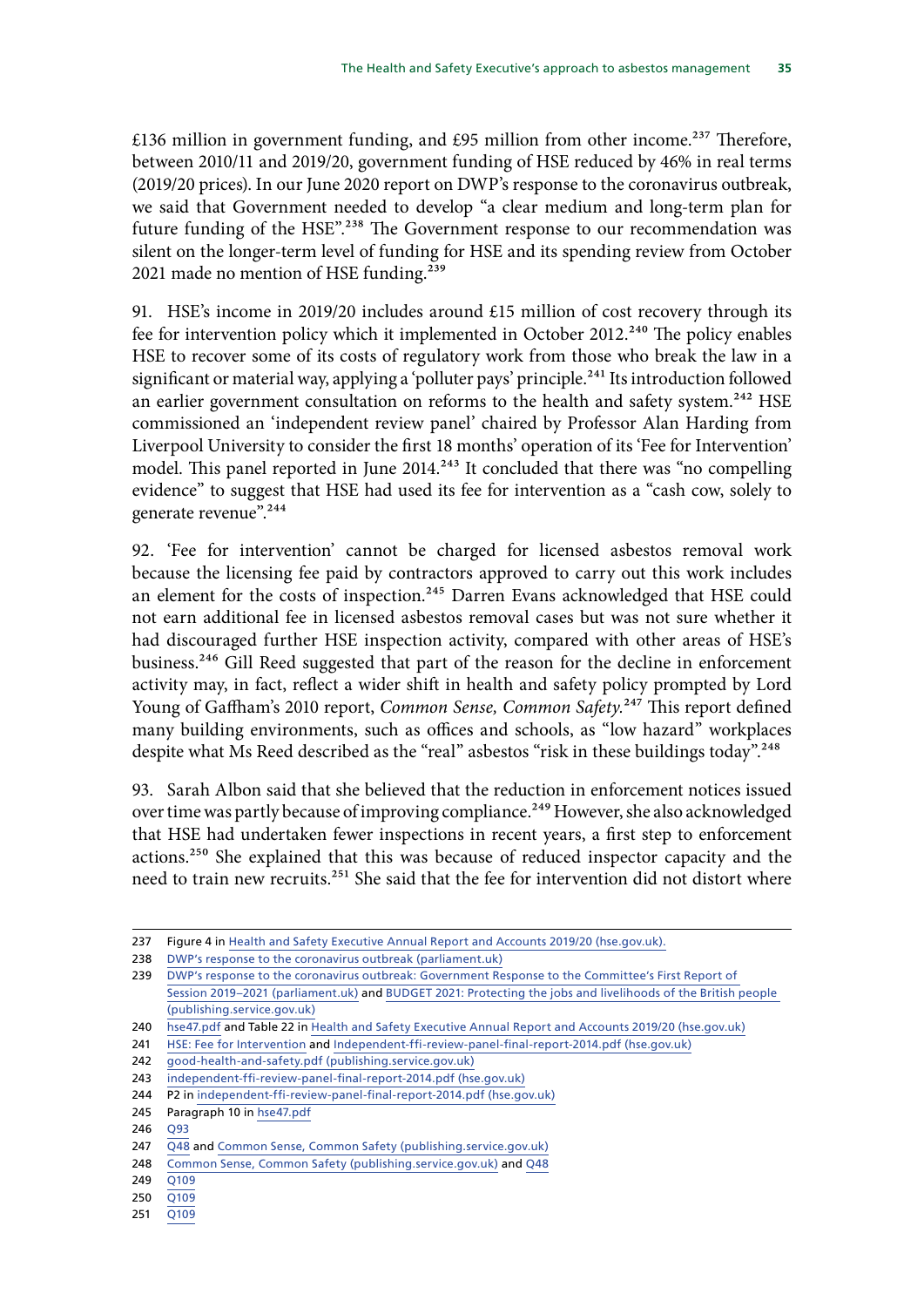£136 million in government funding, and £95 million from other income.[237] Therefore, between 2010/11 and 2019/20, government funding of HSE reduced by 46% in real terms (2019/20 prices). In our June 2020 report on DWP's response to the coronavirus outbreak, we said that Government needed to develop "a clear medium and long-term plan for future funding of the HSE".[238] The Government response to our recommendation was silent on the longer-term level of funding for HSE and its spending review from October 2021 made no mention of HSE funding.[239]

91. HSE's income in 2019/20 includes around £15 million of cost recovery through its fee for intervention policy which it implemented in October 2012.[240] The policy enables HSE to recover some of its costs of regulatory work from those who break the law in a significant or material way, applying a 'polluter pays' principle.[241] Its introduction followed an earlier government consultation on reforms to the health and safety system.[242] HSE commissioned an 'independent review panel' chaired by Professor Alan Harding from Liverpool University to consider the first 18 months' operation of its 'Fee for Intervention' model. This panel reported in June 2014.[243] It concluded that there was "no compelling evidence" to suggest that HSE had used its fee for intervention as a "cash cow, solely to generate revenue".[244]

92. 'Fee for intervention' cannot be charged for licensed asbestos removal work because the licensing fee paid by contractors approved to carry out this work includes an element for the costs of inspection.[245] Darren Evans acknowledged that HSE could not earn additional fee in licensed asbestos removal cases but was not sure whether it had discouraged further HSE inspection activity, compared with other areas of HSE's business.[246] Gill Reed suggested that part of the reason for the decline in enforcement activity may, in fact, reflect a wider shift in health and safety policy prompted by Lord Young of Gaffham's 2010 report, *Common Sense, Common Safety*.[247] This report defined many building environments, such as offices and schools, as "low hazard" workplaces despite what Ms Reed described as the "real" asbestos "risk in these buildings today".[248]

93. Sarah Albon said that she believed that the reduction in enforcement notices issued over time was partly because of improving compliance.[249] However, she also acknowledged that HSE had undertaken fewer inspections in recent years, a first step to enforcement actions.[250] She explained that this was because of reduced inspector capacity and the need to train new recruits.[251] She said that the fee for intervention did not distort where

---

237 Figure 4 in Health and Safety Executive Annual Report and Accounts 2019/20 (hse.gov.uk).
238 DWP's response to the coronavirus outbreak (parliament.uk)
239 DWP's response to the coronavirus outbreak: Government Response to the Committee's First Report of Session 2019–2021 (parliament.uk) and BUDGET 2021: Protecting the jobs and livelihoods of the British people (publishing.service.gov.uk)
240 hse47.pdf and Table 22 in Health and Safety Executive Annual Report and Accounts 2019/20 (hse.gov.uk)
241 HSE: Fee for Intervention and Independent-ffi-review-panel-final-report-2014.pdf (hse.gov.uk)
242 good-health-and-safety.pdf (publishing.service.gov.uk)
243 independent-ffi-review-panel-final-report-2014.pdf (hse.gov.uk)
244 P2 in independent-ffi-review-panel-final-report-2014.pdf (hse.gov.uk)
245 Paragraph 10 in hse47.pdf
246 Q93
247 Q48 and Common Sense, Common Safety (publishing.service.gov.uk)
248 Common Sense, Common Safety (publishing.service.gov.uk) and Q48
249 Q109
250 Q109
251 Q109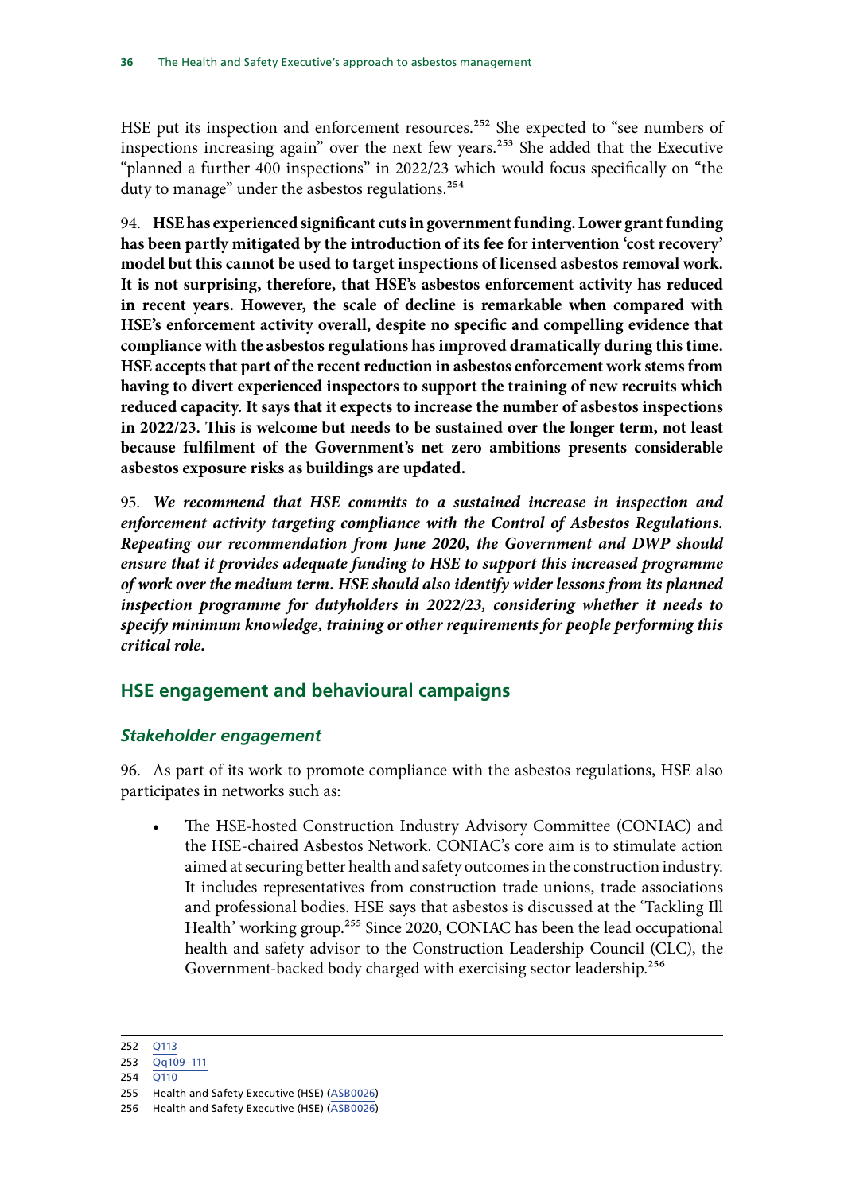HSE put its inspection and enforcement resources.[252] She expected to "see numbers of inspections increasing again" over the next few years.[253] She added that the Executive "planned a further 400 inspections" in 2022/23 which would focus specifically on "the duty to manage" under the asbestos regulations.[254]

94. **HSE has experienced significant cuts in government funding. Lower grant funding has been partly mitigated by the introduction of its fee for intervention 'cost recovery' model but this cannot be used to target inspections of licensed asbestos removal work. It is not surprising, therefore, that HSE's asbestos enforcement activity has reduced in recent years. However, the scale of decline is remarkable when compared with HSE's enforcement activity overall, despite no specific and compelling evidence that compliance with the asbestos regulations has improved dramatically during this time. HSE accepts that part of the recent reduction in asbestos enforcement work stems from having to divert experienced inspectors to support the training of new recruits which reduced capacity. It says that it expects to increase the number of asbestos inspections in 2022/23. This is welcome but needs to be sustained over the longer term, not least because fulfilment of the Government's net zero ambitions presents considerable asbestos exposure risks as buildings are updated.**

95. ***We recommend that HSE commits to a sustained increase in inspection and enforcement activity targeting compliance with the Control of Asbestos Regulations. Repeating our recommendation from June 2020, the Government and DWP should ensure that it provides adequate funding to HSE to support this increased programme of work over the medium term. HSE should also identify wider lessons from its planned inspection programme for dutyholders in 2022/23, considering whether it needs to specify minimum knowledge, training or other requirements for people performing this critical role.***

## HSE engagement and behavioural campaigns

### *Stakeholder engagement*

96. As part of its work to promote compliance with the asbestos regulations, HSE also participates in networks such as:

- The HSE-hosted Construction Industry Advisory Committee (CONIAC) and the HSE-chaired Asbestos Network. CONIAC's core aim is to stimulate action aimed at securing better health and safety outcomes in the construction industry. It includes representatives from construction trade unions, trade associations and professional bodies. HSE says that asbestos is discussed at the 'Tackling Ill Health' working group.[255] Since 2020, CONIAC has been the lead occupational health and safety advisor to the Construction Leadership Council (CLC), the Government-backed body charged with exercising sector leadership.[256]

---

252 Q113
253 Qq109–111
254 Q110
255 Health and Safety Executive (HSE) (ASB0026)
256 Health and Safety Executive (HSE) (ASB0026)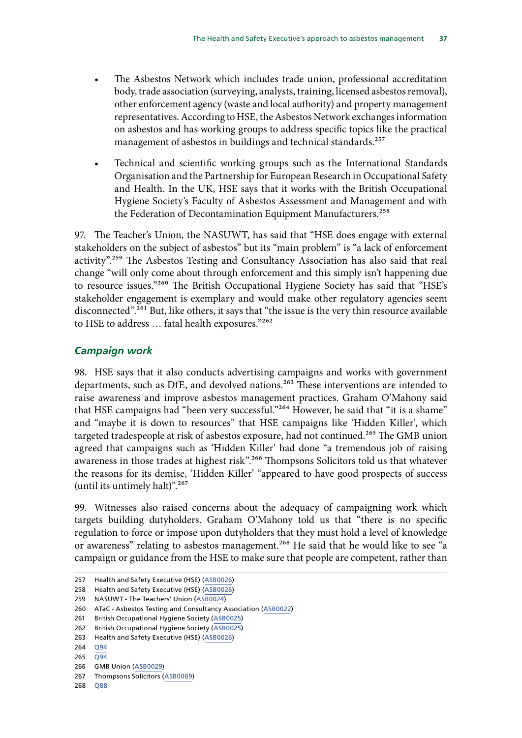- The Asbestos Network which includes trade union, professional accreditation body, trade association (surveying, analysts, training, licensed asbestos removal), other enforcement agency (waste and local authority) and property management representatives. According to HSE, the Asbestos Network exchanges information on asbestos and has working groups to address specific topics like the practical management of asbestos in buildings and technical standards.[257]

- Technical and scientific working groups such as the International Standards Organisation and the Partnership for European Research in Occupational Safety and Health. In the UK, HSE says that it works with the British Occupational Hygiene Society's Faculty of Asbestos Assessment and Management and with the Federation of Decontamination Equipment Manufacturers.[258]

97. The Teacher's Union, the NASUWT, has said that "HSE does engage with external stakeholders on the subject of asbestos" but its "main problem" is "a lack of enforcement activity".[259] The Asbestos Testing and Consultancy Association has also said that real change "will only come about through enforcement and this simply isn't happening due to resource issues."[260] The British Occupational Hygiene Society has said that "HSE's stakeholder engagement is exemplary and would make other regulatory agencies seem disconnected".[261] But, like others, it says that "the issue is the very thin resource available to HSE to address … fatal health exposures."[262]

### *Campaign work*

98. HSE says that it also conducts advertising campaigns and works with government departments, such as DfE, and devolved nations.[263] These interventions are intended to raise awareness and improve asbestos management practices. Graham O'Mahony said that HSE campaigns had "been very successful."[264] However, he said that "it is a shame" and "maybe it is down to resources" that HSE campaigns like 'Hidden Killer', which targeted tradespeople at risk of asbestos exposure, had not continued.[265] The GMB union agreed that campaigns such as 'Hidden Killer' had done "a tremendous job of raising awareness in those trades at highest risk".[266] Thompsons Solicitors told us that whatever the reasons for its demise, 'Hidden Killer' "appeared to have good prospects of success (until its untimely halt)".[267]

99. Witnesses also raised concerns about the adequacy of campaigning work which targets building dutyholders. Graham O'Mahony told us that "there is no specific regulation to force or impose upon dutyholders that they must hold a level of knowledge or awareness" relating to asbestos management.[268] He said that he would like to see "a campaign or guidance from the HSE to make sure that people are competent, rather than

---

257 Health and Safety Executive (HSE) (ASB0026)
258 Health and Safety Executive (HSE) (ASB0026)
259 NASUWT - The Teachers' Union (ASB0024)
260 ATaC - Asbestos Testing and Consultancy Association (ASB0022)
261 British Occupational Hygiene Society (ASB0025)
262 British Occupational Hygiene Society (ASB0025)
263 Health and Safety Executive (HSE) (ASB0026)
264 Q94
265 Q94
266 GMB Union (ASB0029)
267 Thompsons Solicitors (ASB0009)
268 Q88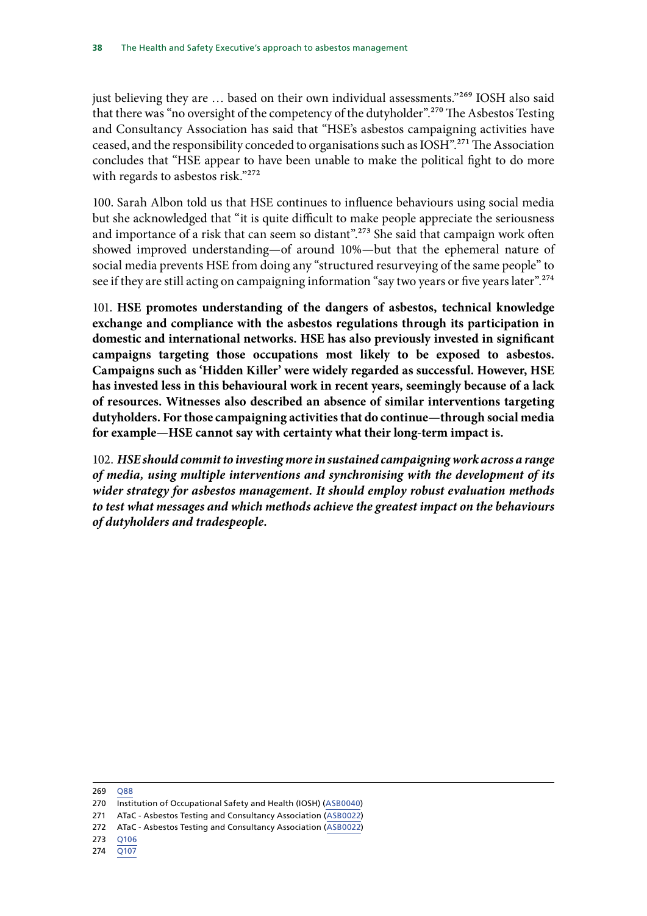just believing they are … based on their own individual assessments."[269] IOSH also said that there was "no oversight of the competency of the dutyholder".[270] The Asbestos Testing and Consultancy Association has said that "HSE's asbestos campaigning activities have ceased, and the responsibility conceded to organisations such as IOSH".[271] The Association concludes that "HSE appear to have been unable to make the political fight to do more with regards to asbestos risk."[272]

100. Sarah Albon told us that HSE continues to influence behaviours using social media but she acknowledged that "it is quite difficult to make people appreciate the seriousness and importance of a risk that can seem so distant".[273] She said that campaign work often showed improved understanding—of around 10%—but that the ephemeral nature of social media prevents HSE from doing any "structured resurveying of the same people" to see if they are still acting on campaigning information "say two years or five years later".[274]

101. **HSE promotes understanding of the dangers of asbestos, technical knowledge exchange and compliance with the asbestos regulations through its participation in domestic and international networks. HSE has also previously invested in significant campaigns targeting those occupations most likely to be exposed to asbestos. Campaigns such as 'Hidden Killer' were widely regarded as successful. However, HSE has invested less in this behavioural work in recent years, seemingly because of a lack of resources. Witnesses also described an absence of similar interventions targeting dutyholders. For those campaigning activities that do continue—through social media for example—HSE cannot say with certainty what their long-term impact is.**

102. ***HSE should commit to investing more in sustained campaigning work across a range of media, using multiple interventions and synchronising with the development of its wider strategy for asbestos management. It should employ robust evaluation methods to test what messages and which methods achieve the greatest impact on the behaviours of dutyholders and tradespeople.***

---

269 Q88

270 Institution of Occupational Safety and Health (IOSH) (ASB0040)

271 ATaC - Asbestos Testing and Consultancy Association (ASB0022)

272 ATaC - Asbestos Testing and Consultancy Association (ASB0022)

273 Q106

274 Q107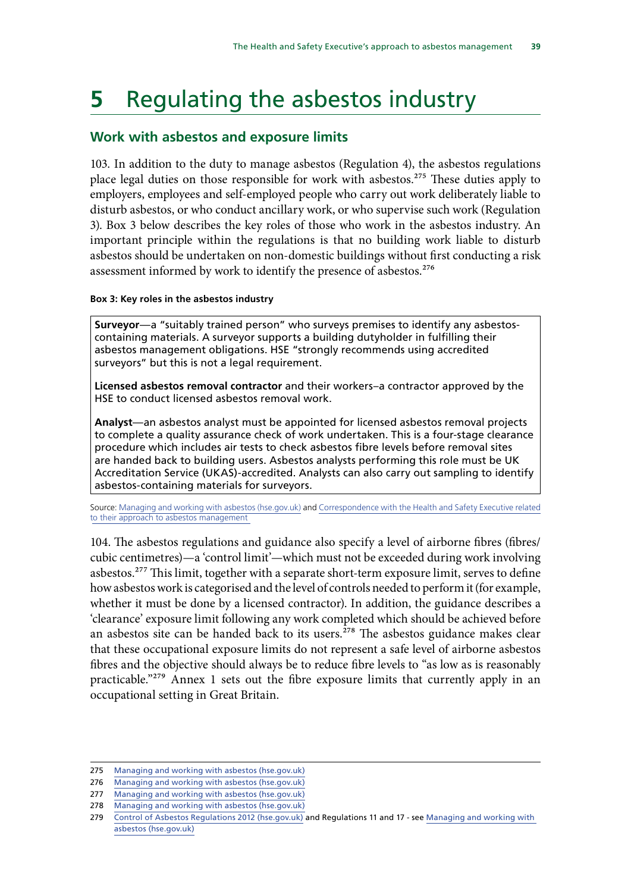# 5 Regulating the asbestos industry

## Work with asbestos and exposure limits

103. In addition to the duty to manage asbestos (Regulation 4), the asbestos regulations place legal duties on those responsible for work with asbestos.[275] These duties apply to employers, employees and self-employed people who carry out work deliberately liable to disturb asbestos, or who conduct ancillary work, or who supervise such work (Regulation 3). Box 3 below describes the key roles of those who work in the asbestos industry. An important principle within the regulations is that no building work liable to disturb asbestos should be undertaken on non-domestic buildings without first conducting a risk assessment informed by work to identify the presence of asbestos.[276]

**Box 3: Key roles in the asbestos industry**

**Surveyor**—a "suitably trained person" who surveys premises to identify any asbestos-containing materials. A surveyor supports a building dutyholder in fulfilling their asbestos management obligations. HSE "strongly recommends using accredited surveyors" but this is not a legal requirement.

**Licensed asbestos removal contractor** and their workers–a contractor approved by the HSE to conduct licensed asbestos removal work.

**Analyst**—an asbestos analyst must be appointed for licensed asbestos removal projects to complete a quality assurance check of work undertaken. This is a four-stage clearance procedure which includes air tests to check asbestos fibre levels before removal sites are handed back to building users. Asbestos analysts performing this role must be UK Accreditation Service (UKAS)-accredited. Analysts can also carry out sampling to identify asbestos-containing materials for surveyors.

Source: Managing and working with asbestos (hse.gov.uk) and Correspondence with the Health and Safety Executive related to their approach to asbestos management

104. The asbestos regulations and guidance also specify a level of airborne fibres (fibres/cubic centimetres)—a 'control limit'—which must not be exceeded during work involving asbestos.[277] This limit, together with a separate short-term exposure limit, serves to define how asbestos work is categorised and the level of controls needed to perform it (for example, whether it must be done by a licensed contractor). In addition, the guidance describes a 'clearance' exposure limit following any work completed which should be achieved before an asbestos site can be handed back to its users.[278] The asbestos guidance makes clear that these occupational exposure limits do not represent a safe level of airborne asbestos fibres and the objective should always be to reduce fibre levels to "as low as is reasonably practicable."[279] Annex 1 sets out the fibre exposure limits that currently apply in an occupational setting in Great Britain.

---

275 Managing and working with asbestos (hse.gov.uk)

276 Managing and working with asbestos (hse.gov.uk)

277 Managing and working with asbestos (hse.gov.uk)

278 Managing and working with asbestos (hse.gov.uk)

279 Control of Asbestos Regulations 2012 (hse.gov.uk) and Regulations 11 and 17 - see Managing and working with asbestos (hse.gov.uk)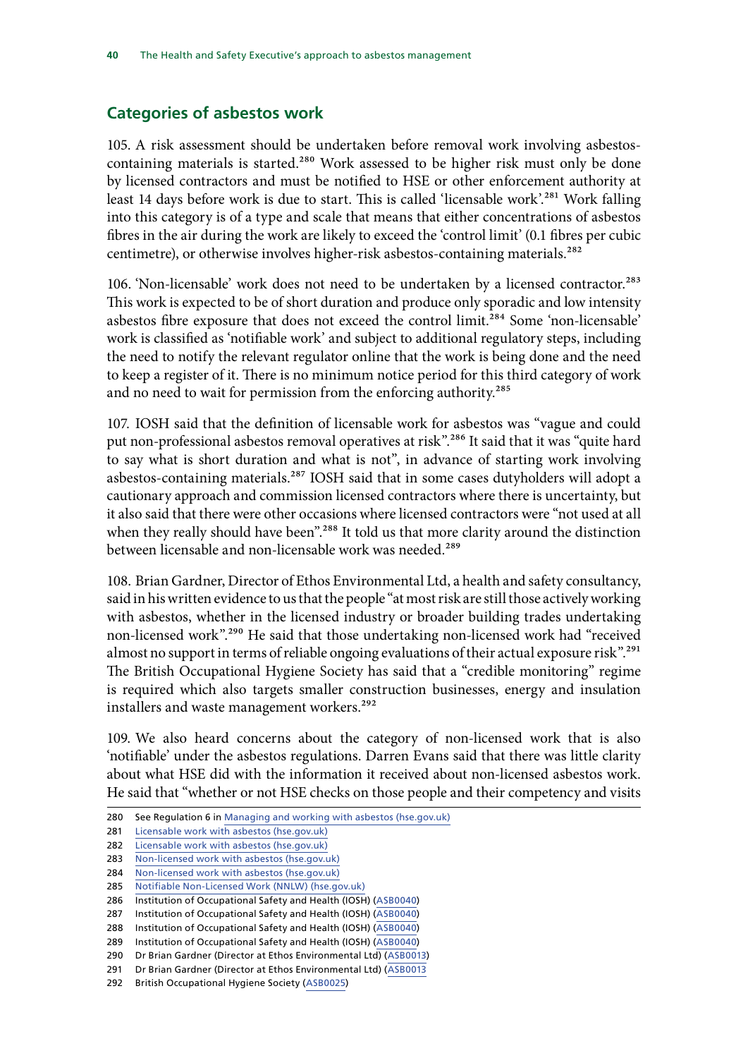## Categories of asbestos work

105. A risk assessment should be undertaken before removal work involving asbestos-containing materials is started.[280] Work assessed to be higher risk must only be done by licensed contractors and must be notified to HSE or other enforcement authority at least 14 days before work is due to start. This is called 'licensable work'.[281] Work falling into this category is of a type and scale that means that either concentrations of asbestos fibres in the air during the work are likely to exceed the 'control limit' (0.1 fibres per cubic centimetre), or otherwise involves higher-risk asbestos-containing materials.[282]

106. 'Non-licensable' work does not need to be undertaken by a licensed contractor.[283] This work is expected to be of short duration and produce only sporadic and low intensity asbestos fibre exposure that does not exceed the control limit.[284] Some 'non-licensable' work is classified as 'notifiable work' and subject to additional regulatory steps, including the need to notify the relevant regulator online that the work is being done and the need to keep a register of it. There is no minimum notice period for this third category of work and no need to wait for permission from the enforcing authority.[285]

107. IOSH said that the definition of licensable work for asbestos was "vague and could put non-professional asbestos removal operatives at risk".[286] It said that it was "quite hard to say what is short duration and what is not", in advance of starting work involving asbestos-containing materials.[287] IOSH said that in some cases dutyholders will adopt a cautionary approach and commission licensed contractors where there is uncertainty, but it also said that there were other occasions where licensed contractors were "not used at all when they really should have been".[288] It told us that more clarity around the distinction between licensable and non-licensable work was needed.[289]

108. Brian Gardner, Director of Ethos Environmental Ltd, a health and safety consultancy, said in his written evidence to us that the people "at most risk are still those actively working with asbestos, whether in the licensed industry or broader building trades undertaking non-licensed work".[290] He said that those undertaking non-licensed work had "received almost no support in terms of reliable ongoing evaluations of their actual exposure risk".[291] The British Occupational Hygiene Society has said that a "credible monitoring" regime is required which also targets smaller construction businesses, energy and insulation installers and waste management workers.[292]

109. We also heard concerns about the category of non-licensed work that is also 'notifiable' under the asbestos regulations. Darren Evans said that there was little clarity about what HSE did with the information it received about non-licensed asbestos work. He said that "whether or not HSE checks on those people and their competency and visits

280 See Regulation 6 in Managing and working with asbestos (hse.gov.uk)
281 Licensable work with asbestos (hse.gov.uk)
282 Licensable work with asbestos (hse.gov.uk)
283 Non-licensed work with asbestos (hse.gov.uk)
284 Non-licensed work with asbestos (hse.gov.uk)
285 Notifiable Non-Licensed Work (NNLW) (hse.gov.uk)
286 Institution of Occupational Safety and Health (IOSH) (ASB0040)
287 Institution of Occupational Safety and Health (IOSH) (ASB0040)
288 Institution of Occupational Safety and Health (IOSH) (ASB0040)
289 Institution of Occupational Safety and Health (IOSH) (ASB0040)
290 Dr Brian Gardner (Director at Ethos Environmental Ltd) (ASB0013)
291 Dr Brian Gardner (Director at Ethos Environmental Ltd) (ASB0013
292 British Occupational Hygiene Society (ASB0025)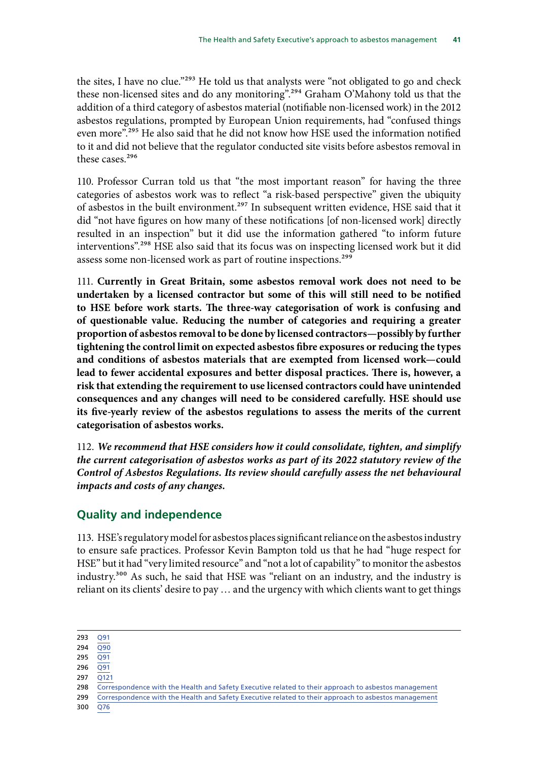the sites, I have no clue."[293] He told us that analysts were "not obligated to go and check these non-licensed sites and do any monitoring".[294] Graham O'Mahony told us that the addition of a third category of asbestos material (notifiable non-licensed work) in the 2012 asbestos regulations, prompted by European Union requirements, had "confused things even more".[295] He also said that he did not know how HSE used the information notified to it and did not believe that the regulator conducted site visits before asbestos removal in these cases.[296]

110. Professor Curran told us that "the most important reason" for having the three categories of asbestos work was to reflect "a risk-based perspective" given the ubiquity of asbestos in the built environment.[297] In subsequent written evidence, HSE said that it did "not have figures on how many of these notifications [of non-licensed work] directly resulted in an inspection" but it did use the information gathered "to inform future interventions".[298] HSE also said that its focus was on inspecting licensed work but it did assess some non-licensed work as part of routine inspections.[299]

111. **Currently in Great Britain, some asbestos removal work does not need to be undertaken by a licensed contractor but some of this will still need to be notified to HSE before work starts. The three-way categorisation of work is confusing and of questionable value. Reducing the number of categories and requiring a greater proportion of asbestos removal to be done by licensed contractors—possibly by further tightening the control limit on expected asbestos fibre exposures or reducing the types and conditions of asbestos materials that are exempted from licensed work—could lead to fewer accidental exposures and better disposal practices. There is, however, a risk that extending the requirement to use licensed contractors could have unintended consequences and any changes will need to be considered carefully. HSE should use its five-yearly review of the asbestos regulations to assess the merits of the current categorisation of asbestos works.**

112. ***We recommend that HSE considers how it could consolidate, tighten, and simplify the current categorisation of asbestos works as part of its 2022 statutory review of the Control of Asbestos Regulations. Its review should carefully assess the net behavioural impacts and costs of any changes.***

## Quality and independence

113. HSE's regulatory model for asbestos places significant reliance on the asbestos industry to ensure safe practices. Professor Kevin Bampton told us that he had "huge respect for HSE" but it had "very limited resource" and "not a lot of capability" to monitor the asbestos industry.[300] As such, he said that HSE was "reliant on an industry, and the industry is reliant on its clients' desire to pay … and the urgency with which clients want to get things

---

293 Q91
294 Q90
295 Q91
296 Q91
297 Q121
298 Correspondence with the Health and Safety Executive related to their approach to asbestos management
299 Correspondence with the Health and Safety Executive related to their approach to asbestos management
300 Q76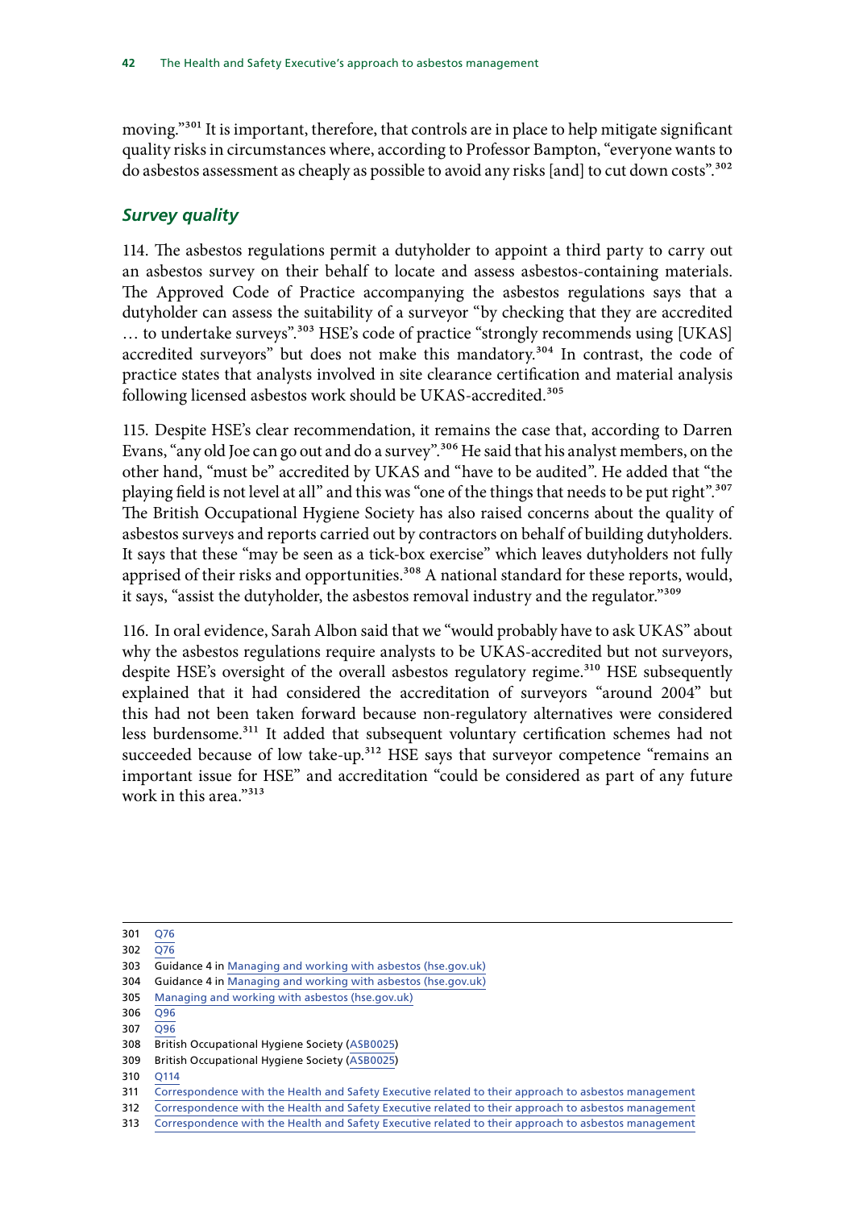moving."[301] It is important, therefore, that controls are in place to help mitigate significant quality risks in circumstances where, according to Professor Bampton, "everyone wants to do asbestos assessment as cheaply as possible to avoid any risks [and] to cut down costs".[302]

### *Survey quality*

114. The asbestos regulations permit a dutyholder to appoint a third party to carry out an asbestos survey on their behalf to locate and assess asbestos-containing materials. The Approved Code of Practice accompanying the asbestos regulations says that a dutyholder can assess the suitability of a surveyor "by checking that they are accredited … to undertake surveys".[303] HSE's code of practice "strongly recommends using [UKAS] accredited surveyors" but does not make this mandatory.[304] In contrast, the code of practice states that analysts involved in site clearance certification and material analysis following licensed asbestos work should be UKAS-accredited.[305]

115. Despite HSE's clear recommendation, it remains the case that, according to Darren Evans, "any old Joe can go out and do a survey".[306] He said that his analyst members, on the other hand, "must be" accredited by UKAS and "have to be audited". He added that "the playing field is not level at all" and this was "one of the things that needs to be put right".[307] The British Occupational Hygiene Society has also raised concerns about the quality of asbestos surveys and reports carried out by contractors on behalf of building dutyholders. It says that these "may be seen as a tick-box exercise" which leaves dutyholders not fully apprised of their risks and opportunities.[308] A national standard for these reports, would, it says, "assist the dutyholder, the asbestos removal industry and the regulator."[309]

116. In oral evidence, Sarah Albon said that we "would probably have to ask UKAS" about why the asbestos regulations require analysts to be UKAS-accredited but not surveyors, despite HSE's oversight of the overall asbestos regulatory regime.[310] HSE subsequently explained that it had considered the accreditation of surveyors "around 2004" but this had not been taken forward because non-regulatory alternatives were considered less burdensome.[311] It added that subsequent voluntary certification schemes had not succeeded because of low take-up.[312] HSE says that surveyor competence "remains an important issue for HSE" and accreditation "could be considered as part of any future work in this area."[313]

---

301 Q76
302 Q76
303 Guidance 4 in Managing and working with asbestos (hse.gov.uk)
304 Guidance 4 in Managing and working with asbestos (hse.gov.uk)
305 Managing and working with asbestos (hse.gov.uk)
306 Q96
307 Q96
308 British Occupational Hygiene Society (ASB0025)
309 British Occupational Hygiene Society (ASB0025)
310 Q114
311 Correspondence with the Health and Safety Executive related to their approach to asbestos management
312 Correspondence with the Health and Safety Executive related to their approach to asbestos management
313 Correspondence with the Health and Safety Executive related to their approach to asbestos management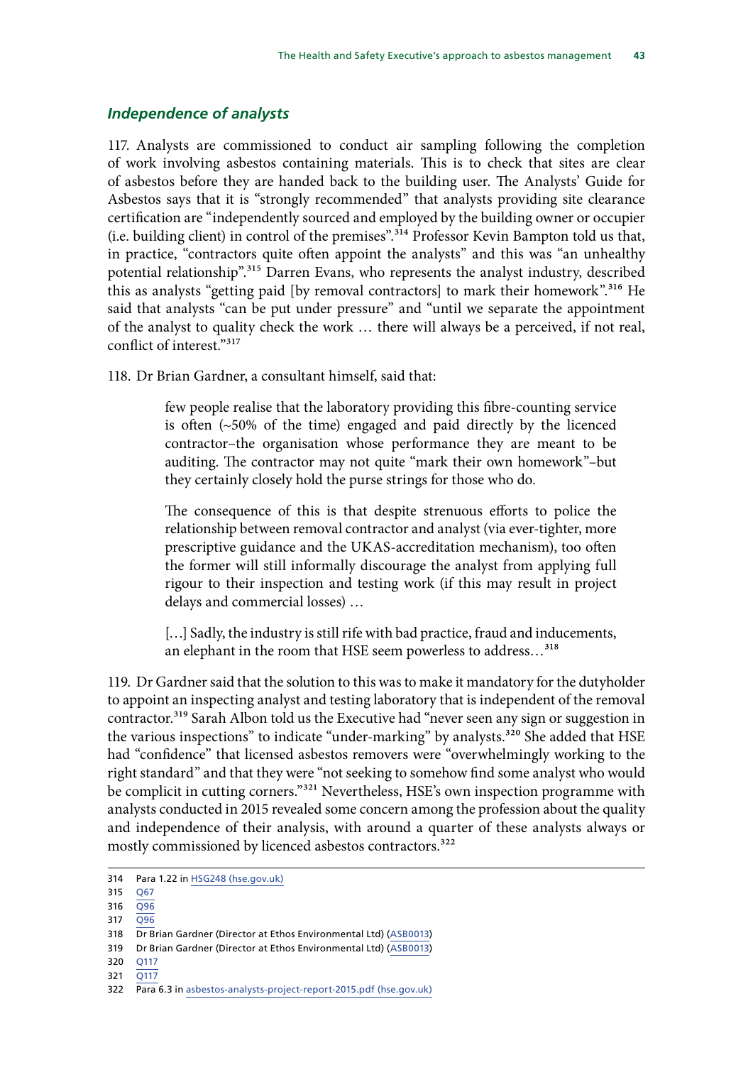### *Independence of analysts*

117. Analysts are commissioned to conduct air sampling following the completion of work involving asbestos containing materials. This is to check that sites are clear of asbestos before they are handed back to the building user. The Analysts' Guide for Asbestos says that it is "strongly recommended" that analysts providing site clearance certification are "independently sourced and employed by the building owner or occupier (i.e. building client) in control of the premises".[314] Professor Kevin Bampton told us that, in practice, "contractors quite often appoint the analysts" and this was "an unhealthy potential relationship".[315] Darren Evans, who represents the analyst industry, described this as analysts "getting paid [by removal contractors] to mark their homework".[316] He said that analysts "can be put under pressure" and "until we separate the appointment of the analyst to quality check the work … there will always be a perceived, if not real, conflict of interest."[317]

118. Dr Brian Gardner, a consultant himself, said that:

> few people realise that the laboratory providing this fibre-counting service is often (~50% of the time) engaged and paid directly by the licenced contractor–the organisation whose performance they are meant to be auditing. The contractor may not quite "mark their own homework"–but they certainly closely hold the purse strings for those who do.
>
> The consequence of this is that despite strenuous efforts to police the relationship between removal contractor and analyst (via ever-tighter, more prescriptive guidance and the UKAS-accreditation mechanism), too often the former will still informally discourage the analyst from applying full rigour to their inspection and testing work (if this may result in project delays and commercial losses) …
>
> […] Sadly, the industry is still rife with bad practice, fraud and inducements, an elephant in the room that HSE seem powerless to address…[318]

119. Dr Gardner said that the solution to this was to make it mandatory for the dutyholder to appoint an inspecting analyst and testing laboratory that is independent of the removal contractor.[319] Sarah Albon told us the Executive had "never seen any sign or suggestion in the various inspections" to indicate "under-marking" by analysts.[320] She added that HSE had "confidence" that licensed asbestos removers were "overwhelmingly working to the right standard" and that they were "not seeking to somehow find some analyst who would be complicit in cutting corners."[321] Nevertheless, HSE's own inspection programme with analysts conducted in 2015 revealed some concern among the profession about the quality and independence of their analysis, with around a quarter of these analysts always or mostly commissioned by licenced asbestos contractors.[322]

---

314 Para 1.22 in HSG248 (hse.gov.uk)

315 Q67

316 Q96

317 Q96

318 Dr Brian Gardner (Director at Ethos Environmental Ltd) (ASB0013)

319 Dr Brian Gardner (Director at Ethos Environmental Ltd) (ASB0013)

320 Q117

321 Q117

322 Para 6.3 in asbestos-analysts-project-report-2015.pdf (hse.gov.uk)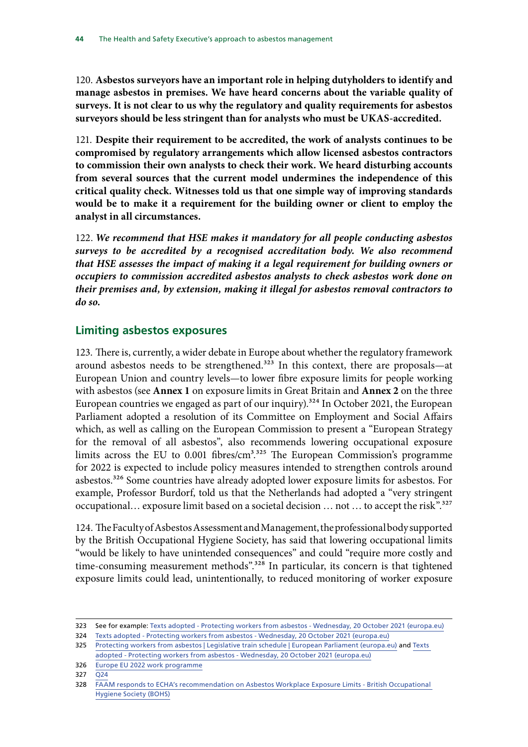120. **Asbestos surveyors have an important role in helping dutyholders to identify and manage asbestos in premises. We have heard concerns about the variable quality of surveys. It is not clear to us why the regulatory and quality requirements for asbestos surveyors should be less stringent than for analysts who must be UKAS-accredited.**

121. **Despite their requirement to be accredited, the work of analysts continues to be compromised by regulatory arrangements which allow licensed asbestos contractors to commission their own analysts to check their work. We heard disturbing accounts from several sources that the current model undermines the independence of this critical quality check. Witnesses told us that one simple way of improving standards would be to make it a requirement for the building owner or client to employ the analyst in all circumstances.**

122. ***We recommend that HSE makes it mandatory for all people conducting asbestos surveys to be accredited by a recognised accreditation body. We also recommend that HSE assesses the impact of making it a legal requirement for building owners or occupiers to commission accredited asbestos analysts to check asbestos work done on their premises and, by extension, making it illegal for asbestos removal contractors to do so.***

## Limiting asbestos exposures

123. There is, currently, a wider debate in Europe about whether the regulatory framework around asbestos needs to be strengthened.[323] In this context, there are proposals—at European Union and country levels—to lower fibre exposure limits for people working with asbestos (see **Annex 1** on exposure limits in Great Britain and **Annex 2** on the three European countries we engaged as part of our inquiry).[324] In October 2021, the European Parliament adopted a resolution of its Committee on Employment and Social Affairs which, as well as calling on the European Commission to present a "European Strategy for the removal of all asbestos", also recommends lowering occupational exposure limits across the EU to 0.001 fibres/$cm^3$.[325] The European Commission's programme for 2022 is expected to include policy measures intended to strengthen controls around asbestos.[326] Some countries have already adopted lower exposure limits for asbestos. For example, Professor Burdorf, told us that the Netherlands had adopted a "very stringent occupational… exposure limit based on a societal decision … not … to accept the risk".[327]

124. The Faculty of Asbestos Assessment and Management, the professional body supported by the British Occupational Hygiene Society, has said that lowering occupational limits "would be likely to have unintended consequences" and could "require more costly and time-consuming measurement methods".[328] In particular, its concern is that tightened exposure limits could lead, unintentionally, to reduced monitoring of worker exposure

323 See for example: Texts adopted - Protecting workers from asbestos - Wednesday, 20 October 2021 (europa.eu)
324 Texts adopted - Protecting workers from asbestos - Wednesday, 20 October 2021 (europa.eu)
325 Protecting workers from asbestos | Legislative train schedule | European Parliament (europa.eu) and Texts adopted - Protecting workers from asbestos - Wednesday, 20 October 2021 (europa.eu)
326 Europe EU 2022 work programme
327 Q24
328 FAAM responds to ECHA's recommendation on Asbestos Workplace Exposure Limits - British Occupational Hygiene Society (BOHS)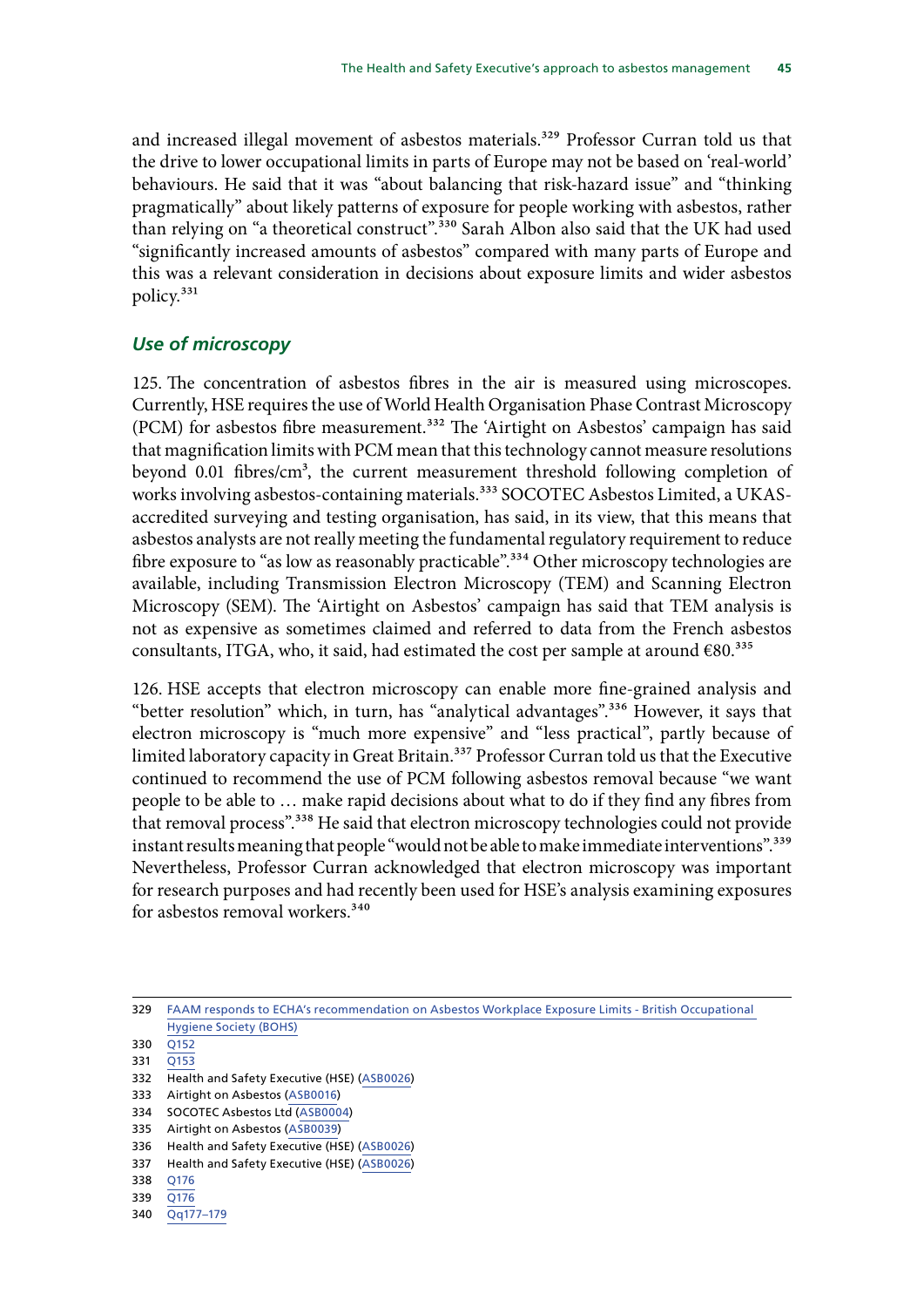and increased illegal movement of asbestos materials.[329] Professor Curran told us that the drive to lower occupational limits in parts of Europe may not be based on 'real-world' behaviours. He said that it was "about balancing that risk-hazard issue" and "thinking pragmatically" about likely patterns of exposure for people working with asbestos, rather than relying on "a theoretical construct".[330] Sarah Albon also said that the UK had used "significantly increased amounts of asbestos" compared with many parts of Europe and this was a relevant consideration in decisions about exposure limits and wider asbestos policy.[331]

### *Use of microscopy*

125. The concentration of asbestos fibres in the air is measured using microscopes. Currently, HSE requires the use of World Health Organisation Phase Contrast Microscopy (PCM) for asbestos fibre measurement.[332] The 'Airtight on Asbestos' campaign has said that magnification limits with PCM mean that this technology cannot measure resolutions beyond 0.01 fibres/cm$^3$, the current measurement threshold following completion of works involving asbestos-containing materials.[333] SOCOTEC Asbestos Limited, a UKAS-accredited surveying and testing organisation, has said, in its view, that this means that asbestos analysts are not really meeting the fundamental regulatory requirement to reduce fibre exposure to "as low as reasonably practicable".[334] Other microscopy technologies are available, including Transmission Electron Microscopy (TEM) and Scanning Electron Microscopy (SEM). The 'Airtight on Asbestos' campaign has said that TEM analysis is not as expensive as sometimes claimed and referred to data from the French asbestos consultants, ITGA, who, it said, had estimated the cost per sample at around €80.[335]

126. HSE accepts that electron microscopy can enable more fine-grained analysis and "better resolution" which, in turn, has "analytical advantages".[336] However, it says that electron microscopy is "much more expensive" and "less practical", partly because of limited laboratory capacity in Great Britain.[337] Professor Curran told us that the Executive continued to recommend the use of PCM following asbestos removal because "we want people to be able to … make rapid decisions about what to do if they find any fibres from that removal process".[338] He said that electron microscopy technologies could not provide instant results meaning that people "would not be able to make immediate interventions".[339] Nevertheless, Professor Curran acknowledged that electron microscopy was important for research purposes and had recently been used for HSE's analysis examining exposures for asbestos removal workers.[340]

---

329 FAAM responds to ECHA's recommendation on Asbestos Workplace Exposure Limits - British Occupational Hygiene Society (BOHS)

330 Q152

331 Q153

332 Health and Safety Executive (HSE) (ASB0026)

333 Airtight on Asbestos (ASB0016)

334 SOCOTEC Asbestos Ltd (ASB0004)

335 Airtight on Asbestos (ASB0039)

336 Health and Safety Executive (HSE) (ASB0026)

337 Health and Safety Executive (HSE) (ASB0026)

338 Q176

339 Q176

340 Qq177–179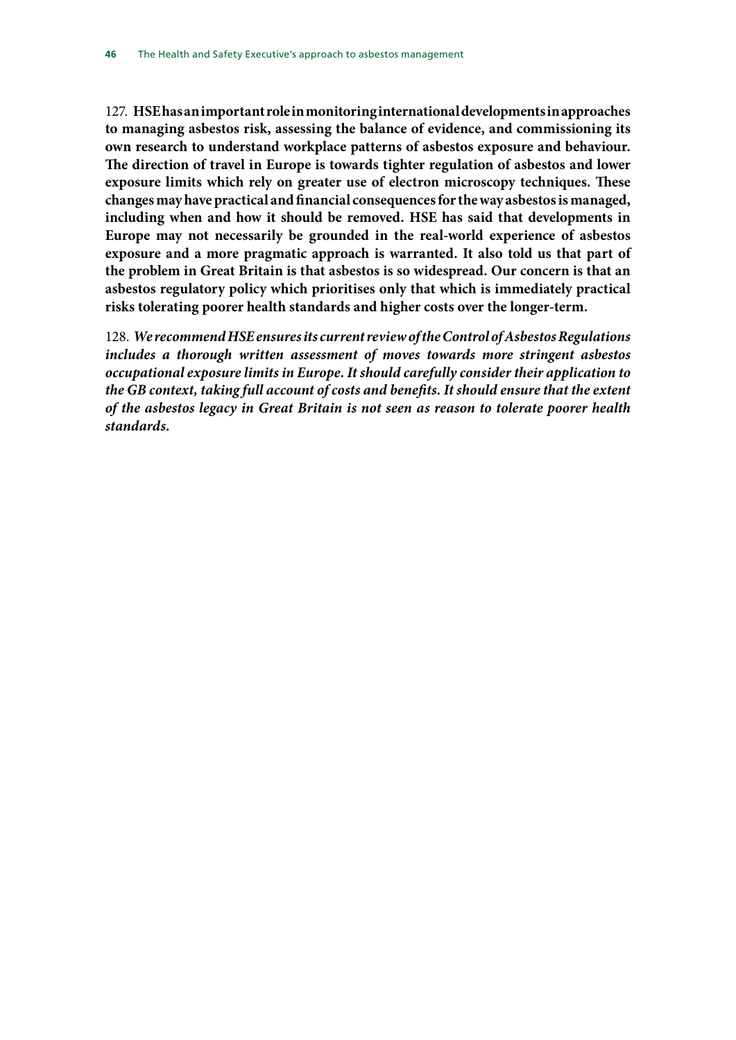127. **HSE has an important role in monitoring international developments in approaches to managing asbestos risk, assessing the balance of evidence, and commissioning its own research to understand workplace patterns of asbestos exposure and behaviour. The direction of travel in Europe is towards tighter regulation of asbestos and lower exposure limits which rely on greater use of electron microscopy techniques. These changes may have practical and financial consequences for the way asbestos is managed, including when and how it should be removed. HSE has said that developments in Europe may not necessarily be grounded in the real-world experience of asbestos exposure and a more pragmatic approach is warranted. It also told us that part of the problem in Great Britain is that asbestos is so widespread. Our concern is that an asbestos regulatory policy which prioritises only that which is immediately practical risks tolerating poorer health standards and higher costs over the longer-term.**

128. ***We recommend HSE ensures its current review of the Control of Asbestos Regulations includes a thorough written assessment of moves towards more stringent asbestos occupational exposure limits in Europe. It should carefully consider their application to the GB context, taking full account of costs and benefits. It should ensure that the extent of the asbestos legacy in Great Britain is not seen as reason to tolerate poorer health standards.***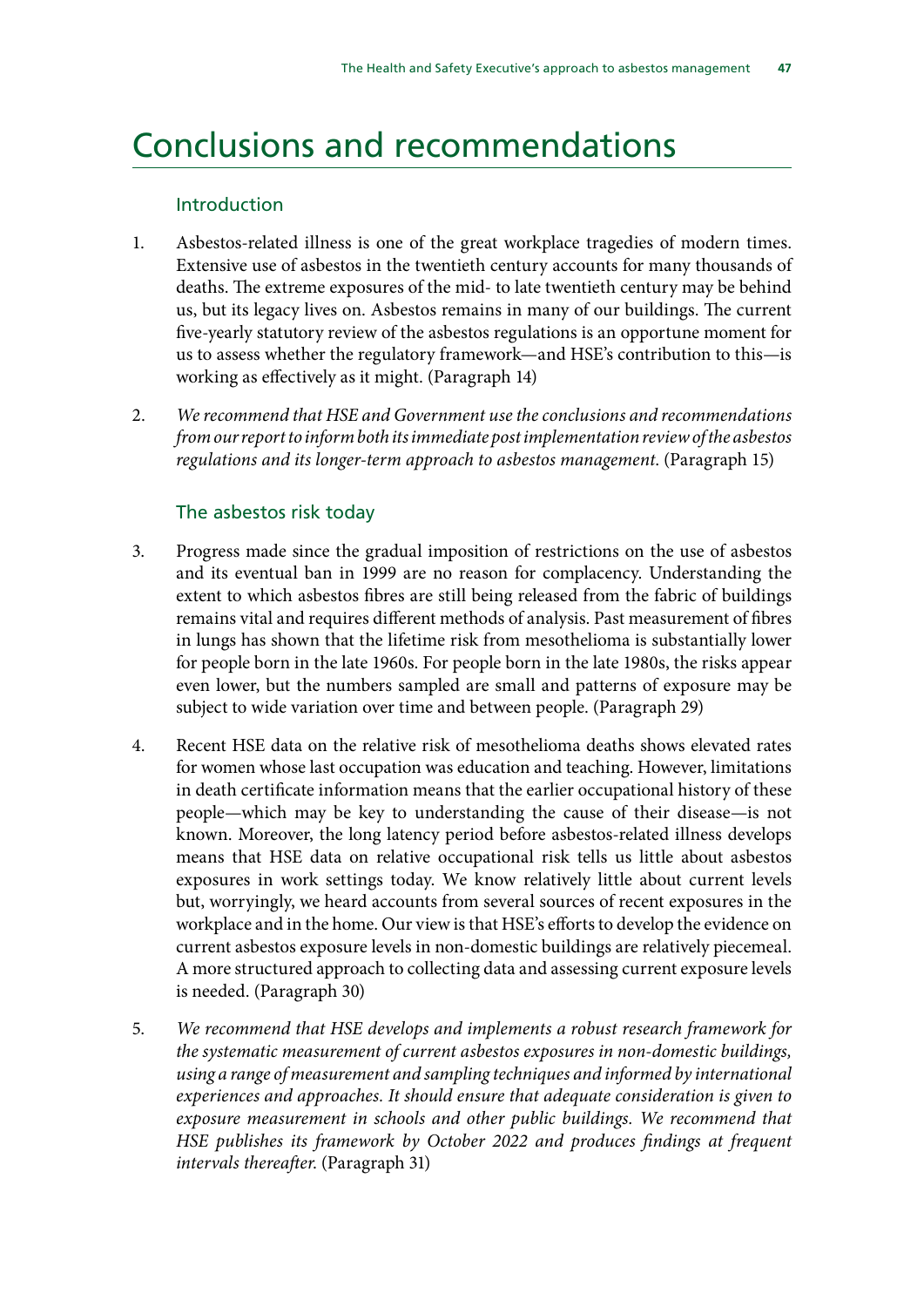# Conclusions and recommendations

## Introduction

1. Asbestos-related illness is one of the great workplace tragedies of modern times. Extensive use of asbestos in the twentieth century accounts for many thousands of deaths. The extreme exposures of the mid- to late twentieth century may be behind us, but its legacy lives on. Asbestos remains in many of our buildings. The current five-yearly statutory review of the asbestos regulations is an opportune moment for us to assess whether the regulatory framework—and HSE's contribution to this—is working as effectively as it might. (Paragraph 14)

2. *We recommend that HSE and Government use the conclusions and recommendations from our report to inform both its immediate post implementation review of the asbestos regulations and its longer-term approach to asbestos management.* (Paragraph 15)

## The asbestos risk today

3. Progress made since the gradual imposition of restrictions on the use of asbestos and its eventual ban in 1999 are no reason for complacency. Understanding the extent to which asbestos fibres are still being released from the fabric of buildings remains vital and requires different methods of analysis. Past measurement of fibres in lungs has shown that the lifetime risk from mesothelioma is substantially lower for people born in the late 1960s. For people born in the late 1980s, the risks appear even lower, but the numbers sampled are small and patterns of exposure may be subject to wide variation over time and between people. (Paragraph 29)

4. Recent HSE data on the relative risk of mesothelioma deaths shows elevated rates for women whose last occupation was education and teaching. However, limitations in death certificate information means that the earlier occupational history of these people—which may be key to understanding the cause of their disease—is not known. Moreover, the long latency period before asbestos-related illness develops means that HSE data on relative occupational risk tells us little about asbestos exposures in work settings today. We know relatively little about current levels but, worryingly, we heard accounts from several sources of recent exposures in the workplace and in the home. Our view is that HSE's efforts to develop the evidence on current asbestos exposure levels in non-domestic buildings are relatively piecemeal. A more structured approach to collecting data and assessing current exposure levels is needed. (Paragraph 30)

5. *We recommend that HSE develops and implements a robust research framework for the systematic measurement of current asbestos exposures in non-domestic buildings, using a range of measurement and sampling techniques and informed by international experiences and approaches. It should ensure that adequate consideration is given to exposure measurement in schools and other public buildings. We recommend that HSE publishes its framework by October 2022 and produces findings at frequent intervals thereafter.* (Paragraph 31)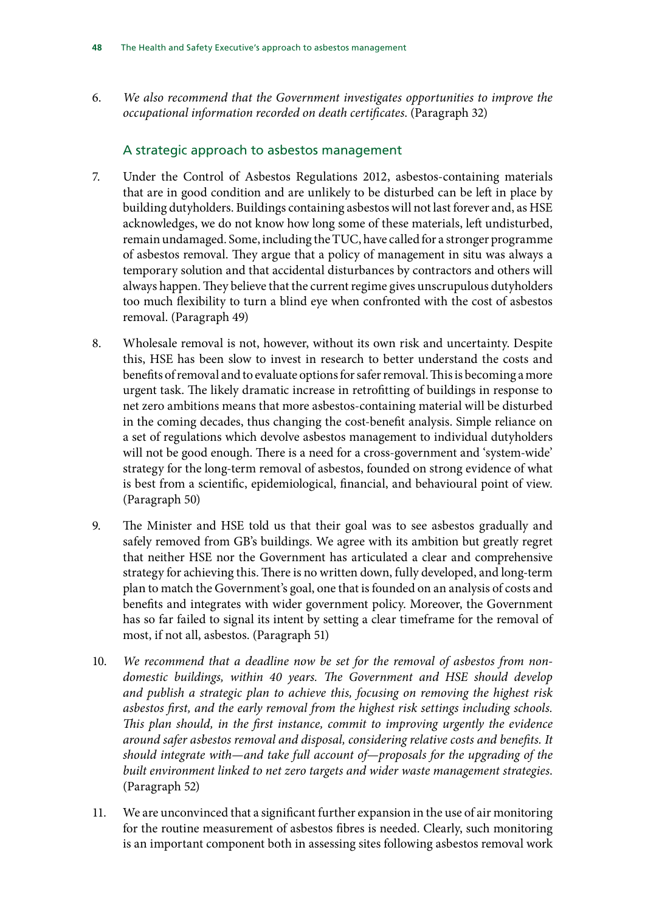6. *We also recommend that the Government investigates opportunities to improve the occupational information recorded on death certificates.* (Paragraph 32)

## A strategic approach to asbestos management

7. Under the Control of Asbestos Regulations 2012, asbestos-containing materials that are in good condition and are unlikely to be disturbed can be left in place by building dutyholders. Buildings containing asbestos will not last forever and, as HSE acknowledges, we do not know how long some of these materials, left undisturbed, remain undamaged. Some, including the TUC, have called for a stronger programme of asbestos removal. They argue that a policy of management in situ was always a temporary solution and that accidental disturbances by contractors and others will always happen. They believe that the current regime gives unscrupulous dutyholders too much flexibility to turn a blind eye when confronted with the cost of asbestos removal. (Paragraph 49)

8. Wholesale removal is not, however, without its own risk and uncertainty. Despite this, HSE has been slow to invest in research to better understand the costs and benefits of removal and to evaluate options for safer removal. This is becoming a more urgent task. The likely dramatic increase in retrofitting of buildings in response to net zero ambitions means that more asbestos-containing material will be disturbed in the coming decades, thus changing the cost-benefit analysis. Simple reliance on a set of regulations which devolve asbestos management to individual dutyholders will not be good enough. There is a need for a cross-government and 'system-wide' strategy for the long-term removal of asbestos, founded on strong evidence of what is best from a scientific, epidemiological, financial, and behavioural point of view. (Paragraph 50)

9. The Minister and HSE told us that their goal was to see asbestos gradually and safely removed from GB's buildings. We agree with its ambition but greatly regret that neither HSE nor the Government has articulated a clear and comprehensive strategy for achieving this. There is no written down, fully developed, and long-term plan to match the Government's goal, one that is founded on an analysis of costs and benefits and integrates with wider government policy. Moreover, the Government has so far failed to signal its intent by setting a clear timeframe for the removal of most, if not all, asbestos. (Paragraph 51)

10. *We recommend that a deadline now be set for the removal of asbestos from non-domestic buildings, within 40 years. The Government and HSE should develop and publish a strategic plan to achieve this, focusing on removing the highest risk asbestos first, and the early removal from the highest risk settings including schools. This plan should, in the first instance, commit to improving urgently the evidence around safer asbestos removal and disposal, considering relative costs and benefits. It should integrate with—and take full account of—proposals for the upgrading of the built environment linked to net zero targets and wider waste management strategies.* (Paragraph 52)

11. We are unconvinced that a significant further expansion in the use of air monitoring for the routine measurement of asbestos fibres is needed. Clearly, such monitoring is an important component both in assessing sites following asbestos removal work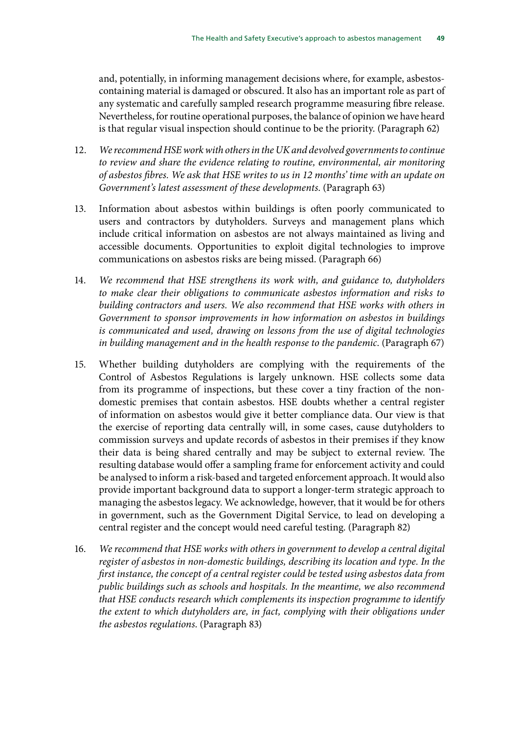and, potentially, in informing management decisions where, for example, asbestos-containing material is damaged or obscured. It also has an important role as part of any systematic and carefully sampled research programme measuring fibre release. Nevertheless, for routine operational purposes, the balance of opinion we have heard is that regular visual inspection should continue to be the priority. (Paragraph 62)

12. *We recommend HSE work with others in the UK and devolved governments to continue to review and share the evidence relating to routine, environmental, air monitoring of asbestos fibres. We ask that HSE writes to us in 12 months' time with an update on Government's latest assessment of these developments.* (Paragraph 63)

13. Information about asbestos within buildings is often poorly communicated to users and contractors by dutyholders. Surveys and management plans which include critical information on asbestos are not always maintained as living and accessible documents. Opportunities to exploit digital technologies to improve communications on asbestos risks are being missed. (Paragraph 66)

14. *We recommend that HSE strengthens its work with, and guidance to, dutyholders to make clear their obligations to communicate asbestos information and risks to building contractors and users. We also recommend that HSE works with others in Government to sponsor improvements in how information on asbestos in buildings is communicated and used, drawing on lessons from the use of digital technologies in building management and in the health response to the pandemic.* (Paragraph 67)

15. Whether building dutyholders are complying with the requirements of the Control of Asbestos Regulations is largely unknown. HSE collects some data from its programme of inspections, but these cover a tiny fraction of the non-domestic premises that contain asbestos. HSE doubts whether a central register of information on asbestos would give it better compliance data. Our view is that the exercise of reporting data centrally will, in some cases, cause dutyholders to commission surveys and update records of asbestos in their premises if they know their data is being shared centrally and may be subject to external review. The resulting database would offer a sampling frame for enforcement activity and could be analysed to inform a risk-based and targeted enforcement approach. It would also provide important background data to support a longer-term strategic approach to managing the asbestos legacy. We acknowledge, however, that it would be for others in government, such as the Government Digital Service, to lead on developing a central register and the concept would need careful testing. (Paragraph 82)

16. *We recommend that HSE works with others in government to develop a central digital register of asbestos in non-domestic buildings, describing its location and type. In the first instance, the concept of a central register could be tested using asbestos data from public buildings such as schools and hospitals. In the meantime, we also recommend that HSE conducts research which complements its inspection programme to identify the extent to which dutyholders are, in fact, complying with their obligations under the asbestos regulations.* (Paragraph 83)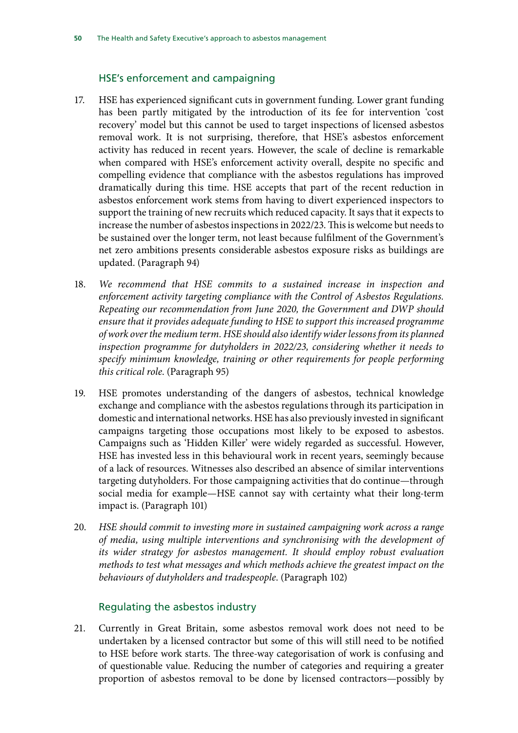### HSE's enforcement and campaigning

17. HSE has experienced significant cuts in government funding. Lower grant funding has been partly mitigated by the introduction of its fee for intervention 'cost recovery' model but this cannot be used to target inspections of licensed asbestos removal work. It is not surprising, therefore, that HSE's asbestos enforcement activity has reduced in recent years. However, the scale of decline is remarkable when compared with HSE's enforcement activity overall, despite no specific and compelling evidence that compliance with the asbestos regulations has improved dramatically during this time. HSE accepts that part of the recent reduction in asbestos enforcement work stems from having to divert experienced inspectors to support the training of new recruits which reduced capacity. It says that it expects to increase the number of asbestos inspections in 2022/23. This is welcome but needs to be sustained over the longer term, not least because fulfilment of the Government's net zero ambitions presents considerable asbestos exposure risks as buildings are updated. (Paragraph 94)

18. *We recommend that HSE commits to a sustained increase in inspection and enforcement activity targeting compliance with the Control of Asbestos Regulations. Repeating our recommendation from June 2020, the Government and DWP should ensure that it provides adequate funding to HSE to support this increased programme of work over the medium term. HSE should also identify wider lessons from its planned inspection programme for dutyholders in 2022/23, considering whether it needs to specify minimum knowledge, training or other requirements for people performing this critical role.* (Paragraph 95)

19. HSE promotes understanding of the dangers of asbestos, technical knowledge exchange and compliance with the asbestos regulations through its participation in domestic and international networks. HSE has also previously invested in significant campaigns targeting those occupations most likely to be exposed to asbestos. Campaigns such as 'Hidden Killer' were widely regarded as successful. However, HSE has invested less in this behavioural work in recent years, seemingly because of a lack of resources. Witnesses also described an absence of similar interventions targeting dutyholders. For those campaigning activities that do continue—through social media for example—HSE cannot say with certainty what their long-term impact is. (Paragraph 101)

20. *HSE should commit to investing more in sustained campaigning work across a range of media, using multiple interventions and synchronising with the development of its wider strategy for asbestos management. It should employ robust evaluation methods to test what messages and which methods achieve the greatest impact on the behaviours of dutyholders and tradespeople.* (Paragraph 102)

### Regulating the asbestos industry

21. Currently in Great Britain, some asbestos removal work does not need to be undertaken by a licensed contractor but some of this will still need to be notified to HSE before work starts. The three-way categorisation of work is confusing and of questionable value. Reducing the number of categories and requiring a greater proportion of asbestos removal to be done by licensed contractors—possibly by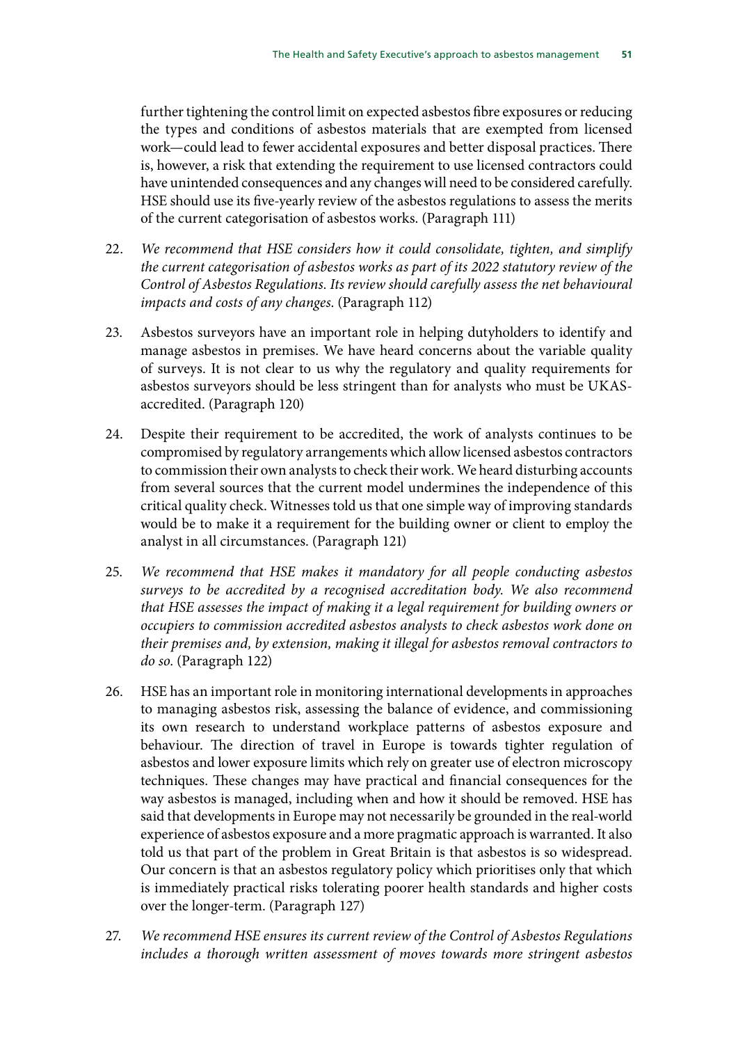further tightening the control limit on expected asbestos fibre exposures or reducing the types and conditions of asbestos materials that are exempted from licensed work—could lead to fewer accidental exposures and better disposal practices. There is, however, a risk that extending the requirement to use licensed contractors could have unintended consequences and any changes will need to be considered carefully. HSE should use its five-yearly review of the asbestos regulations to assess the merits of the current categorisation of asbestos works. (Paragraph 111)

22. *We recommend that HSE considers how it could consolidate, tighten, and simplify the current categorisation of asbestos works as part of its 2022 statutory review of the Control of Asbestos Regulations. Its review should carefully assess the net behavioural impacts and costs of any changes.* (Paragraph 112)

23. Asbestos surveyors have an important role in helping dutyholders to identify and manage asbestos in premises. We have heard concerns about the variable quality of surveys. It is not clear to us why the regulatory and quality requirements for asbestos surveyors should be less stringent than for analysts who must be UKAS-accredited. (Paragraph 120)

24. Despite their requirement to be accredited, the work of analysts continues to be compromised by regulatory arrangements which allow licensed asbestos contractors to commission their own analysts to check their work. We heard disturbing accounts from several sources that the current model undermines the independence of this critical quality check. Witnesses told us that one simple way of improving standards would be to make it a requirement for the building owner or client to employ the analyst in all circumstances. (Paragraph 121)

25. *We recommend that HSE makes it mandatory for all people conducting asbestos surveys to be accredited by a recognised accreditation body. We also recommend that HSE assesses the impact of making it a legal requirement for building owners or occupiers to commission accredited asbestos analysts to check asbestos work done on their premises and, by extension, making it illegal for asbestos removal contractors to do so.* (Paragraph 122)

26. HSE has an important role in monitoring international developments in approaches to managing asbestos risk, assessing the balance of evidence, and commissioning its own research to understand workplace patterns of asbestos exposure and behaviour. The direction of travel in Europe is towards tighter regulation of asbestos and lower exposure limits which rely on greater use of electron microscopy techniques. These changes may have practical and financial consequences for the way asbestos is managed, including when and how it should be removed. HSE has said that developments in Europe may not necessarily be grounded in the real-world experience of asbestos exposure and a more pragmatic approach is warranted. It also told us that part of the problem in Great Britain is that asbestos is so widespread. Our concern is that an asbestos regulatory policy which prioritises only that which is immediately practical risks tolerating poorer health standards and higher costs over the longer-term. (Paragraph 127)

27. *We recommend HSE ensures its current review of the Control of Asbestos Regulations includes a thorough written assessment of moves towards more stringent asbestos*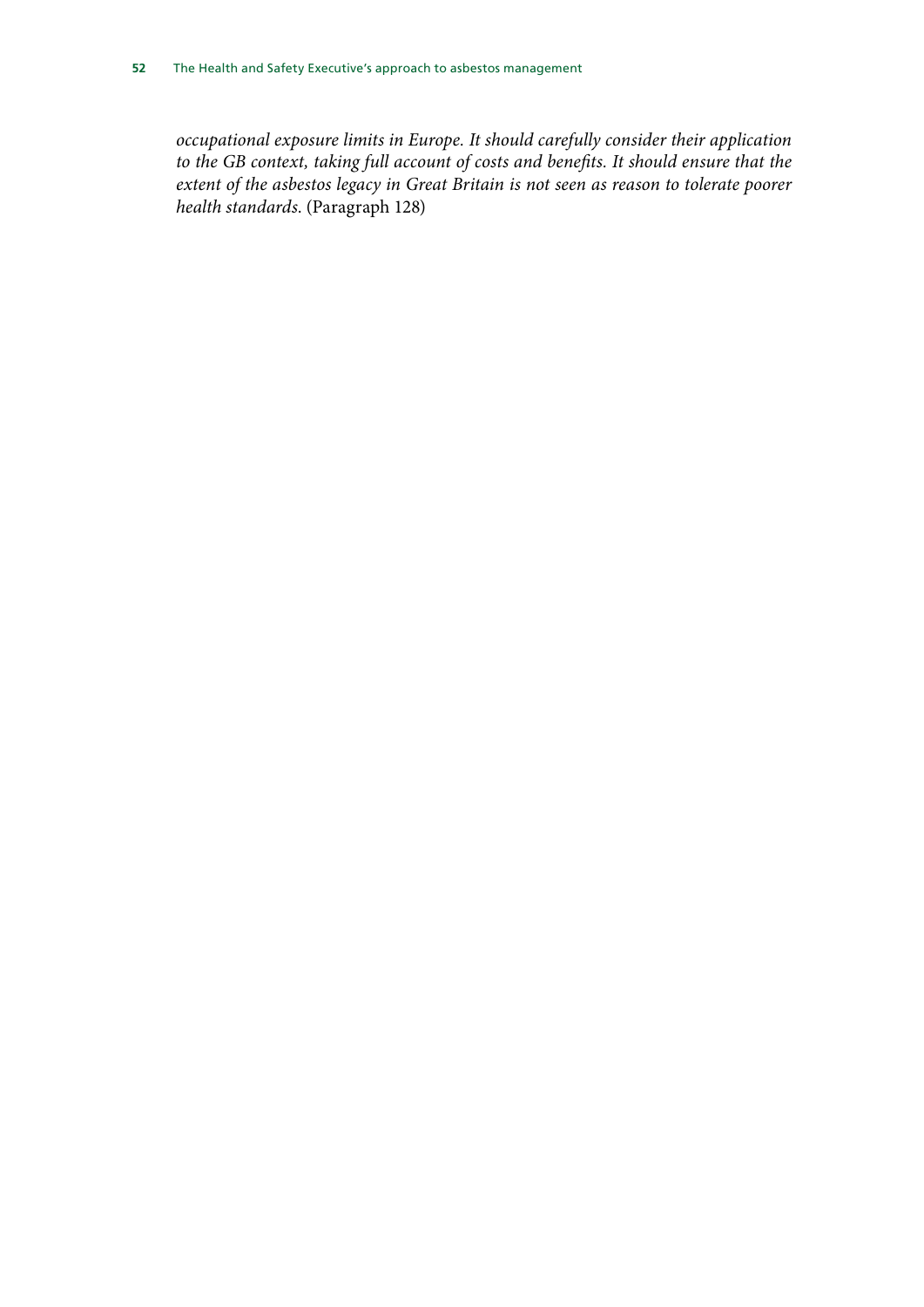*occupational exposure limits in Europe. It should carefully consider their application to the GB context, taking full account of costs and benefits. It should ensure that the extent of the asbestos legacy in Great Britain is not seen as reason to tolerate poorer health standards.* (Paragraph 128)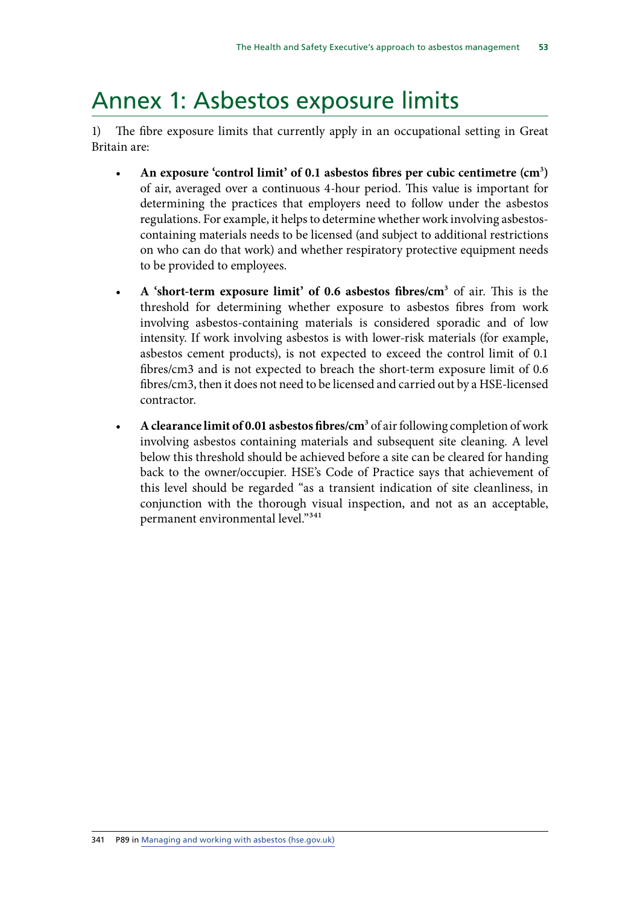# Annex 1: Asbestos exposure limits

1) The fibre exposure limits that currently apply in an occupational setting in Great Britain are:

- **An exposure 'control limit' of 0.1 asbestos fibres per cubic centimetre ($cm^3$)** of air, averaged over a continuous 4-hour period. This value is important for determining the practices that employers need to follow under the asbestos regulations. For example, it helps to determine whether work involving asbestos-containing materials needs to be licensed (and subject to additional restrictions on who can do that work) and whether respiratory protective equipment needs to be provided to employees.
- **A 'short-term exposure limit' of 0.6 asbestos fibres/$cm^3$** of air. This is the threshold for determining whether exposure to asbestos fibres from work involving asbestos-containing materials is considered sporadic and of low intensity. If work involving asbestos is with lower-risk materials (for example, asbestos cement products), is not expected to exceed the control limit of 0.1 fibres/cm3 and is not expected to breach the short-term exposure limit of 0.6 fibres/cm3, then it does not need to be licensed and carried out by a HSE-licensed contractor.
- **A clearance limit of 0.01 asbestos fibres/$cm^3$** of air following completion of work involving asbestos containing materials and subsequent site cleaning. A level below this threshold should be achieved before a site can be cleared for handing back to the owner/occupier. HSE's Code of Practice says that achievement of this level should be regarded "as a transient indication of site cleanliness, in conjunction with the thorough visual inspection, and not as an acceptable, permanent environmental level."[341]

341 P89 in Managing and working with asbestos (hse.gov.uk)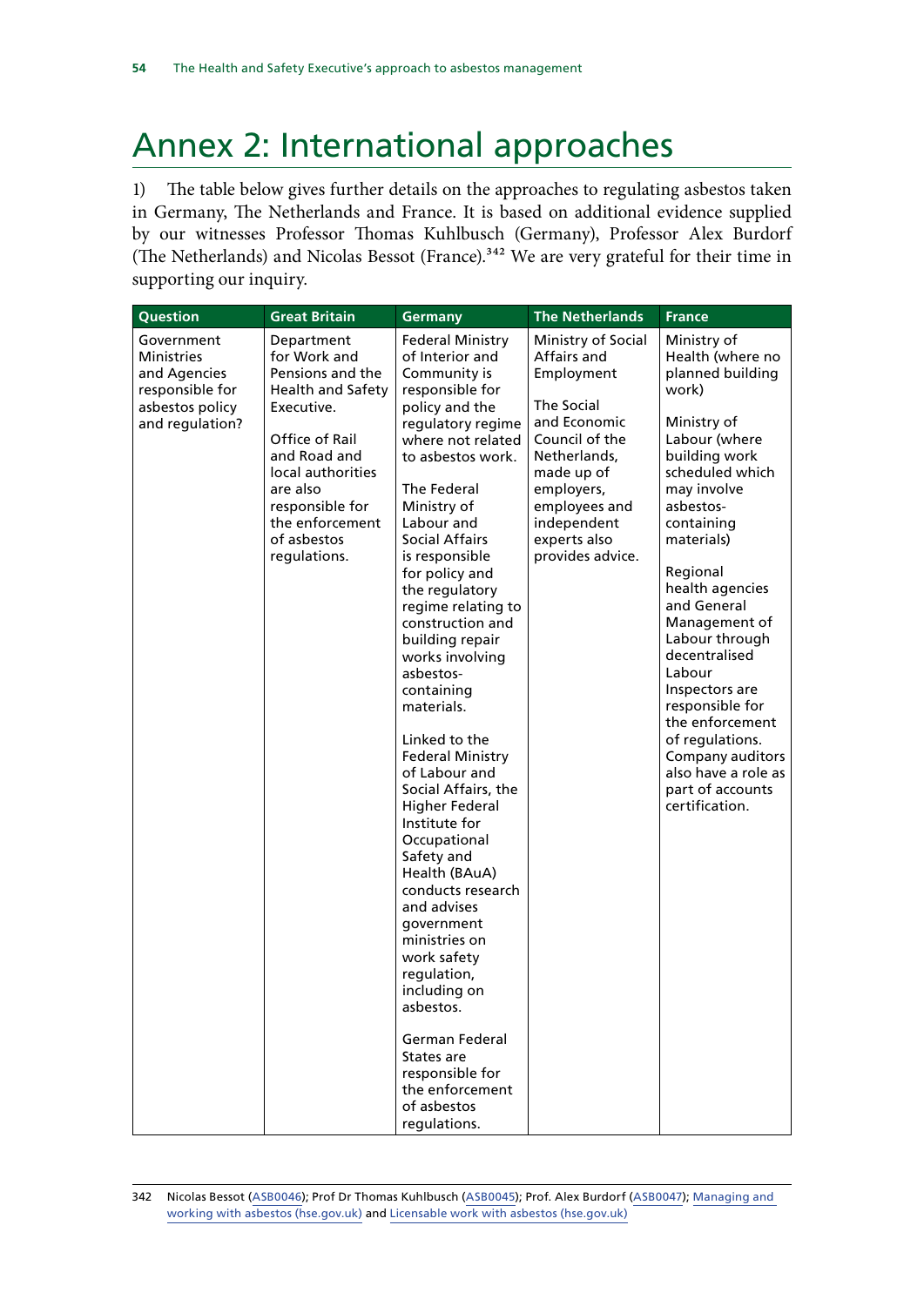# Annex 2: International approaches

1) The table below gives further details on the approaches to regulating asbestos taken in Germany, The Netherlands and France. It is based on additional evidence supplied by our witnesses Professor Thomas Kuhlbusch (Germany), Professor Alex Burdorf (The Netherlands) and Nicolas Bessot (France).[342] We are very grateful for their time in supporting our inquiry.

| Question | Great Britain | Germany | The Netherlands | France |
|---|---|---|---|---|
| Government Ministries and Agencies responsible for asbestos policy and regulation? | Department for Work and Pensions and the Health and Safety Executive.<br><br>Office of Rail and Road and local authorities are also responsible for the enforcement of asbestos regulations. | Federal Ministry of Interior and Community is responsible for policy and the regulatory regime where not related to asbestos work.<br><br>The Federal Ministry of Labour and Social Affairs is responsible for policy and the regulatory regime relating to construction and building repair works involving asbestos-containing materials.<br><br>Linked to the Federal Ministry of Labour and Social Affairs, the Higher Federal Institute for Occupational Safety and Health (BAuA) conducts research and advises government ministries on work safety regulation, including on asbestos.<br><br>German Federal States are responsible for the enforcement of asbestos regulations. | Ministry of Social Affairs and Employment<br><br>The Social and Economic Council of the Netherlands, made up of employers, employees and independent experts also provides advice. | Ministry of Health (where no planned building work)<br><br>Ministry of Labour (where building work scheduled which may involve asbestos-containing materials)<br><br>Regional health agencies and General Management of Labour through decentralised Labour Inspectors are responsible for the enforcement of regulations. Company auditors also have a role as part of accounts certification. |

342 Nicolas Bessot (ASB0046); Prof Dr Thomas Kuhlbusch (ASB0045); Prof. Alex Burdorf (ASB0047); Managing and working with asbestos (hse.gov.uk) and Licensable work with asbestos (hse.gov.uk)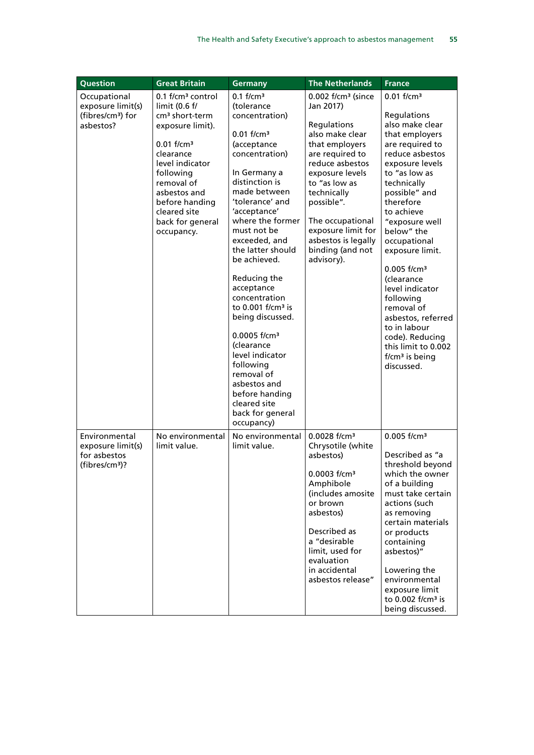| Question | Great Britain | Germany | The Netherlands | France |
|---|---|---|---|---|
| Occupational exposure limit(s) (fibres/cm³) for asbestos? | 0.1 f/cm³ control limit (0.6 f/cm³ short-term exposure limit).<br><br>0.01 f/cm³ clearance level indicator following removal of asbestos and before handing cleared site back for general occupancy. | 0.1 f/cm³ (tolerance concentration)<br><br>0.01 f/cm³ (acceptance concentration)<br><br>In Germany a distinction is made between 'tolerance' and 'acceptance' where the former must not be exceeded, and the latter should be achieved.<br><br>Reducing the acceptance concentration to 0.001 f/cm³ is being discussed.<br><br>0.0005 f/cm³ (clearance level indicator following removal of asbestos and before handing cleared site back for general occupancy) | 0.002 f/cm³ (since Jan 2017)<br><br>Regulations also make clear that employers are required to reduce asbestos exposure levels to "as low as technically possible".<br><br>The occupational exposure limit for asbestos is legally binding (and not advisory). | 0.01 f/cm³<br><br>Regulations also make clear that employers are required to reduce asbestos exposure levels to "as low as technically possible" and therefore to achieve "exposure well below" the occupational exposure limit.<br><br>0.005 f/cm³ (clearance level indicator following removal of asbestos, referred to in labour code). Reducing this limit to 0.002 f/cm³ is being discussed. |
| Environmental exposure limit(s) for asbestos (fibres/cm³)? | No environmental limit value. | No environmental limit value. | 0.0028 f/cm³ Chrysotile (white asbestos)<br><br>0.0003 f/cm³ Amphibole (includes amosite or brown asbestos)<br><br>Described as a "desirable limit, used for evaluation in accidental asbestos release" | 0.005 f/cm³<br><br>Described as "a threshold beyond which the owner of a building must take certain actions (such as removing certain materials or products containing asbestos)"<br><br>Lowering the environmental exposure limit to 0.002 f/cm³ is being discussed. |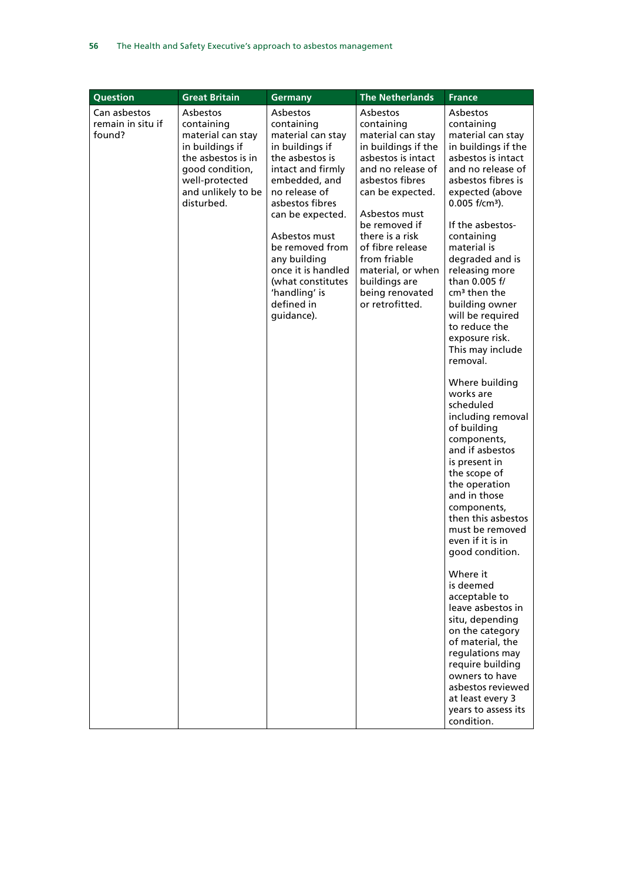| Question | Great Britain | Germany | The Netherlands | France |
|---|---|---|---|---|
| Can asbestos remain in situ if found? | Asbestos containing material can stay in buildings if the asbestos is in good condition, well-protected and unlikely to be disturbed. | Asbestos containing material can stay in buildings if the asbestos is intact and firmly embedded, and no release of asbestos fibres can be expected.<br><br>Asbestos must be removed from any building once it is handled (what constitutes 'handling' is defined in guidance). | Asbestos containing material can stay in buildings if the asbestos is intact and no release of asbestos fibres can be expected.<br><br>Asbestos must be removed if there is a risk of fibre release from friable material, or when buildings are being renovated or retrofitted. | Asbestos containing material can stay in buildings if the asbestos is intact and no release of asbestos fibres is expected (above 0.005 f/cm³).<br><br>If the asbestos-containing material is degraded and is releasing more than 0.005 f/cm³ then the building owner will be required to reduce the exposure risk. This may include removal.<br><br>Where building works are scheduled including removal of building components, and if asbestos is present in the scope of the operation and in those components, then this asbestos must be removed even if it is in good condition.<br><br>Where it is deemed acceptable to leave asbestos in situ, depending on the category of material, the regulations may require building owners to have asbestos reviewed at least every 3 years to assess its condition. |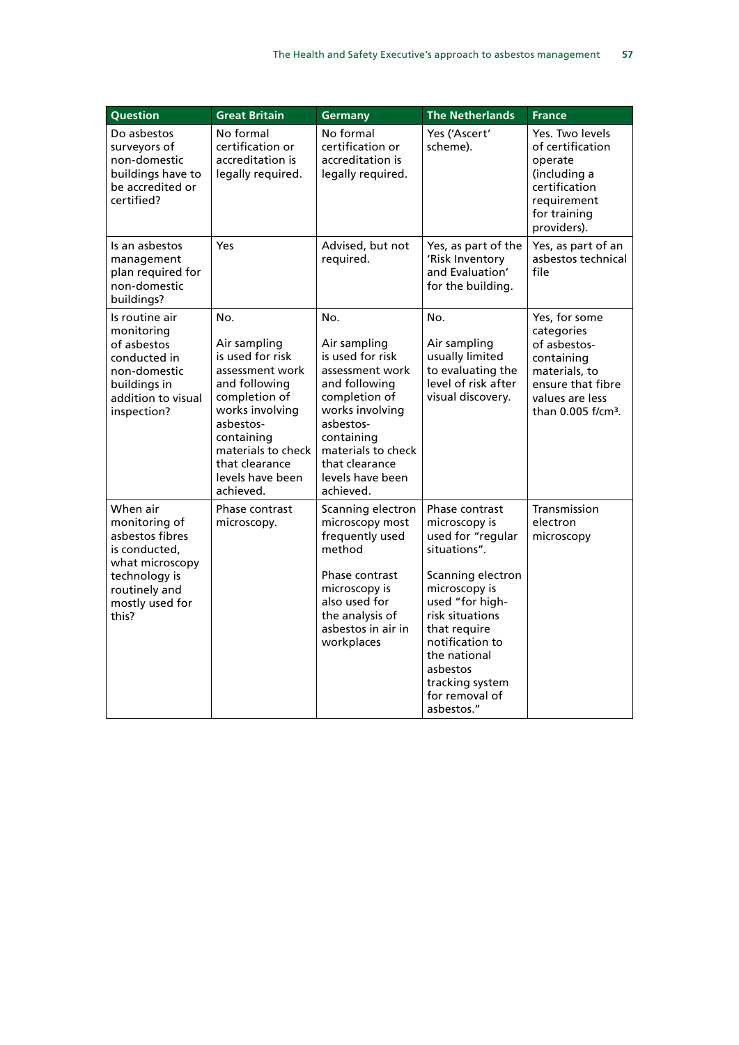| Question | Great Britain | Germany | The Netherlands | France |
|---|---|---|---|---|
| Do asbestos surveyors of non-domestic buildings have to be accredited or certified? | No formal certification or accreditation is legally required. | No formal certification or accreditation is legally required. | Yes ('Ascert' scheme). | Yes. Two levels of certification operate (including a certification requirement for training providers). |
| Is an asbestos management plan required for non-domestic buildings? | Yes | Advised, but not required. | Yes, as part of the 'Risk Inventory and Evaluation' for the building. | Yes, as part of an asbestos technical file |
| Is routine air monitoring of asbestos conducted in non-domestic buildings in addition to visual inspection? | No.<br><br>Air sampling is used for risk assessment work and following completion of works involving asbestos-containing materials to check that clearance levels have been achieved. | No.<br><br>Air sampling is used for risk assessment work and following completion of works involving asbestos-containing materials to check that clearance levels have been achieved. | No.<br><br>Air sampling usually limited to evaluating the level of risk after visual discovery. | Yes, for some categories of asbestos-containing materials, to ensure that fibre values are less than 0.005 f/cm³. |
| When air monitoring of asbestos fibres is conducted, what microscopy technology is routinely and mostly used for this? | Phase contrast microscopy. | Scanning electron microscopy most frequently used method<br><br>Phase contrast microscopy is also used for the analysis of asbestos in air in workplaces | Phase contrast microscopy is used for "regular situations".<br><br>Scanning electron microscopy is used "for high-risk situations that require notification to the national asbestos tracking system for removal of asbestos." | Transmission electron microscopy |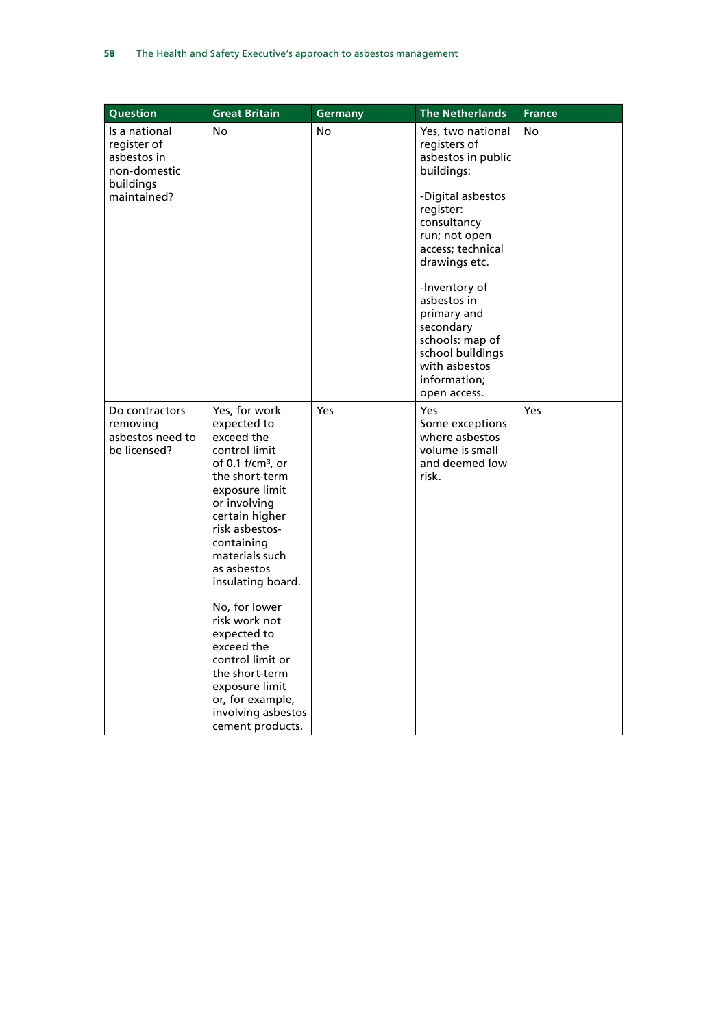| Question | Great Britain | Germany | The Netherlands | France |
|---|---|---|---|---|
| Is a national register of asbestos in non-domestic buildings maintained? | No | No | Yes, two national registers of asbestos in public buildings:<br><br>-Digital asbestos register: consultancy run; not open access; technical drawings etc.<br><br>-Inventory of asbestos in primary and secondary schools: map of school buildings with asbestos information; open access. | No |
| Do contractors removing asbestos need to be licensed? | Yes, for work expected to exceed the control limit of 0.1 f/cm$^3$, or the short-term exposure limit or involving certain higher risk asbestos-containing materials such as asbestos insulating board.<br><br>No, for lower risk work not expected to exceed the control limit or the short-term exposure limit or, for example, involving asbestos cement products. | Yes | Yes<br>Some exceptions where asbestos volume is small and deemed low risk. | Yes |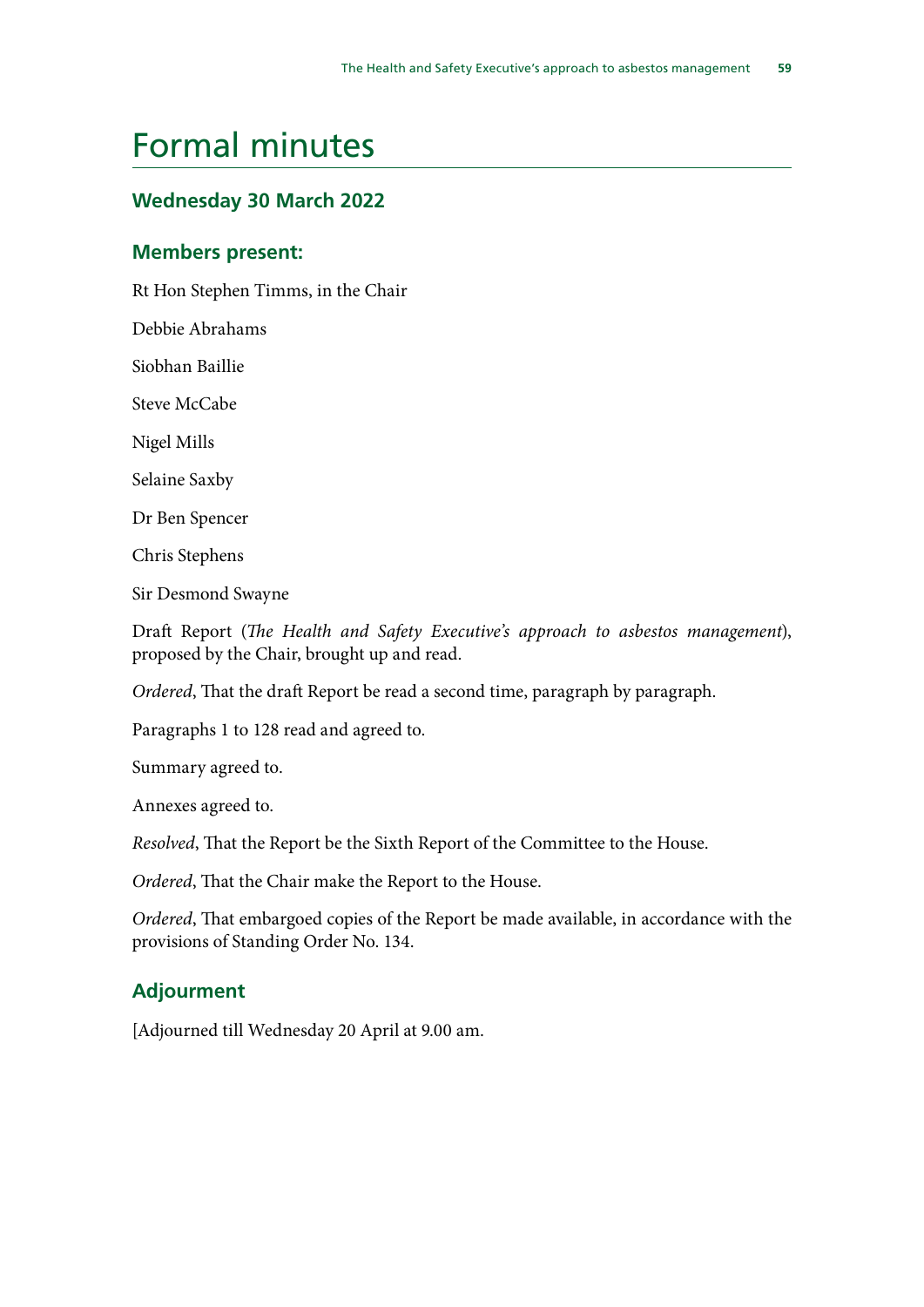# Formal minutes

## Wednesday 30 March 2022

### Members present:

Rt Hon Stephen Timms, in the Chair

Debbie Abrahams

Siobhan Baillie

Steve McCabe

Nigel Mills

Selaine Saxby

Dr Ben Spencer

Chris Stephens

Sir Desmond Swayne

Draft Report (*The Health and Safety Executive's approach to asbestos management*), proposed by the Chair, brought up and read.

*Ordered*, That the draft Report be read a second time, paragraph by paragraph.

Paragraphs 1 to 128 read and agreed to.

Summary agreed to.

Annexes agreed to.

*Resolved*, That the Report be the Sixth Report of the Committee to the House.

*Ordered*, That the Chair make the Report to the House.

*Ordered*, That embargoed copies of the Report be made available, in accordance with the provisions of Standing Order No. 134.

### Adjourment

[Adjourned till Wednesday 20 April at 9.00 am.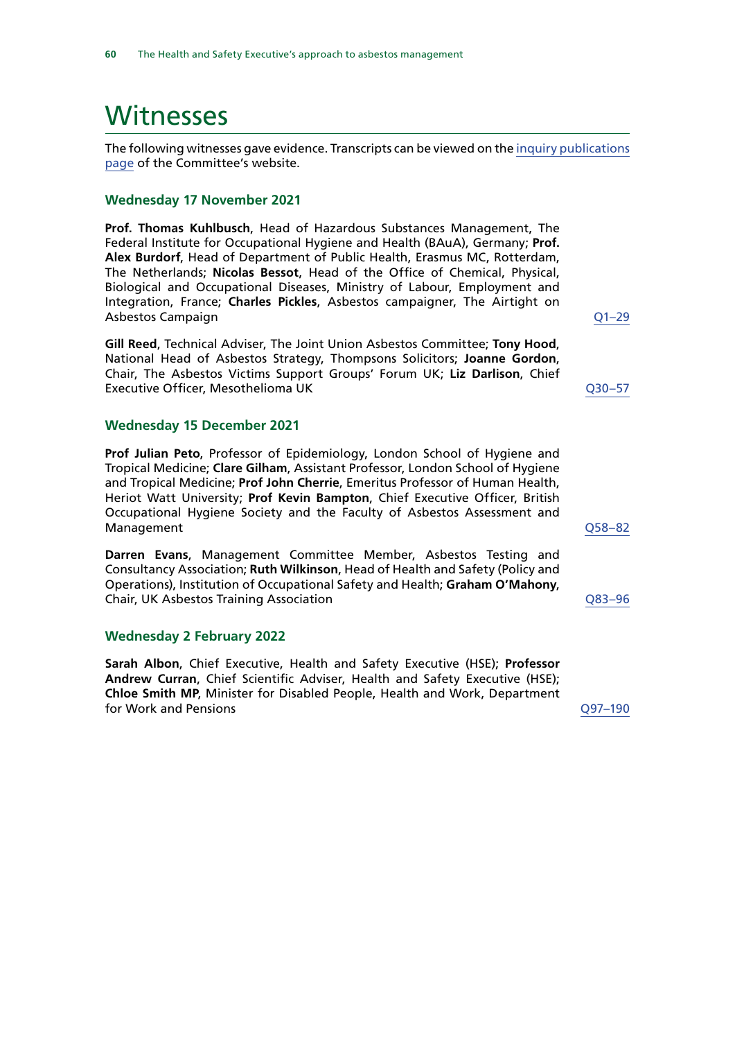# Witnesses

The following witnesses gave evidence. Transcripts can be viewed on the inquiry publications page of the Committee's website.

### Wednesday 17 November 2021

**Prof. Thomas Kuhlbusch**, Head of Hazardous Substances Management, The Federal Institute for Occupational Hygiene and Health (BAuA), Germany; **Prof. Alex Burdorf**, Head of Department of Public Health, Erasmus MC, Rotterdam, The Netherlands; **Nicolas Bessot**, Head of the Office of Chemical, Physical, Biological and Occupational Diseases, Ministry of Labour, Employment and Integration, France; **Charles Pickles**, Asbestos campaigner, The Airtight on Asbestos Campaign — Q1–29

**Gill Reed**, Technical Adviser, The Joint Union Asbestos Committee; **Tony Hood**, National Head of Asbestos Strategy, Thompsons Solicitors; **Joanne Gordon**, Chair, The Asbestos Victims Support Groups' Forum UK; **Liz Darlison**, Chief Executive Officer, Mesothelioma UK — Q30–57

### Wednesday 15 December 2021

**Prof Julian Peto**, Professor of Epidemiology, London School of Hygiene and Tropical Medicine; **Clare Gilham**, Assistant Professor, London School of Hygiene and Tropical Medicine; **Prof John Cherrie**, Emeritus Professor of Human Health, Heriot Watt University; **Prof Kevin Bampton**, Chief Executive Officer, British Occupational Hygiene Society and the Faculty of Asbestos Assessment and Management — Q58–82

**Darren Evans**, Management Committee Member, Asbestos Testing and Consultancy Association; **Ruth Wilkinson**, Head of Health and Safety (Policy and Operations), Institution of Occupational Safety and Health; **Graham O'Mahony**, Chair, UK Asbestos Training Association — Q83–96

### Wednesday 2 February 2022

**Sarah Albon**, Chief Executive, Health and Safety Executive (HSE); **Professor Andrew Curran**, Chief Scientific Adviser, Health and Safety Executive (HSE); **Chloe Smith MP**, Minister for Disabled People, Health and Work, Department for Work and Pensions — Q97–190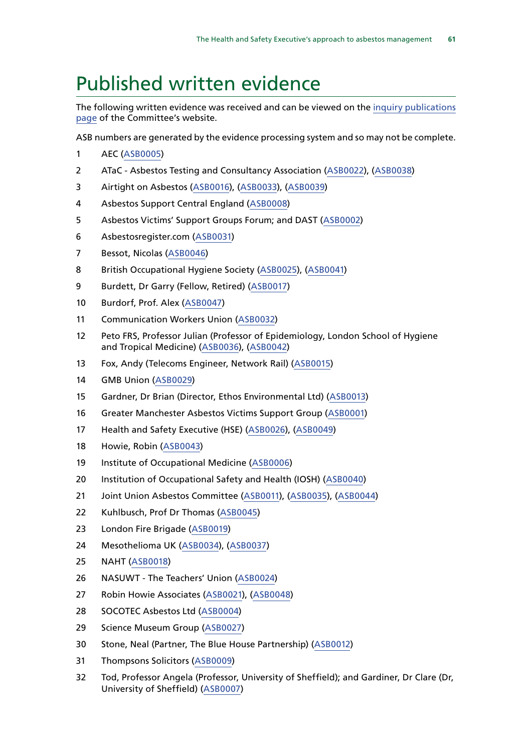# Published written evidence

The following written evidence was received and can be viewed on the inquiry publications page of the Committee's website.

ASB numbers are generated by the evidence processing system and so may not be complete.

1. AEC (ASB0005)
2. ATaC - Asbestos Testing and Consultancy Association (ASB0022), (ASB0038)
3. Airtight on Asbestos (ASB0016), (ASB0033), (ASB0039)
4. Asbestos Support Central England (ASB0008)
5. Asbestos Victims' Support Groups Forum; and DAST (ASB0002)
6. Asbestosregister.com (ASB0031)
7. Bessot, Nicolas (ASB0046)
8. British Occupational Hygiene Society (ASB0025), (ASB0041)
9. Burdett, Dr Garry (Fellow, Retired) (ASB0017)
10. Burdorf, Prof. Alex (ASB0047)
11. Communication Workers Union (ASB0032)
12. Peto FRS, Professor Julian (Professor of Epidemiology, London School of Hygiene and Tropical Medicine) (ASB0036), (ASB0042)
13. Fox, Andy (Telecoms Engineer, Network Rail) (ASB0015)
14. GMB Union (ASB0029)
15. Gardner, Dr Brian (Director, Ethos Environmental Ltd) (ASB0013)
16. Greater Manchester Asbestos Victims Support Group (ASB0001)
17. Health and Safety Executive (HSE) (ASB0026), (ASB0049)
18. Howie, Robin (ASB0043)
19. Institute of Occupational Medicine (ASB0006)
20. Institution of Occupational Safety and Health (IOSH) (ASB0040)
21. Joint Union Asbestos Committee (ASB0011), (ASB0035), (ASB0044)
22. Kuhlbusch, Prof Dr Thomas (ASB0045)
23. London Fire Brigade (ASB0019)
24. Mesothelioma UK (ASB0034), (ASB0037)
25. NAHT (ASB0018)
26. NASUWT - The Teachers' Union (ASB0024)
27. Robin Howie Associates (ASB0021), (ASB0048)
28. SOCOTEC Asbestos Ltd (ASB0004)
29. Science Museum Group (ASB0027)
30. Stone, Neal (Partner, The Blue House Partnership) (ASB0012)
31. Thompsons Solicitors (ASB0009)
32. Tod, Professor Angela (Professor, University of Sheffield); and Gardiner, Dr Clare (Dr, University of Sheffield) (ASB0007)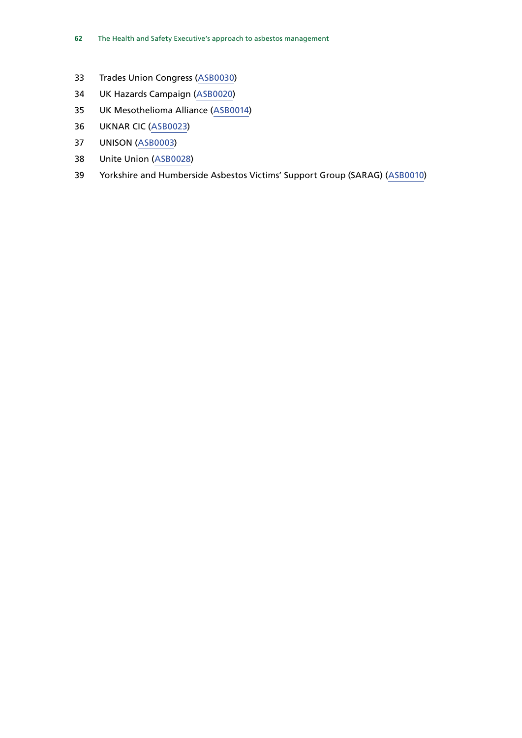33 Trades Union Congress (ASB0030)

34 UK Hazards Campaign (ASB0020)

35 UK Mesothelioma Alliance (ASB0014)

36 UKNAR CIC (ASB0023)

37 UNISON (ASB0003)

38 Unite Union (ASB0028)

39 Yorkshire and Humberside Asbestos Victims' Support Group (SARAG) (ASB0010)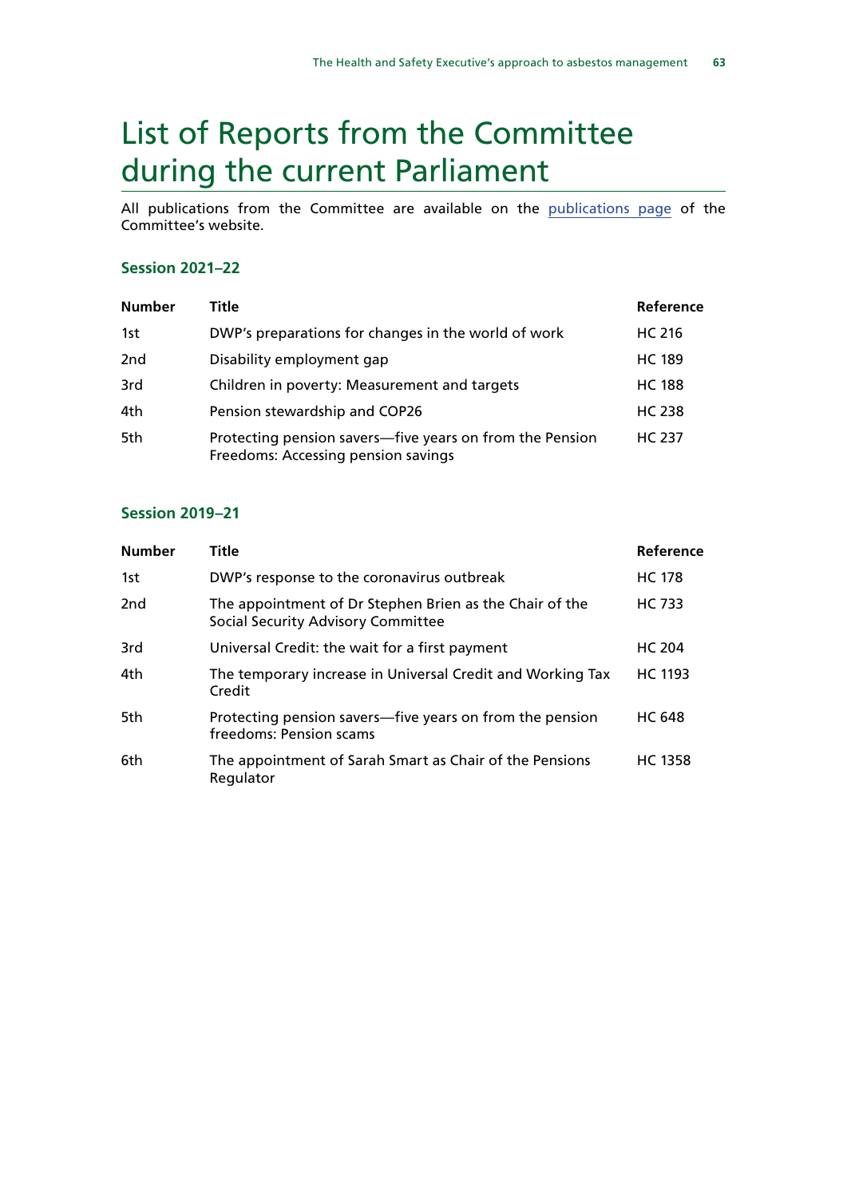# List of Reports from the Committee during the current Parliament

All publications from the Committee are available on the [publications page](#) of the Committee's website.

### Session 2021–22

| Number | Title | Reference |
|---|---|---|
| 1st | DWP's preparations for changes in the world of work | HC 216 |
| 2nd | Disability employment gap | HC 189 |
| 3rd | Children in poverty: Measurement and targets | HC 188 |
| 4th | Pension stewardship and COP26 | HC 238 |
| 5th | Protecting pension savers—five years on from the Pension Freedoms: Accessing pension savings | HC 237 |

### Session 2019–21

| Number | Title | Reference |
|---|---|---|
| 1st | DWP's response to the coronavirus outbreak | HC 178 |
| 2nd | The appointment of Dr Stephen Brien as the Chair of the Social Security Advisory Committee | HC 733 |
| 3rd | Universal Credit: the wait for a first payment | HC 204 |
| 4th | The temporary increase in Universal Credit and Working Tax Credit | HC 1193 |
| 5th | Protecting pension savers—five years on from the pension freedoms: Pension scams | HC 648 |
| 6th | The appointment of Sarah Smart as Chair of the Pensions Regulator | HC 1358 |